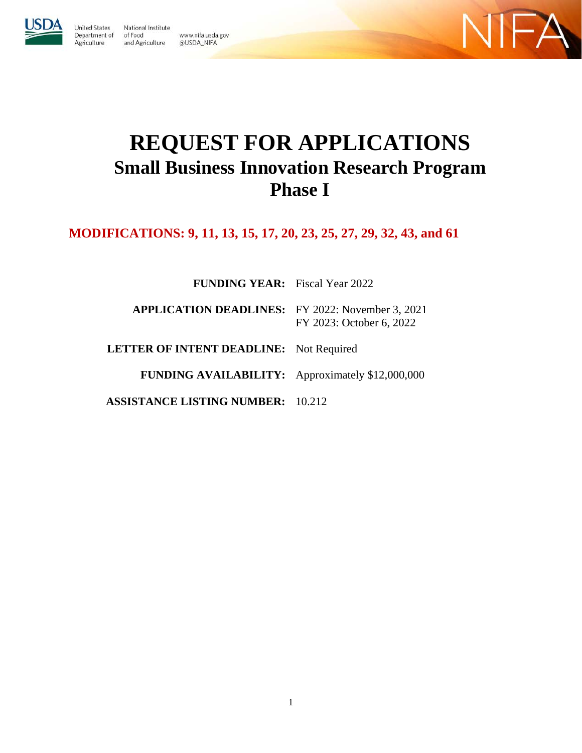United States Department of Agriculture
National Institute of Food and Agriculture
www.nifa.usda.gov
@USDA_NIFA

# REQUEST FOR APPLICATIONS
## Small Business Innovation Research Program
## Phase I

**MODIFICATIONS: 9, 11, 13, 15, 17, 20, 23, 25, 27, 29, 32, 43, and 61**

**FUNDING YEAR:** Fiscal Year 2022

**APPLICATION DEADLINES:** FY 2022: November 3, 2021
FY 2023: October 6, 2022

**LETTER OF INTENT DEADLINE:** Not Required

**FUNDING AVAILABILITY:** Approximately $12,000,000

**ASSISTANCE LISTING NUMBER:** 10.212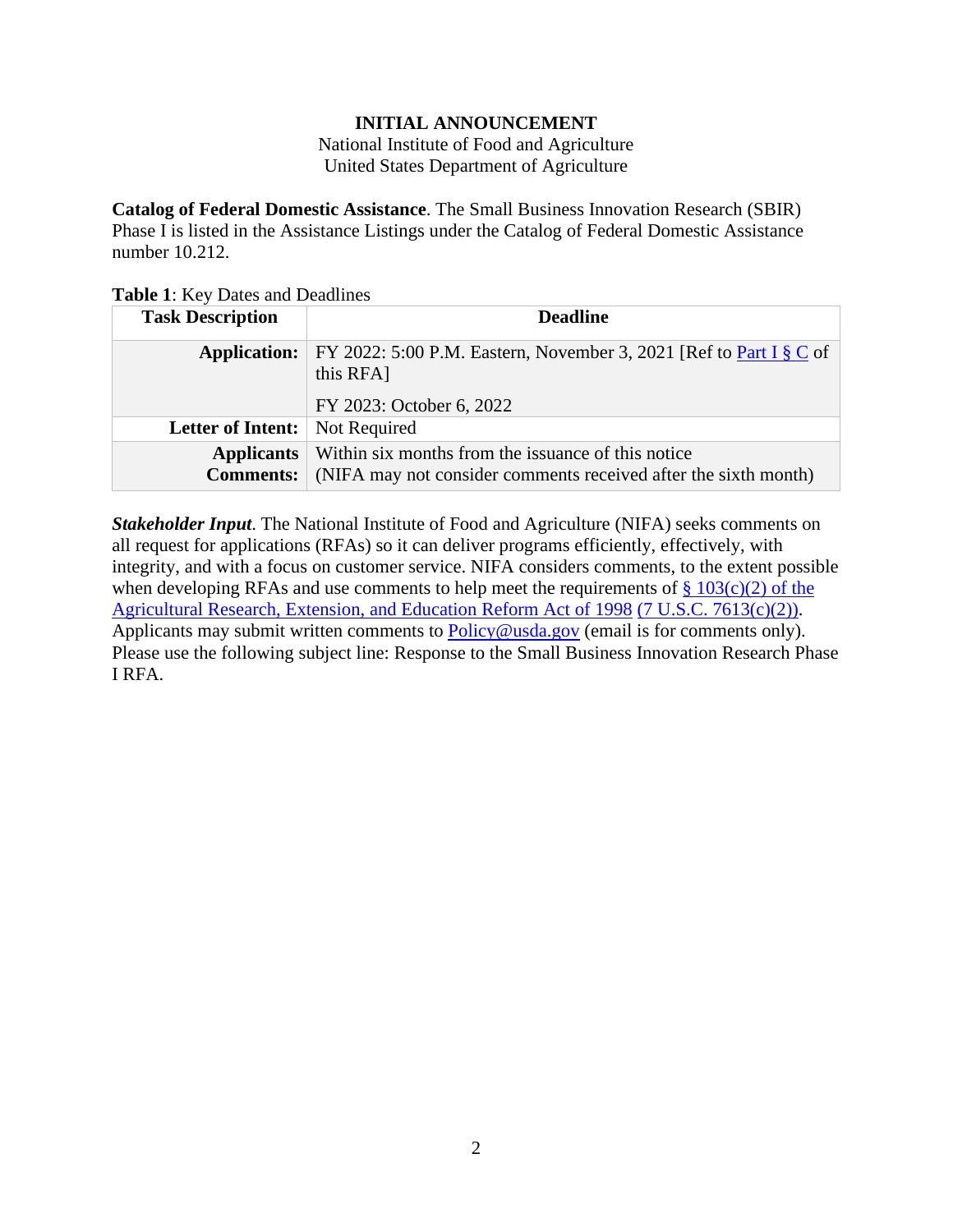**INITIAL ANNOUNCEMENT**

National Institute of Food and Agriculture
United States Department of Agriculture

**Catalog of Federal Domestic Assistance**. The Small Business Innovation Research (SBIR) Phase I is listed in the Assistance Listings under the Catalog of Federal Domestic Assistance number 10.212.

**Table 1**: Key Dates and Deadlines

| Task Description | Deadline |
|---|---|
| **Application:** | FY 2022: 5:00 P.M. Eastern, November 3, 2021 [Ref to Part I § C of this RFA]<br><br>FY 2023: October 6, 2022 |
| **Letter of Intent:** | Not Required |
| **Applicants Comments:** | Within six months from the issuance of this notice (NIFA may not consider comments received after the sixth month) |

***Stakeholder Input***. The National Institute of Food and Agriculture (NIFA) seeks comments on all request for applications (RFAs) so it can deliver programs efficiently, effectively, with integrity, and with a focus on customer service. NIFA considers comments, to the extent possible when developing RFAs and use comments to help meet the requirements of § 103(c)(2) of the Agricultural Research, Extension, and Education Reform Act of 1998 (7 U.S.C. 7613(c)(2)). Applicants may submit written comments to Policy@usda.gov (email is for comments only). Please use the following subject line: Response to the Small Business Innovation Research Phase I RFA.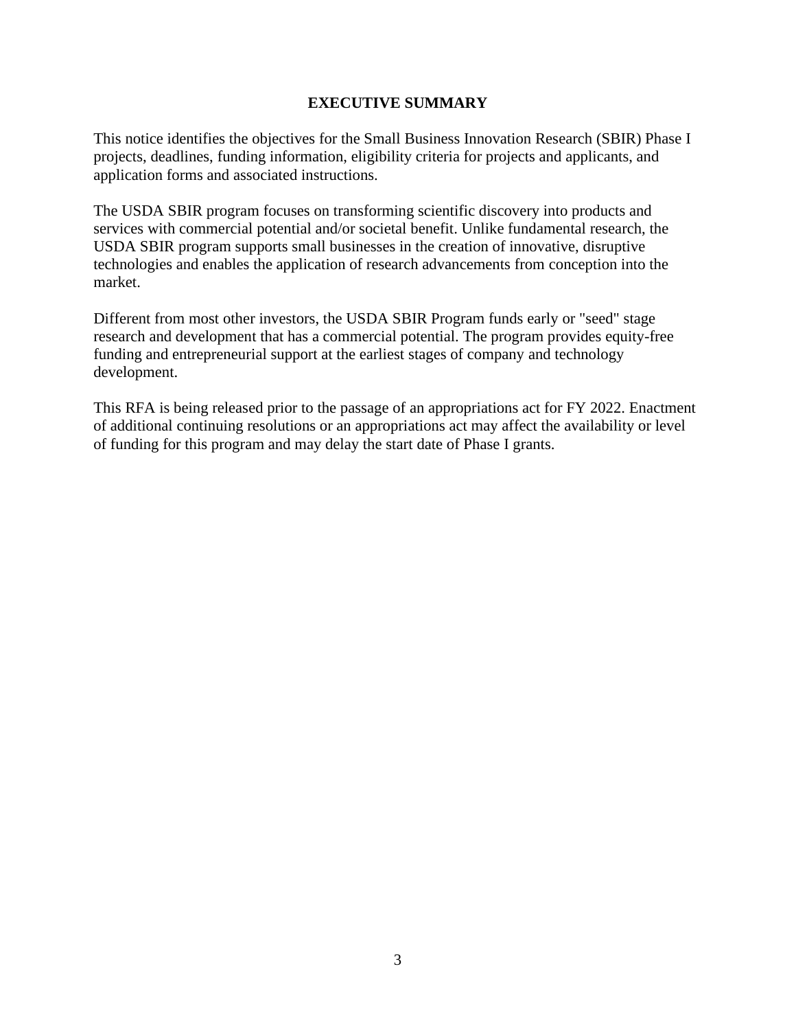# EXECUTIVE SUMMARY

This notice identifies the objectives for the Small Business Innovation Research (SBIR) Phase I projects, deadlines, funding information, eligibility criteria for projects and applicants, and application forms and associated instructions.

The USDA SBIR program focuses on transforming scientific discovery into products and services with commercial potential and/or societal benefit. Unlike fundamental research, the USDA SBIR program supports small businesses in the creation of innovative, disruptive technologies and enables the application of research advancements from conception into the market.

Different from most other investors, the USDA SBIR Program funds early or "seed" stage research and development that has a commercial potential. The program provides equity-free funding and entrepreneurial support at the earliest stages of company and technology development.

This RFA is being released prior to the passage of an appropriations act for FY 2022. Enactment of additional continuing resolutions or an appropriations act may affect the availability or level of funding for this program and may delay the start date of Phase I grants.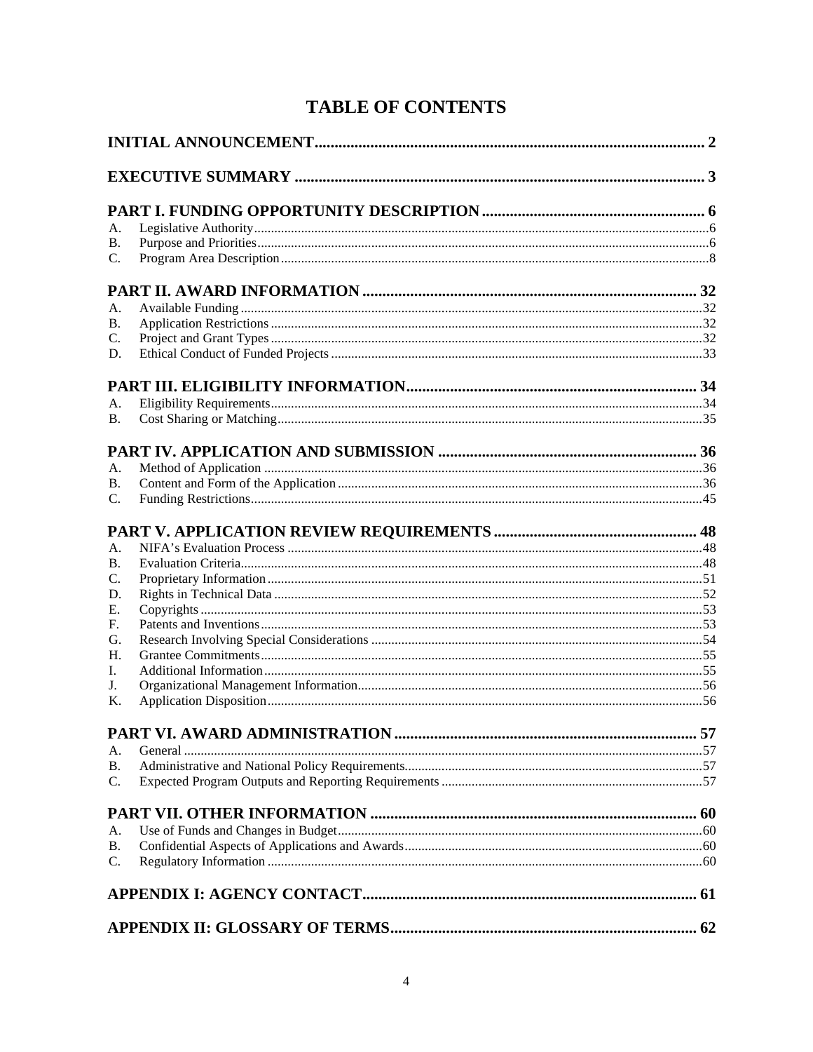# TABLE OF CONTENTS

**INITIAL ANNOUNCEMENT** .... 2

**EXECUTIVE SUMMARY** .... 3

**PART I. FUNDING OPPORTUNITY DESCRIPTION** .... 6

A. Legislative Authority .... 6
B. Purpose and Priorities .... 6
C. Program Area Description .... 8

**PART II. AWARD INFORMATION** .... 32

A. Available Funding .... 32
B. Application Restrictions .... 32
C. Project and Grant Types .... 32
D. Ethical Conduct of Funded Projects .... 33

**PART III. ELIGIBILITY INFORMATION** .... 34

A. Eligibility Requirements .... 34
B. Cost Sharing or Matching .... 35

**PART IV. APPLICATION AND SUBMISSION** .... 36

A. Method of Application .... 36
B. Content and Form of the Application .... 36
C. Funding Restrictions .... 45

**PART V. APPLICATION REVIEW REQUIREMENTS** .... 48

A. NIFA's Evaluation Process .... 48
B. Evaluation Criteria .... 48
C. Proprietary Information .... 51
D. Rights in Technical Data .... 52
E. Copyrights .... 53
F. Patents and Inventions .... 53
G. Research Involving Special Considerations .... 54
H. Grantee Commitments .... 55
I. Additional Information .... 55
J. Organizational Management Information .... 56
K. Application Disposition .... 56

**PART VI. AWARD ADMINISTRATION** .... 57

A. General .... 57
B. Administrative and National Policy Requirements .... 57
C. Expected Program Outputs and Reporting Requirements .... 57

**PART VII. OTHER INFORMATION** .... 60

A. Use of Funds and Changes in Budget .... 60
B. Confidential Aspects of Applications and Awards .... 60
C. Regulatory Information .... 60

**APPENDIX I: AGENCY CONTACT** .... 61

**APPENDIX II: GLOSSARY OF TERMS** .... 62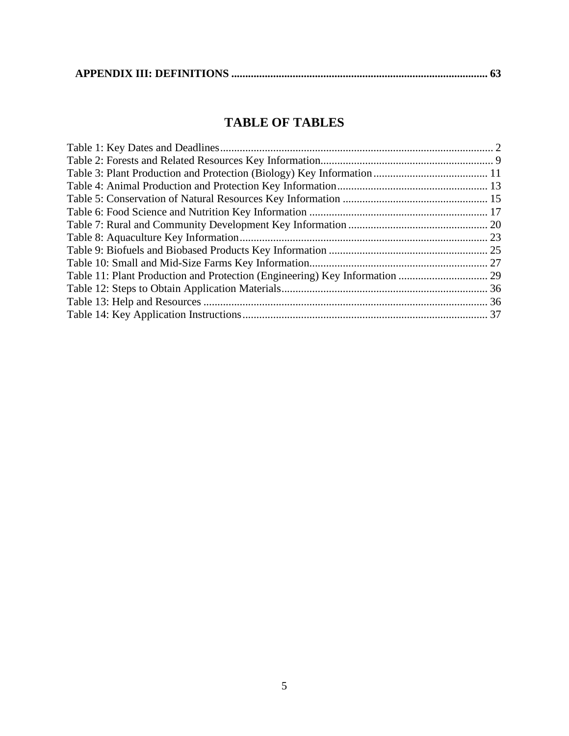**APPENDIX III: DEFINITIONS ........................................................................................... 63**

## TABLE OF TABLES

Table 1: Key Dates and Deadlines................................................................................................. 2
Table 2: Forests and Related Resources Key Information.............................................................. 9
Table 3: Plant Production and Protection (Biology) Key Information......................................... 11
Table 4: Animal Production and Protection Key Information...................................................... 13
Table 5: Conservation of Natural Resources Key Information .................................................... 15
Table 6: Food Science and Nutrition Key Information ................................................................ 17
Table 7: Rural and Community Development Key Information .................................................. 20
Table 8: Aquaculture Key Information......................................................................................... 23
Table 9: Biofuels and Biobased Products Key Information ......................................................... 25
Table 10: Small and Mid-Size Farms Key Information................................................................ 27
Table 11: Plant Production and Protection (Engineering) Key Information ................................ 29
Table 12: Steps to Obtain Application Materials.......................................................................... 36
Table 13: Help and Resources ...................................................................................................... 36
Table 14: Key Application Instructions........................................................................................ 37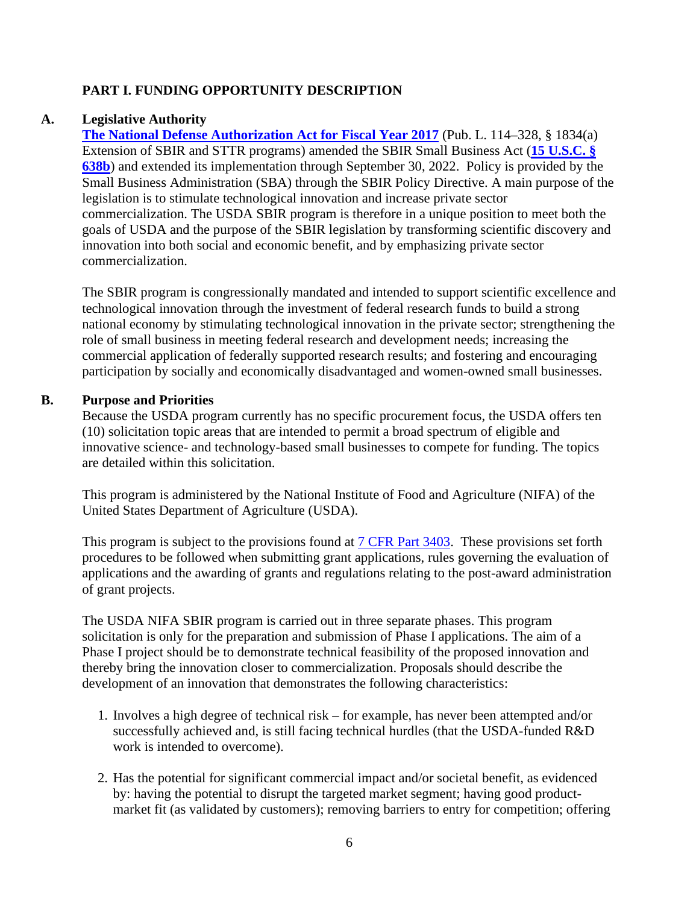## PART I. FUNDING OPPORTUNITY DESCRIPTION

### A. Legislative Authority

**[The National Defense Authorization Act for Fiscal Year 2017](#)** (Pub. L. 114–328, § 1834(a) Extension of SBIR and STTR programs) amended the SBIR Small Business Act (**[15 U.S.C. § 638b](#)**) and extended its implementation through September 30, 2022. Policy is provided by the Small Business Administration (SBA) through the SBIR Policy Directive. A main purpose of the legislation is to stimulate technological innovation and increase private sector commercialization. The USDA SBIR program is therefore in a unique position to meet both the goals of USDA and the purpose of the SBIR legislation by transforming scientific discovery and innovation into both social and economic benefit, and by emphasizing private sector commercialization.

The SBIR program is congressionally mandated and intended to support scientific excellence and technological innovation through the investment of federal research funds to build a strong national economy by stimulating technological innovation in the private sector; strengthening the role of small business in meeting federal research and development needs; increasing the commercial application of federally supported research results; and fostering and encouraging participation by socially and economically disadvantaged and women-owned small businesses.

### B. Purpose and Priorities

Because the USDA program currently has no specific procurement focus, the USDA offers ten (10) solicitation topic areas that are intended to permit a broad spectrum of eligible and innovative science- and technology-based small businesses to compete for funding. The topics are detailed within this solicitation.

This program is administered by the National Institute of Food and Agriculture (NIFA) of the United States Department of Agriculture (USDA).

This program is subject to the provisions found at [7 CFR Part 3403](#). These provisions set forth procedures to be followed when submitting grant applications, rules governing the evaluation of applications and the awarding of grants and regulations relating to the post-award administration of grant projects.

The USDA NIFA SBIR program is carried out in three separate phases. This program solicitation is only for the preparation and submission of Phase I applications. The aim of a Phase I project should be to demonstrate technical feasibility of the proposed innovation and thereby bring the innovation closer to commercialization. Proposals should describe the development of an innovation that demonstrates the following characteristics:

1. Involves a high degree of technical risk – for example, has never been attempted and/or successfully achieved and, is still facing technical hurdles (that the USDA-funded R&D work is intended to overcome).
2. Has the potential for significant commercial impact and/or societal benefit, as evidenced by: having the potential to disrupt the targeted market segment; having good product-market fit (as validated by customers); removing barriers to entry for competition; offering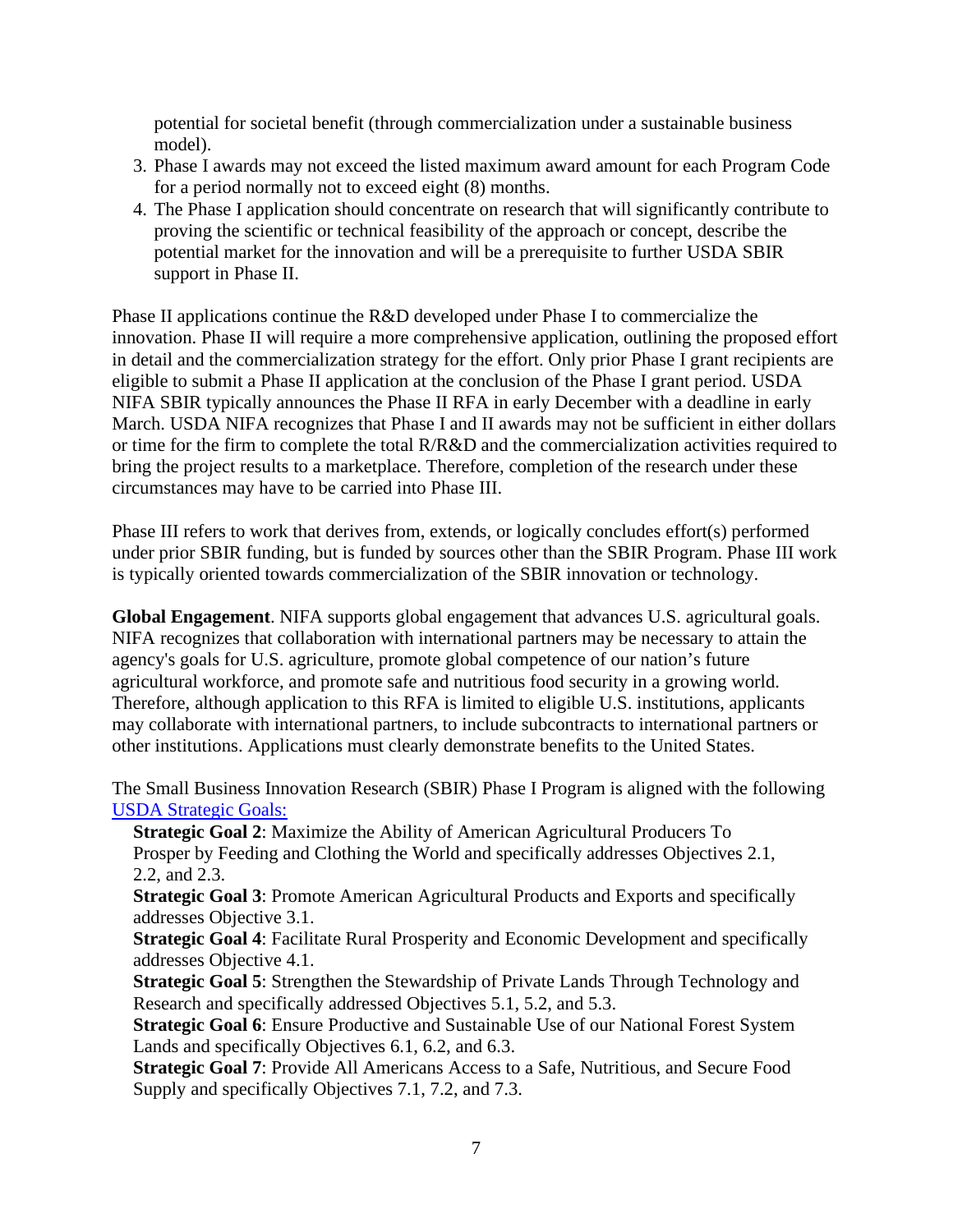potential for societal benefit (through commercialization under a sustainable business model).

3. Phase I awards may not exceed the listed maximum award amount for each Program Code for a period normally not to exceed eight (8) months.
4. The Phase I application should concentrate on research that will significantly contribute to proving the scientific or technical feasibility of the approach or concept, describe the potential market for the innovation and will be a prerequisite to further USDA SBIR support in Phase II.

Phase II applications continue the R&D developed under Phase I to commercialize the innovation. Phase II will require a more comprehensive application, outlining the proposed effort in detail and the commercialization strategy for the effort. Only prior Phase I grant recipients are eligible to submit a Phase II application at the conclusion of the Phase I grant period. USDA NIFA SBIR typically announces the Phase II RFA in early December with a deadline in early March. USDA NIFA recognizes that Phase I and II awards may not be sufficient in either dollars or time for the firm to complete the total R/R&D and the commercialization activities required to bring the project results to a marketplace. Therefore, completion of the research under these circumstances may have to be carried into Phase III.

Phase III refers to work that derives from, extends, or logically concludes effort(s) performed under prior SBIR funding, but is funded by sources other than the SBIR Program. Phase III work is typically oriented towards commercialization of the SBIR innovation or technology.

**Global Engagement**. NIFA supports global engagement that advances U.S. agricultural goals. NIFA recognizes that collaboration with international partners may be necessary to attain the agency's goals for U.S. agriculture, promote global competence of our nation's future agricultural workforce, and promote safe and nutritious food security in a growing world. Therefore, although application to this RFA is limited to eligible U.S. institutions, applicants may collaborate with international partners, to include subcontracts to international partners or other institutions. Applications must clearly demonstrate benefits to the United States.

The Small Business Innovation Research (SBIR) Phase I Program is aligned with the following USDA Strategic Goals:

**Strategic Goal 2**: Maximize the Ability of American Agricultural Producers To Prosper by Feeding and Clothing the World and specifically addresses Objectives 2.1, 2.2, and 2.3.

**Strategic Goal 3**: Promote American Agricultural Products and Exports and specifically addresses Objective 3.1.

**Strategic Goal 4**: Facilitate Rural Prosperity and Economic Development and specifically addresses Objective 4.1.

**Strategic Goal 5**: Strengthen the Stewardship of Private Lands Through Technology and Research and specifically addressed Objectives 5.1, 5.2, and 5.3.

**Strategic Goal 6**: Ensure Productive and Sustainable Use of our National Forest System Lands and specifically Objectives 6.1, 6.2, and 6.3.

**Strategic Goal 7**: Provide All Americans Access to a Safe, Nutritious, and Secure Food Supply and specifically Objectives 7.1, 7.2, and 7.3.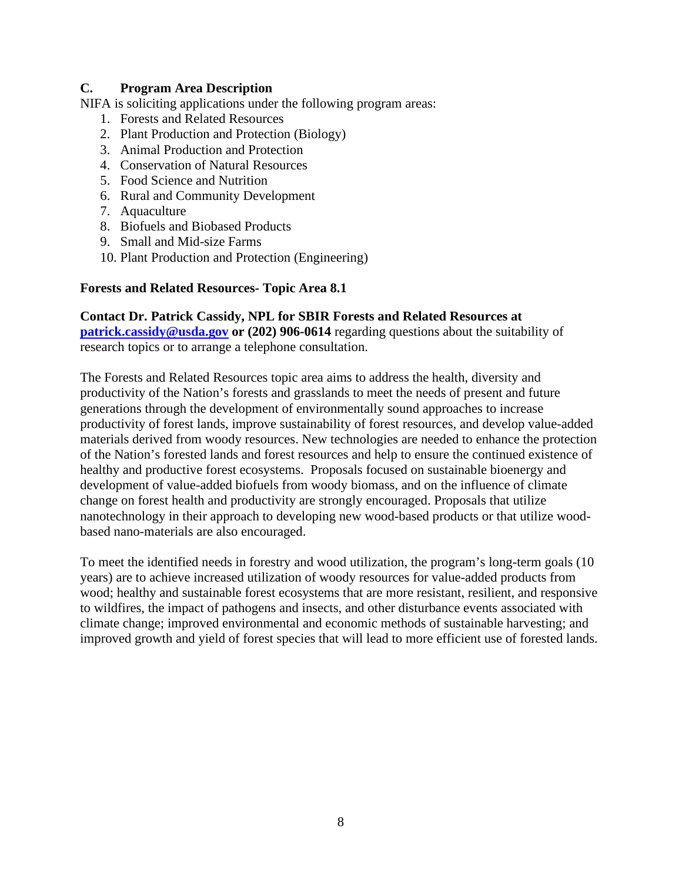## C. Program Area Description

NIFA is soliciting applications under the following program areas:

1. Forests and Related Resources
2. Plant Production and Protection (Biology)
3. Animal Production and Protection
4. Conservation of Natural Resources
5. Food Science and Nutrition
6. Rural and Community Development
7. Aquaculture
8. Biofuels and Biobased Products
9. Small and Mid-size Farms
10. Plant Production and Protection (Engineering)

### Forests and Related Resources- Topic Area 8.1

**Contact Dr. Patrick Cassidy, NPL for SBIR Forests and Related Resources at patrick.cassidy@usda.gov or (202) 906-0614** regarding questions about the suitability of research topics or to arrange a telephone consultation.

The Forests and Related Resources topic area aims to address the health, diversity and productivity of the Nation's forests and grasslands to meet the needs of present and future generations through the development of environmentally sound approaches to increase productivity of forest lands, improve sustainability of forest resources, and develop value-added materials derived from woody resources. New technologies are needed to enhance the protection of the Nation's forested lands and forest resources and help to ensure the continued existence of healthy and productive forest ecosystems. Proposals focused on sustainable bioenergy and development of value-added biofuels from woody biomass, and on the influence of climate change on forest health and productivity are strongly encouraged. Proposals that utilize nanotechnology in their approach to developing new wood-based products or that utilize wood-based nano-materials are also encouraged.

To meet the identified needs in forestry and wood utilization, the program's long-term goals (10 years) are to achieve increased utilization of woody resources for value-added products from wood; healthy and sustainable forest ecosystems that are more resistant, resilient, and responsive to wildfires, the impact of pathogens and insects, and other disturbance events associated with climate change; improved environmental and economic methods of sustainable harvesting; and improved growth and yield of forest species that will lead to more efficient use of forested lands.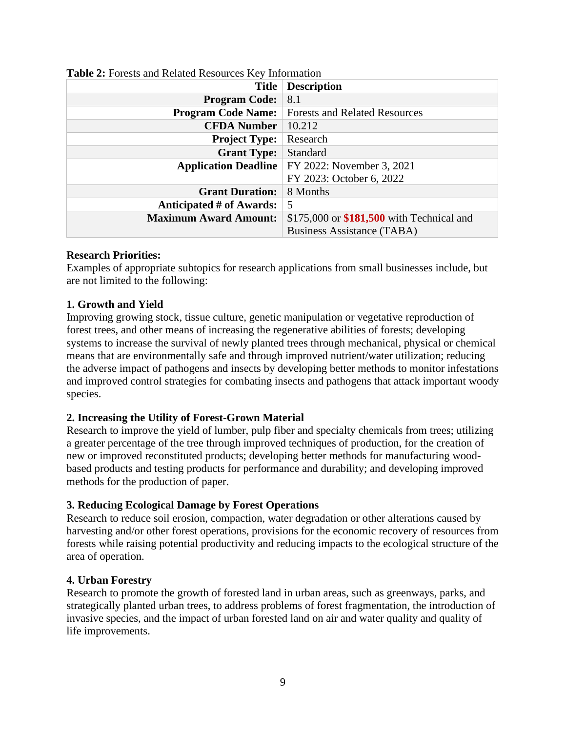**Table 2:** Forests and Related Resources Key Information

| Title | Description |
|---|---|
| **Program Code:** | 8.1 |
| **Program Code Name:** | Forests and Related Resources |
| **CFDA Number** | 10.212 |
| **Project Type:** | Research |
| **Grant Type:** | Standard |
| **Application Deadline** | FY 2022: November 3, 2021<br>FY 2023: October 6, 2022 |
| **Grant Duration:** | 8 Months |
| **Anticipated # of Awards:** | 5 |
| **Maximum Award Amount:** | $175,000 or **$181,500** with Technical and Business Assistance (TABA) |

**Research Priorities:**

Examples of appropriate subtopics for research applications from small businesses include, but are not limited to the following:

**1. Growth and Yield**

Improving growing stock, tissue culture, genetic manipulation or vegetative reproduction of forest trees, and other means of increasing the regenerative abilities of forests; developing systems to increase the survival of newly planted trees through mechanical, physical or chemical means that are environmentally safe and through improved nutrient/water utilization; reducing the adverse impact of pathogens and insects by developing better methods to monitor infestations and improved control strategies for combating insects and pathogens that attack important woody species.

**2. Increasing the Utility of Forest-Grown Material**

Research to improve the yield of lumber, pulp fiber and specialty chemicals from trees; utilizing a greater percentage of the tree through improved techniques of production, for the creation of new or improved reconstituted products; developing better methods for manufacturing wood-based products and testing products for performance and durability; and developing improved methods for the production of paper.

**3. Reducing Ecological Damage by Forest Operations**

Research to reduce soil erosion, compaction, water degradation or other alterations caused by harvesting and/or other forest operations, provisions for the economic recovery of resources from forests while raising potential productivity and reducing impacts to the ecological structure of the area of operation.

**4. Urban Forestry**

Research to promote the growth of forested land in urban areas, such as greenways, parks, and strategically planted urban trees, to address problems of forest fragmentation, the introduction of invasive species, and the impact of urban forested land on air and water quality and quality of life improvements.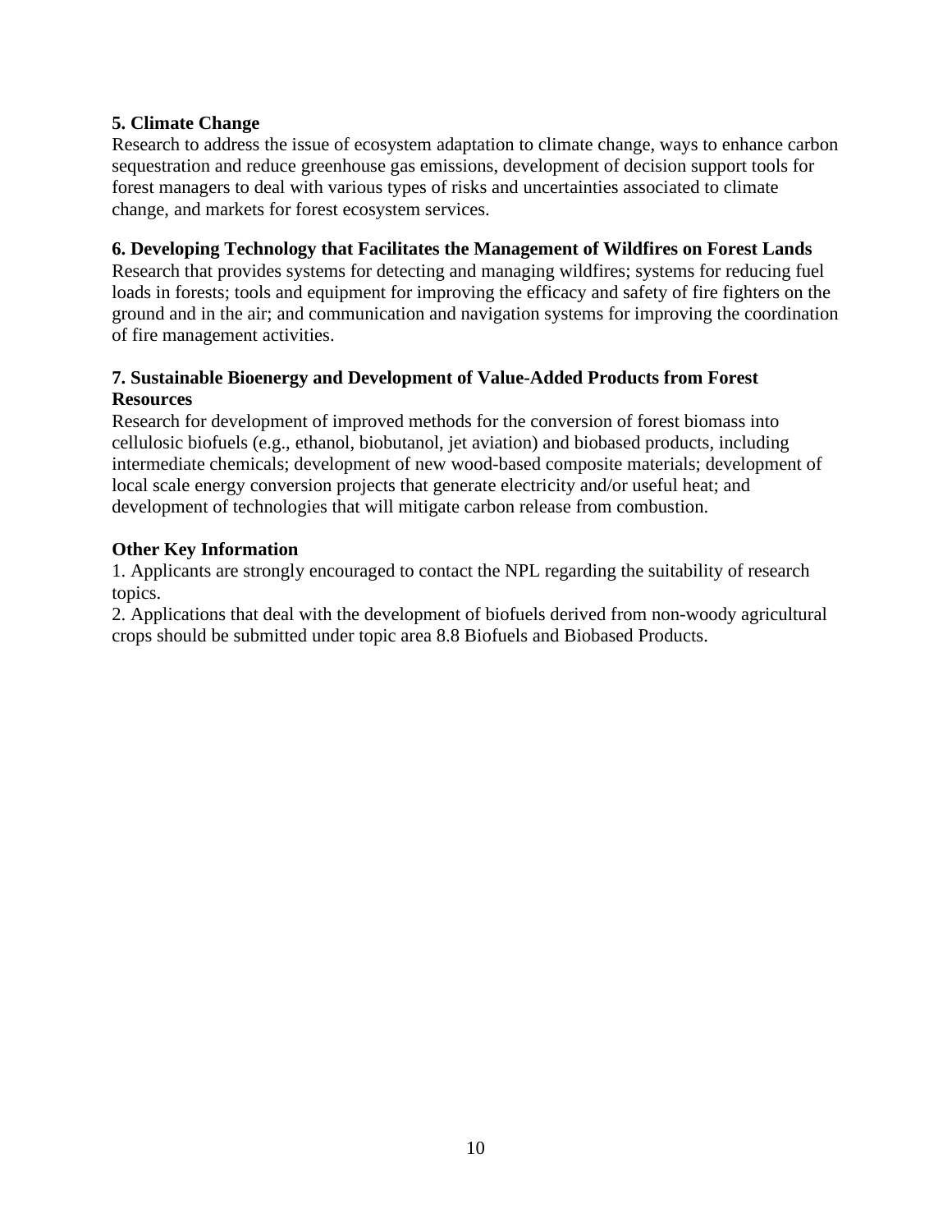**5. Climate Change**

Research to address the issue of ecosystem adaptation to climate change, ways to enhance carbon sequestration and reduce greenhouse gas emissions, development of decision support tools for forest managers to deal with various types of risks and uncertainties associated to climate change, and markets for forest ecosystem services.

**6. Developing Technology that Facilitates the Management of Wildfires on Forest Lands**

Research that provides systems for detecting and managing wildfires; systems for reducing fuel loads in forests; tools and equipment for improving the efficacy and safety of fire fighters on the ground and in the air; and communication and navigation systems for improving the coordination of fire management activities.

**7. Sustainable Bioenergy and Development of Value-Added Products from Forest Resources**

Research for development of improved methods for the conversion of forest biomass into cellulosic biofuels (e.g., ethanol, biobutanol, jet aviation) and biobased products, including intermediate chemicals; development of new wood-based composite materials; development of local scale energy conversion projects that generate electricity and/or useful heat; and development of technologies that will mitigate carbon release from combustion.

**Other Key Information**

1. Applicants are strongly encouraged to contact the NPL regarding the suitability of research topics.
2. Applications that deal with the development of biofuels derived from non-woody agricultural crops should be submitted under topic area 8.8 Biofuels and Biobased Products.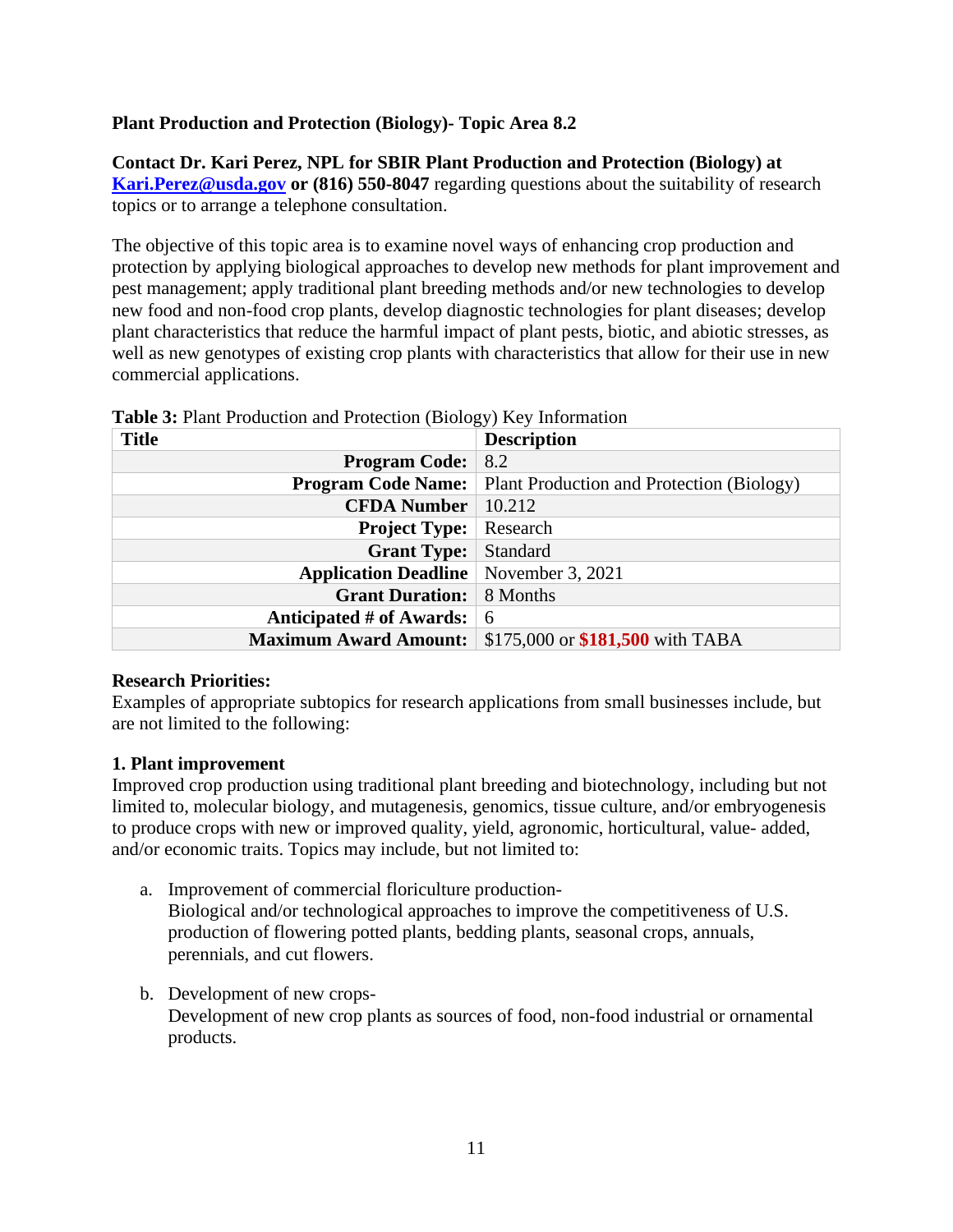**Plant Production and Protection (Biology)- Topic Area 8.2**

**Contact Dr. Kari Perez, NPL for SBIR Plant Production and Protection (Biology) at [Kari.Perez@usda.gov](mailto:Kari.Perez@usda.gov) or (816) 550-8047** regarding questions about the suitability of research topics or to arrange a telephone consultation.

The objective of this topic area is to examine novel ways of enhancing crop production and protection by applying biological approaches to develop new methods for plant improvement and pest management; apply traditional plant breeding methods and/or new technologies to develop new food and non-food crop plants, develop diagnostic technologies for plant diseases; develop plant characteristics that reduce the harmful impact of plant pests, biotic, and abiotic stresses, as well as new genotypes of existing crop plants with characteristics that allow for their use in new commercial applications.

**Table 3:** Plant Production and Protection (Biology) Key Information

| Title | Description |
|---|---|
| **Program Code:** | 8.2 |
| **Program Code Name:** | Plant Production and Protection (Biology) |
| **CFDA Number** | 10.212 |
| **Project Type:** | Research |
| **Grant Type:** | Standard |
| **Application Deadline** | November 3, 2021 |
| **Grant Duration:** | 8 Months |
| **Anticipated # of Awards:** | 6 |
| **Maximum Award Amount:** | $175,000 or **$181,500** with TABA |

**Research Priorities:**

Examples of appropriate subtopics for research applications from small businesses include, but are not limited to the following:

**1. Plant improvement**

Improved crop production using traditional plant breeding and biotechnology, including but not limited to, molecular biology, and mutagenesis, genomics, tissue culture, and/or embryogenesis to produce crops with new or improved quality, yield, agronomic, horticultural, value- added, and/or economic traits. Topics may include, but not limited to:

a. Improvement of commercial floriculture production-
   Biological and/or technological approaches to improve the competitiveness of U.S. production of flowering potted plants, bedding plants, seasonal crops, annuals, perennials, and cut flowers.

b. Development of new crops-
   Development of new crop plants as sources of food, non-food industrial or ornamental products.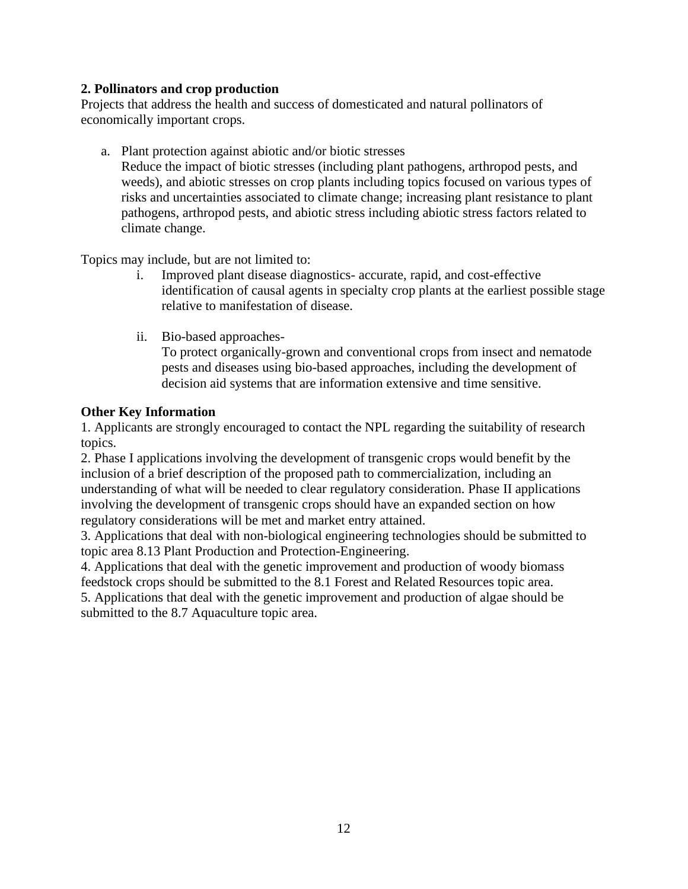**2. Pollinators and crop production**

Projects that address the health and success of domesticated and natural pollinators of economically important crops.

a. Plant protection against abiotic and/or biotic stresses
   Reduce the impact of biotic stresses (including plant pathogens, arthropod pests, and weeds), and abiotic stresses on crop plants including topics focused on various types of risks and uncertainties associated to climate change; increasing plant resistance to plant pathogens, arthropod pests, and abiotic stress including abiotic stress factors related to climate change.

Topics may include, but are not limited to:

i. Improved plant disease diagnostics- accurate, rapid, and cost-effective identification of causal agents in specialty crop plants at the earliest possible stage relative to manifestation of disease.

ii. Bio-based approaches-
   To protect organically-grown and conventional crops from insect and nematode pests and diseases using bio-based approaches, including the development of decision aid systems that are information extensive and time sensitive.

**Other Key Information**

1. Applicants are strongly encouraged to contact the NPL regarding the suitability of research topics.
2. Phase I applications involving the development of transgenic crops would benefit by the inclusion of a brief description of the proposed path to commercialization, including an understanding of what will be needed to clear regulatory consideration. Phase II applications involving the development of transgenic crops should have an expanded section on how regulatory considerations will be met and market entry attained.
3. Applications that deal with non-biological engineering technologies should be submitted to topic area 8.13 Plant Production and Protection-Engineering.
4. Applications that deal with the genetic improvement and production of woody biomass feedstock crops should be submitted to the 8.1 Forest and Related Resources topic area.
5. Applications that deal with the genetic improvement and production of algae should be submitted to the 8.7 Aquaculture topic area.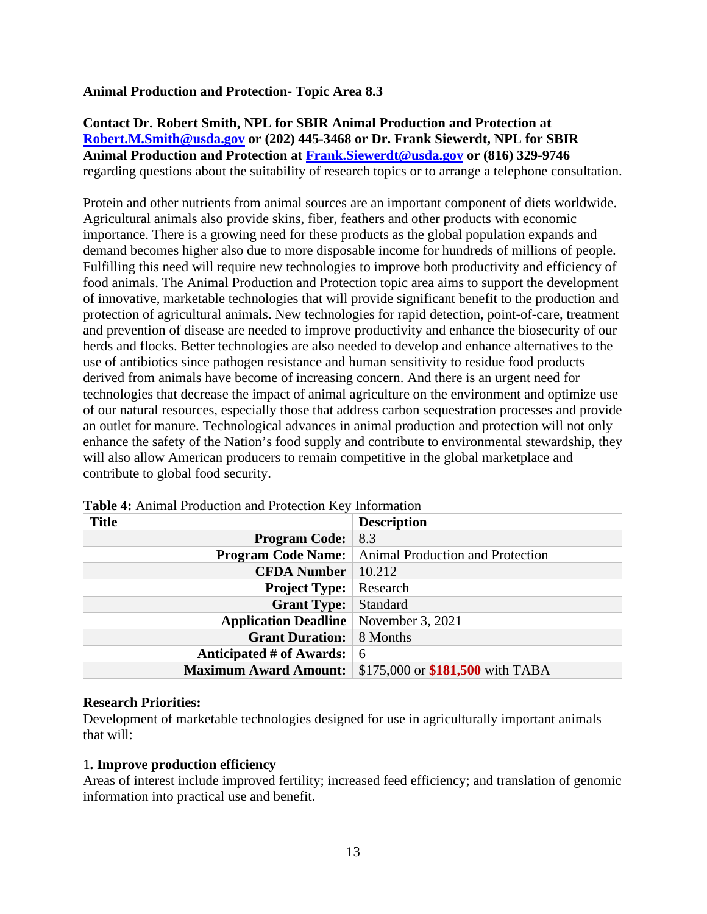**Animal Production and Protection- Topic Area 8.3**

**Contact Dr. Robert Smith, NPL for SBIR Animal Production and Protection at [Robert.M.Smith@usda.gov](mailto:Robert.M.Smith@usda.gov) or (202) 445-3468 or Dr. Frank Siewerdt, NPL for SBIR Animal Production and Protection at [Frank.Siewerdt@usda.gov](mailto:Frank.Siewerdt@usda.gov) or (816) 329-9746** regarding questions about the suitability of research topics or to arrange a telephone consultation.

Protein and other nutrients from animal sources are an important component of diets worldwide. Agricultural animals also provide skins, fiber, feathers and other products with economic importance. There is a growing need for these products as the global population expands and demand becomes higher also due to more disposable income for hundreds of millions of people. Fulfilling this need will require new technologies to improve both productivity and efficiency of food animals. The Animal Production and Protection topic area aims to support the development of innovative, marketable technologies that will provide significant benefit to the production and protection of agricultural animals. New technologies for rapid detection, point-of-care, treatment and prevention of disease are needed to improve productivity and enhance the biosecurity of our herds and flocks. Better technologies are also needed to develop and enhance alternatives to the use of antibiotics since pathogen resistance and human sensitivity to residue food products derived from animals have become of increasing concern. And there is an urgent need for technologies that decrease the impact of animal agriculture on the environment and optimize use of our natural resources, especially those that address carbon sequestration processes and provide an outlet for manure. Technological advances in animal production and protection will not only enhance the safety of the Nation's food supply and contribute to environmental stewardship, they will also allow American producers to remain competitive in the global marketplace and contribute to global food security.

**Table 4:** Animal Production and Protection Key Information

| Title | Description |
| --- | --- |
| **Program Code:** | 8.3 |
| **Program Code Name:** | Animal Production and Protection |
| **CFDA Number** | 10.212 |
| **Project Type:** | Research |
| **Grant Type:** | Standard |
| **Application Deadline** | November 3, 2021 |
| **Grant Duration:** | 8 Months |
| **Anticipated # of Awards:** | 6 |
| **Maximum Award Amount:** | $175,000 or **$181,500** with TABA |

**Research Priorities:**

Development of marketable technologies designed for use in agriculturally important animals that will:

1**. Improve production efficiency**

Areas of interest include improved fertility; increased feed efficiency; and translation of genomic information into practical use and benefit.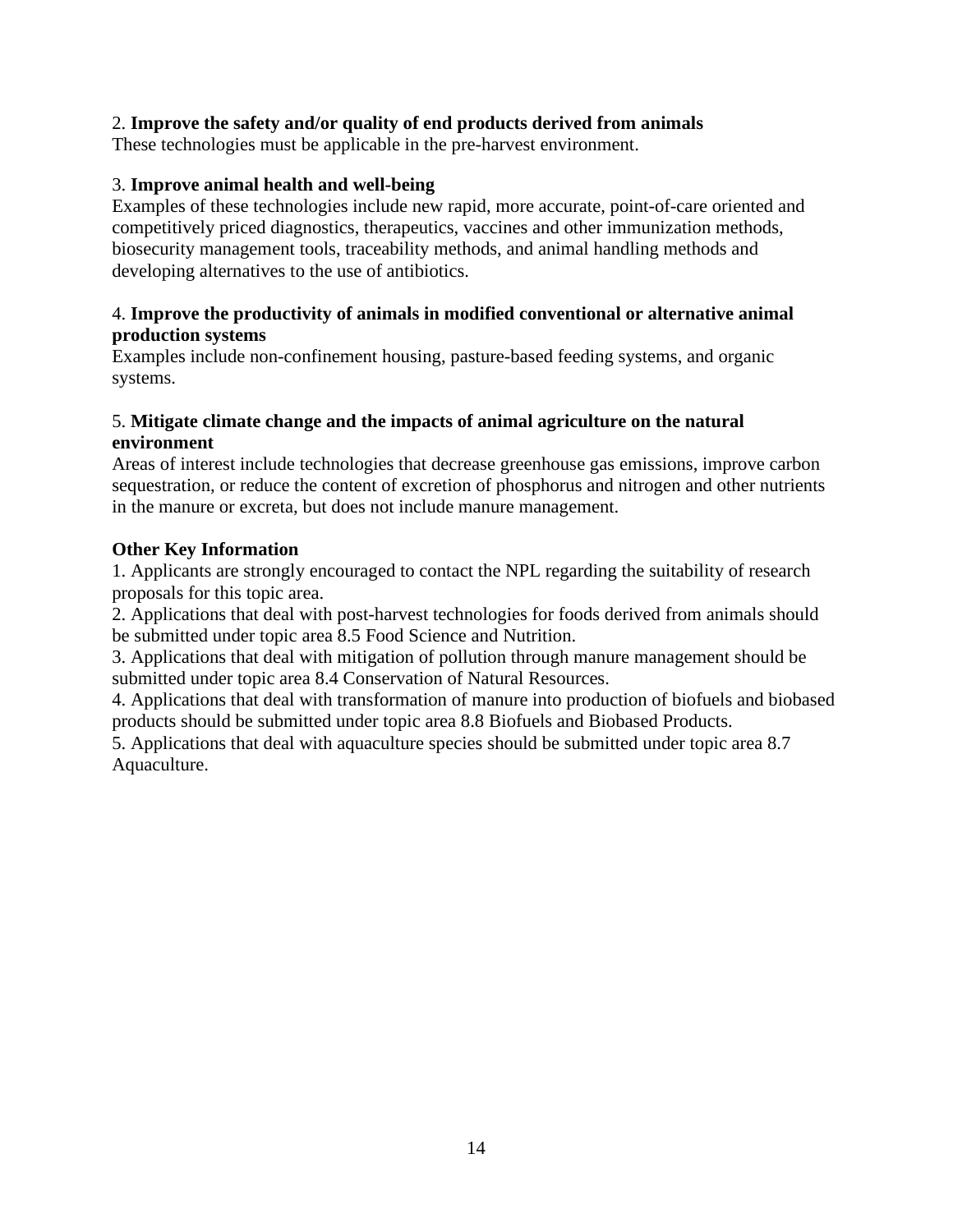2. **Improve the safety and/or quality of end products derived from animals**
These technologies must be applicable in the pre-harvest environment.

3. **Improve animal health and well-being**
Examples of these technologies include new rapid, more accurate, point-of-care oriented and competitively priced diagnostics, therapeutics, vaccines and other immunization methods, biosecurity management tools, traceability methods, and animal handling methods and developing alternatives to the use of antibiotics.

4. **Improve the productivity of animals in modified conventional or alternative animal production systems**
Examples include non-confinement housing, pasture-based feeding systems, and organic systems.

5. **Mitigate climate change and the impacts of animal agriculture on the natural environment**
Areas of interest include technologies that decrease greenhouse gas emissions, improve carbon sequestration, or reduce the content of excretion of phosphorus and nitrogen and other nutrients in the manure or excreta, but does not include manure management.

**Other Key Information**

1. Applicants are strongly encouraged to contact the NPL regarding the suitability of research proposals for this topic area.
2. Applications that deal with post-harvest technologies for foods derived from animals should be submitted under topic area 8.5 Food Science and Nutrition.
3. Applications that deal with mitigation of pollution through manure management should be submitted under topic area 8.4 Conservation of Natural Resources.
4. Applications that deal with transformation of manure into production of biofuels and biobased products should be submitted under topic area 8.8 Biofuels and Biobased Products.
5. Applications that deal with aquaculture species should be submitted under topic area 8.7 Aquaculture.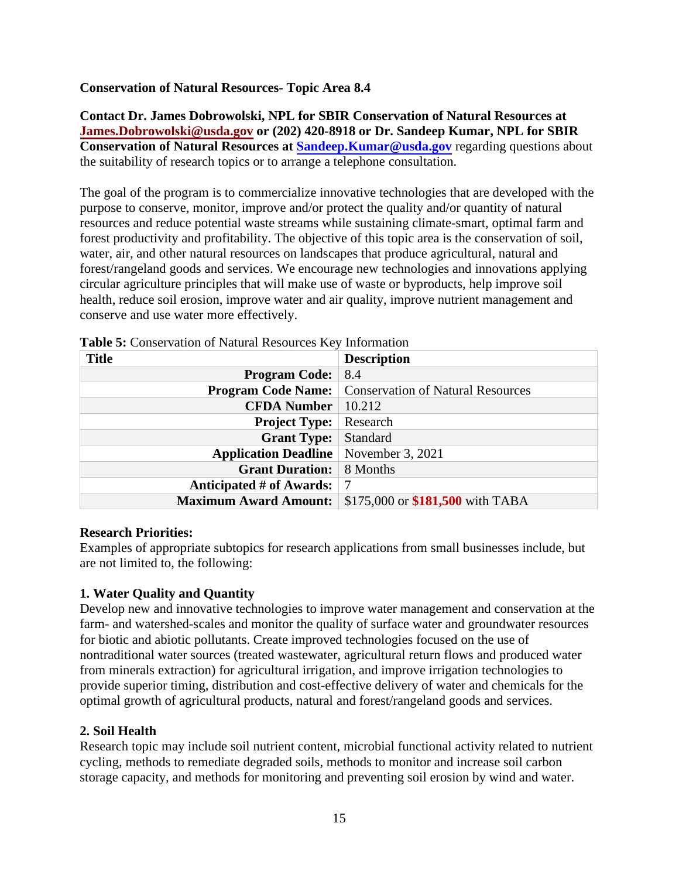**Conservation of Natural Resources- Topic Area 8.4**

**Contact Dr. James Dobrowolski, NPL for SBIR Conservation of Natural Resources at James.Dobrowolski@usda.gov or (202) 420-8918 or Dr. Sandeep Kumar, NPL for SBIR Conservation of Natural Resources at Sandeep.Kumar@usda.gov** regarding questions about the suitability of research topics or to arrange a telephone consultation.

The goal of the program is to commercialize innovative technologies that are developed with the purpose to conserve, monitor, improve and/or protect the quality and/or quantity of natural resources and reduce potential waste streams while sustaining climate-smart, optimal farm and forest productivity and profitability. The objective of this topic area is the conservation of soil, water, air, and other natural resources on landscapes that produce agricultural, natural and forest/rangeland goods and services. We encourage new technologies and innovations applying circular agriculture principles that will make use of waste or byproducts, help improve soil health, reduce soil erosion, improve water and air quality, improve nutrient management and conserve and use water more effectively.

**Table 5:** Conservation of Natural Resources Key Information

| Title | Description |
|---|---|
| **Program Code:** | 8.4 |
| **Program Code Name:** | Conservation of Natural Resources |
| **CFDA Number** | 10.212 |
| **Project Type:** | Research |
| **Grant Type:** | Standard |
| **Application Deadline** | November 3, 2021 |
| **Grant Duration:** | 8 Months |
| **Anticipated # of Awards:** | 7 |
| **Maximum Award Amount:** | $175,000 or **$181,500** with TABA |

**Research Priorities:**
Examples of appropriate subtopics for research applications from small businesses include, but are not limited to, the following:

**1. Water Quality and Quantity**
Develop new and innovative technologies to improve water management and conservation at the farm- and watershed-scales and monitor the quality of surface water and groundwater resources for biotic and abiotic pollutants. Create improved technologies focused on the use of nontraditional water sources (treated wastewater, agricultural return flows and produced water from minerals extraction) for agricultural irrigation, and improve irrigation technologies to provide superior timing, distribution and cost-effective delivery of water and chemicals for the optimal growth of agricultural products, natural and forest/rangeland goods and services.

**2. Soil Health**
Research topic may include soil nutrient content, microbial functional activity related to nutrient cycling, methods to remediate degraded soils, methods to monitor and increase soil carbon storage capacity, and methods for monitoring and preventing soil erosion by wind and water.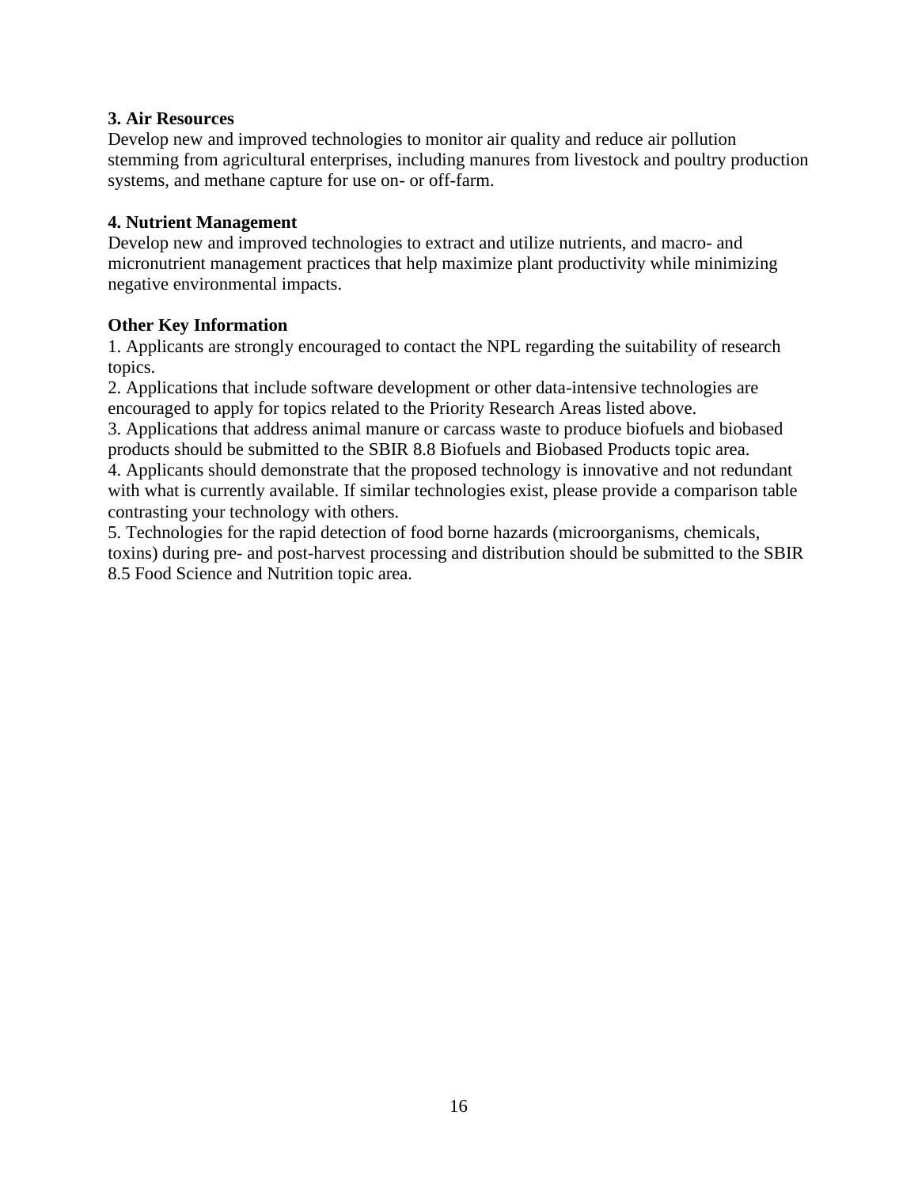**3. Air Resources**

Develop new and improved technologies to monitor air quality and reduce air pollution stemming from agricultural enterprises, including manures from livestock and poultry production systems, and methane capture for use on- or off-farm.

**4. Nutrient Management**

Develop new and improved technologies to extract and utilize nutrients, and macro- and micronutrient management practices that help maximize plant productivity while minimizing negative environmental impacts.

**Other Key Information**

1. Applicants are strongly encouraged to contact the NPL regarding the suitability of research topics.
2. Applications that include software development or other data-intensive technologies are encouraged to apply for topics related to the Priority Research Areas listed above.
3. Applications that address animal manure or carcass waste to produce biofuels and biobased products should be submitted to the SBIR 8.8 Biofuels and Biobased Products topic area.
4. Applicants should demonstrate that the proposed technology is innovative and not redundant with what is currently available. If similar technologies exist, please provide a comparison table contrasting your technology with others.
5. Technologies for the rapid detection of food borne hazards (microorganisms, chemicals, toxins) during pre- and post-harvest processing and distribution should be submitted to the SBIR 8.5 Food Science and Nutrition topic area.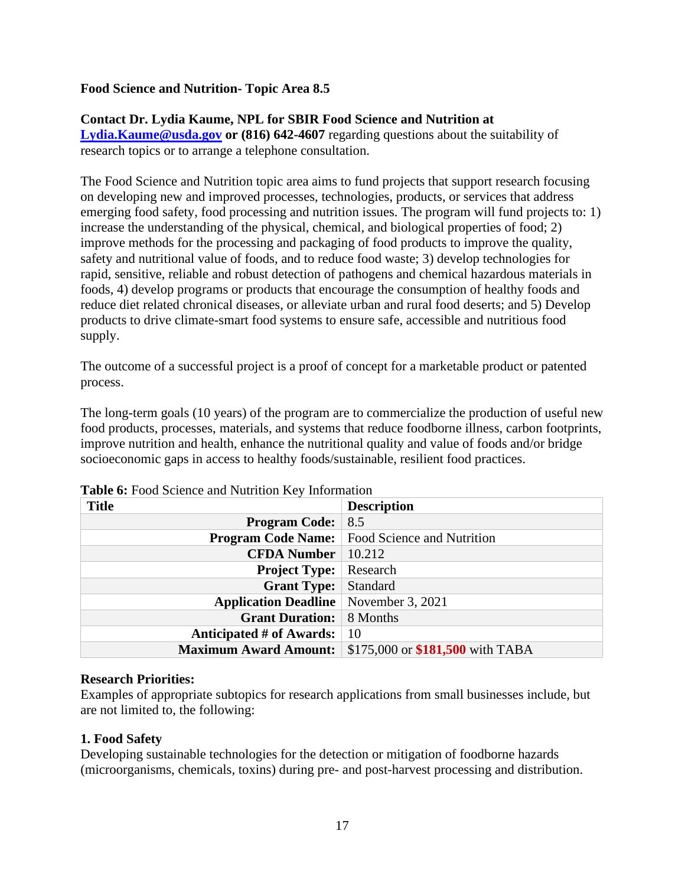**Food Science and Nutrition- Topic Area 8.5**

**Contact Dr. Lydia Kaume, NPL for SBIR Food Science and Nutrition at [Lydia.Kaume@usda.gov](mailto:Lydia.Kaume@usda.gov) or (816) 642-4607** regarding questions about the suitability of research topics or to arrange a telephone consultation.

The Food Science and Nutrition topic area aims to fund projects that support research focusing on developing new and improved processes, technologies, products, or services that address emerging food safety, food processing and nutrition issues. The program will fund projects to: 1) increase the understanding of the physical, chemical, and biological properties of food; 2) improve methods for the processing and packaging of food products to improve the quality, safety and nutritional value of foods, and to reduce food waste; 3) develop technologies for rapid, sensitive, reliable and robust detection of pathogens and chemical hazardous materials in foods, 4) develop programs or products that encourage the consumption of healthy foods and reduce diet related chronical diseases, or alleviate urban and rural food deserts; and 5) Develop products to drive climate-smart food systems to ensure safe, accessible and nutritious food supply.

The outcome of a successful project is a proof of concept for a marketable product or patented process.

The long-term goals (10 years) of the program are to commercialize the production of useful new food products, processes, materials, and systems that reduce foodborne illness, carbon footprints, improve nutrition and health, enhance the nutritional quality and value of foods and/or bridge socioeconomic gaps in access to healthy foods/sustainable, resilient food practices.

**Table 6:** Food Science and Nutrition Key Information

| Title | Description |
|---|---|
| **Program Code:** | 8.5 |
| **Program Code Name:** | Food Science and Nutrition |
| **CFDA Number** | 10.212 |
| **Project Type:** | Research |
| **Grant Type:** | Standard |
| **Application Deadline** | November 3, 2021 |
| **Grant Duration:** | 8 Months |
| **Anticipated # of Awards:** | 10 |
| **Maximum Award Amount:** | $175,000 or **$181,500** with TABA |

**Research Priorities:**

Examples of appropriate subtopics for research applications from small businesses include, but are not limited to, the following:

**1. Food Safety**

Developing sustainable technologies for the detection or mitigation of foodborne hazards (microorganisms, chemicals, toxins) during pre- and post-harvest processing and distribution.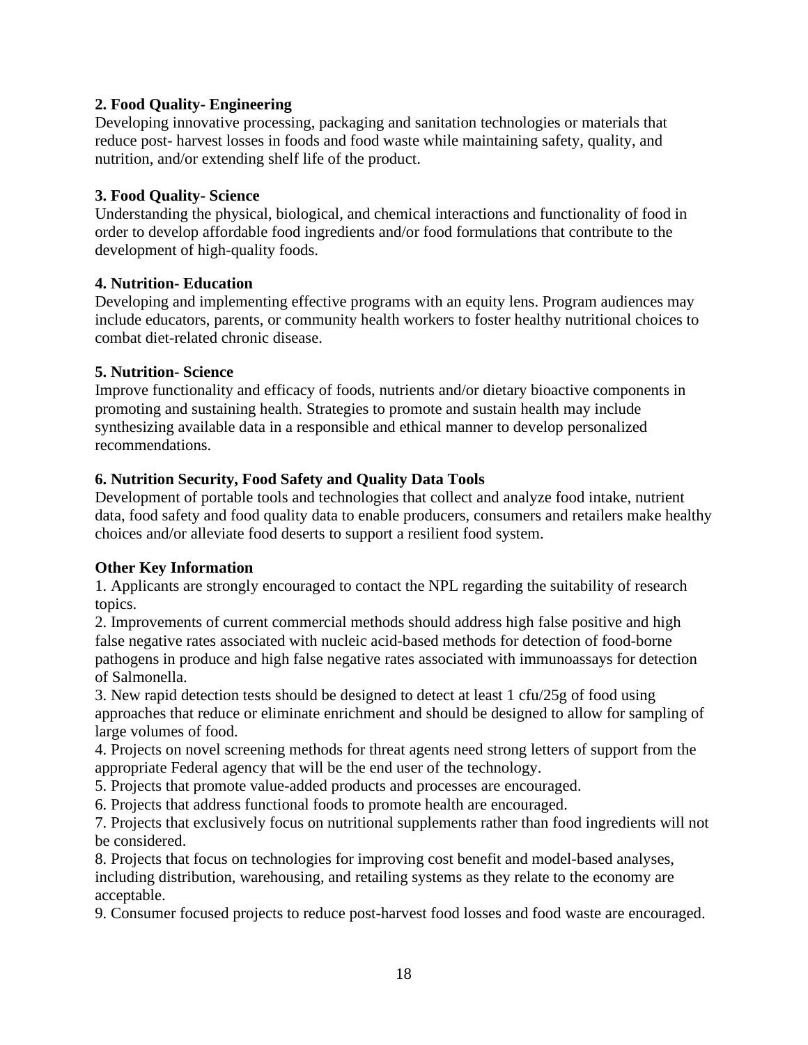**2. Food Quality- Engineering**

Developing innovative processing, packaging and sanitation technologies or materials that reduce post- harvest losses in foods and food waste while maintaining safety, quality, and nutrition, and/or extending shelf life of the product.

**3. Food Quality- Science**

Understanding the physical, biological, and chemical interactions and functionality of food in order to develop affordable food ingredients and/or food formulations that contribute to the development of high-quality foods.

**4. Nutrition- Education**

Developing and implementing effective programs with an equity lens. Program audiences may include educators, parents, or community health workers to foster healthy nutritional choices to combat diet-related chronic disease.

**5. Nutrition- Science**

Improve functionality and efficacy of foods, nutrients and/or dietary bioactive components in promoting and sustaining health. Strategies to promote and sustain health may include synthesizing available data in a responsible and ethical manner to develop personalized recommendations.

**6. Nutrition Security, Food Safety and Quality Data Tools**

Development of portable tools and technologies that collect and analyze food intake, nutrient data, food safety and food quality data to enable producers, consumers and retailers make healthy choices and/or alleviate food deserts to support a resilient food system.

**Other Key Information**

1. Applicants are strongly encouraged to contact the NPL regarding the suitability of research topics.
2. Improvements of current commercial methods should address high false positive and high false negative rates associated with nucleic acid-based methods for detection of food-borne pathogens in produce and high false negative rates associated with immunoassays for detection of Salmonella.
3. New rapid detection tests should be designed to detect at least 1 cfu/25g of food using approaches that reduce or eliminate enrichment and should be designed to allow for sampling of large volumes of food.
4. Projects on novel screening methods for threat agents need strong letters of support from the appropriate Federal agency that will be the end user of the technology.
5. Projects that promote value-added products and processes are encouraged.
6. Projects that address functional foods to promote health are encouraged.
7. Projects that exclusively focus on nutritional supplements rather than food ingredients will not be considered.
8. Projects that focus on technologies for improving cost benefit and model-based analyses, including distribution, warehousing, and retailing systems as they relate to the economy are acceptable.
9. Consumer focused projects to reduce post-harvest food losses and food waste are encouraged.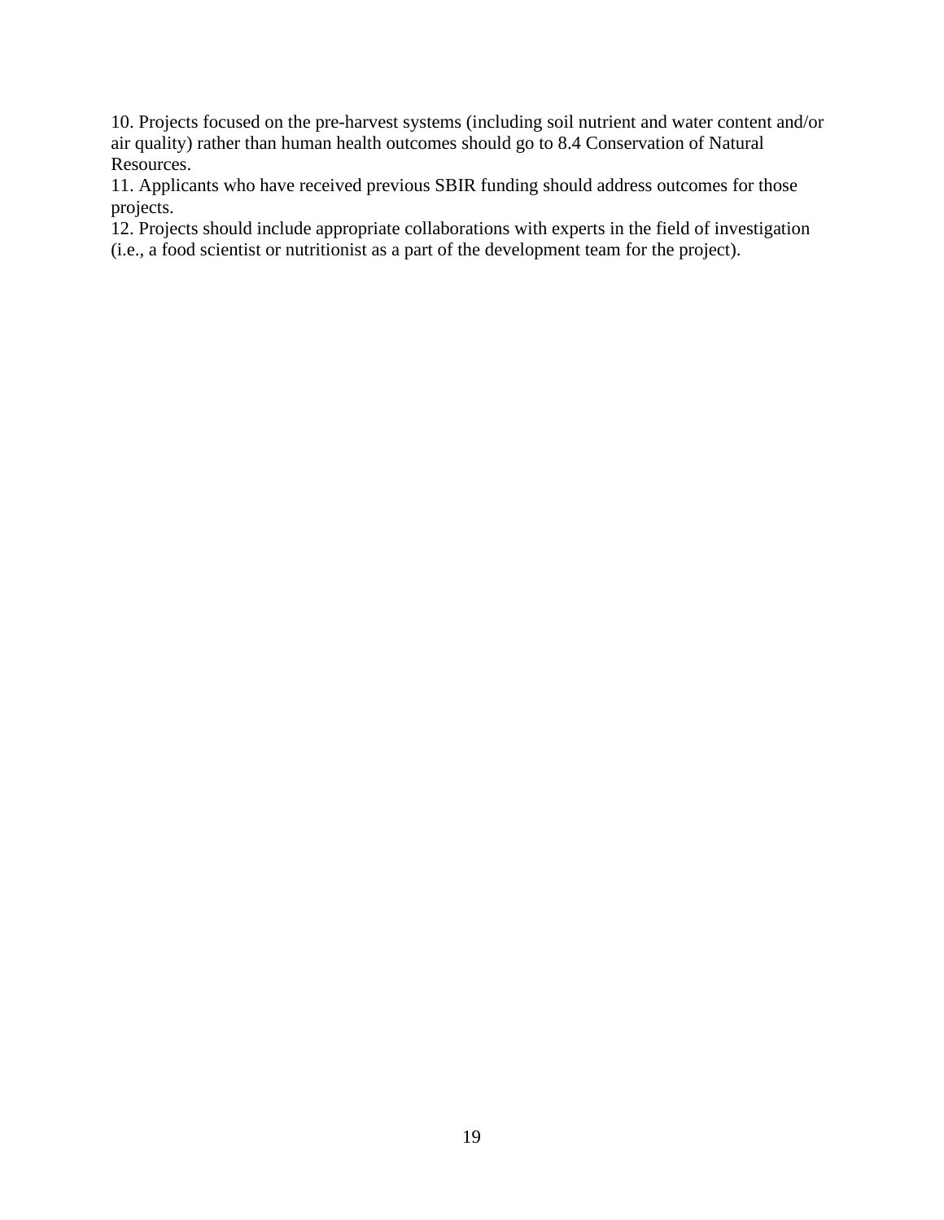10. Projects focused on the pre-harvest systems (including soil nutrient and water content and/or air quality) rather than human health outcomes should go to 8.4 Conservation of Natural Resources.
11. Applicants who have received previous SBIR funding should address outcomes for those projects.
12. Projects should include appropriate collaborations with experts in the field of investigation (i.e., a food scientist or nutritionist as a part of the development team for the project).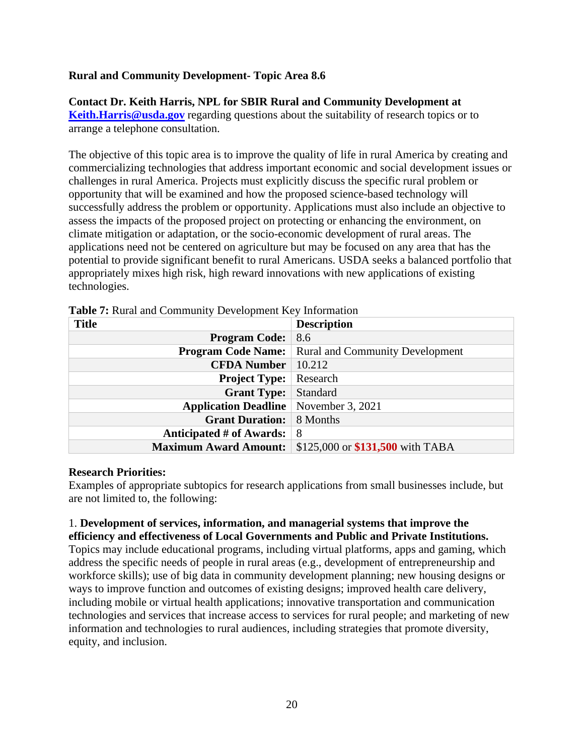**Rural and Community Development- Topic Area 8.6**

**Contact Dr. Keith Harris, NPL for SBIR Rural and Community Development at [Keith.Harris@usda.gov](mailto:Keith.Harris@usda.gov)** regarding questions about the suitability of research topics or to arrange a telephone consultation.

The objective of this topic area is to improve the quality of life in rural America by creating and commercializing technologies that address important economic and social development issues or challenges in rural America. Projects must explicitly discuss the specific rural problem or opportunity that will be examined and how the proposed science-based technology will successfully address the problem or opportunity. Applications must also include an objective to assess the impacts of the proposed project on protecting or enhancing the environment, on climate mitigation or adaptation, or the socio-economic development of rural areas. The applications need not be centered on agriculture but may be focused on any area that has the potential to provide significant benefit to rural Americans. USDA seeks a balanced portfolio that appropriately mixes high risk, high reward innovations with new applications of existing technologies.

**Table 7:** Rural and Community Development Key Information

| Title | Description |
| ---: | --- |
| **Program Code:** | 8.6 |
| **Program Code Name:** | Rural and Community Development |
| **CFDA Number** | 10.212 |
| **Project Type:** | Research |
| **Grant Type:** | Standard |
| **Application Deadline** | November 3, 2021 |
| **Grant Duration:** | 8 Months |
| **Anticipated # of Awards:** | 8 |
| **Maximum Award Amount:** | $125,000 or **$131,500** with TABA |

**Research Priorities:**
Examples of appropriate subtopics for research applications from small businesses include, but are not limited to, the following:

1. **Development of services, information, and managerial systems that improve the efficiency and effectiveness of Local Governments and Public and Private Institutions.** Topics may include educational programs, including virtual platforms, apps and gaming, which address the specific needs of people in rural areas (e.g., development of entrepreneurship and workforce skills); use of big data in community development planning; new housing designs or ways to improve function and outcomes of existing designs; improved health care delivery, including mobile or virtual health applications; innovative transportation and communication technologies and services that increase access to services for rural people; and marketing of new information and technologies to rural audiences, including strategies that promote diversity, equity, and inclusion.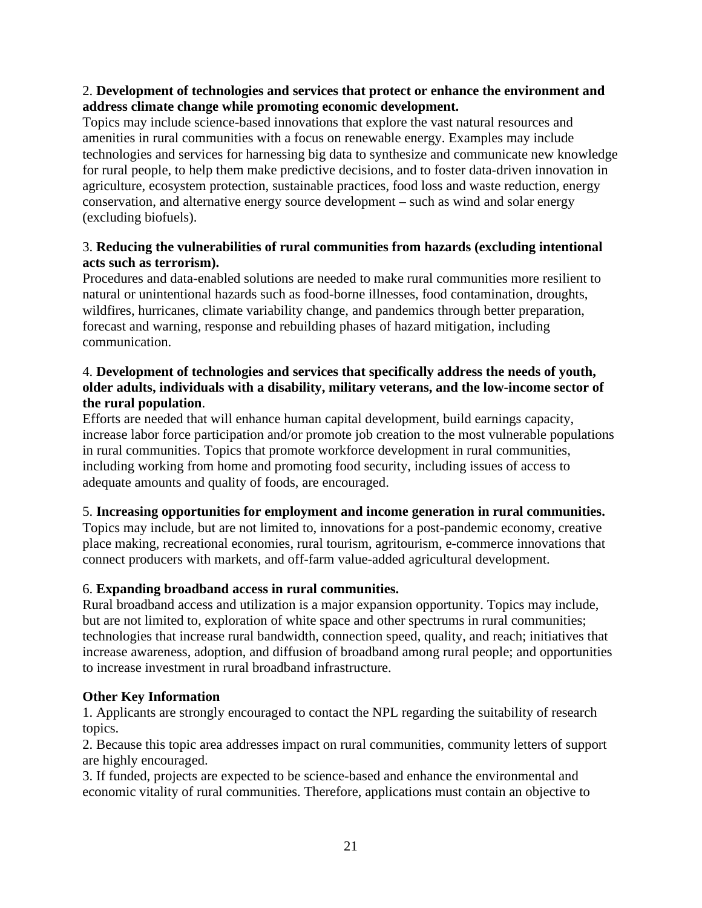2. **Development of technologies and services that protect or enhance the environment and address climate change while promoting economic development.**
Topics may include science-based innovations that explore the vast natural resources and amenities in rural communities with a focus on renewable energy. Examples may include technologies and services for harnessing big data to synthesize and communicate new knowledge for rural people, to help them make predictive decisions, and to foster data-driven innovation in agriculture, ecosystem protection, sustainable practices, food loss and waste reduction, energy conservation, and alternative energy source development – such as wind and solar energy (excluding biofuels).

3. **Reducing the vulnerabilities of rural communities from hazards (excluding intentional acts such as terrorism).**
Procedures and data-enabled solutions are needed to make rural communities more resilient to natural or unintentional hazards such as food-borne illnesses, food contamination, droughts, wildfires, hurricanes, climate variability change, and pandemics through better preparation, forecast and warning, response and rebuilding phases of hazard mitigation, including communication.

4. **Development of technologies and services that specifically address the needs of youth, older adults, individuals with a disability, military veterans, and the low-income sector of the rural population**.
Efforts are needed that will enhance human capital development, build earnings capacity, increase labor force participation and/or promote job creation to the most vulnerable populations in rural communities. Topics that promote workforce development in rural communities, including working from home and promoting food security, including issues of access to adequate amounts and quality of foods, are encouraged.

5. **Increasing opportunities for employment and income generation in rural communities.**
Topics may include, but are not limited to, innovations for a post-pandemic economy, creative place making, recreational economies, rural tourism, agritourism, e-commerce innovations that connect producers with markets, and off-farm value-added agricultural development.

6. **Expanding broadband access in rural communities.**
Rural broadband access and utilization is a major expansion opportunity. Topics may include, but are not limited to, exploration of white space and other spectrums in rural communities; technologies that increase rural bandwidth, connection speed, quality, and reach; initiatives that increase awareness, adoption, and diffusion of broadband among rural people; and opportunities to increase investment in rural broadband infrastructure.

**Other Key Information**

1. Applicants are strongly encouraged to contact the NPL regarding the suitability of research topics.
2. Because this topic area addresses impact on rural communities, community letters of support are highly encouraged.
3. If funded, projects are expected to be science-based and enhance the environmental and economic vitality of rural communities. Therefore, applications must contain an objective to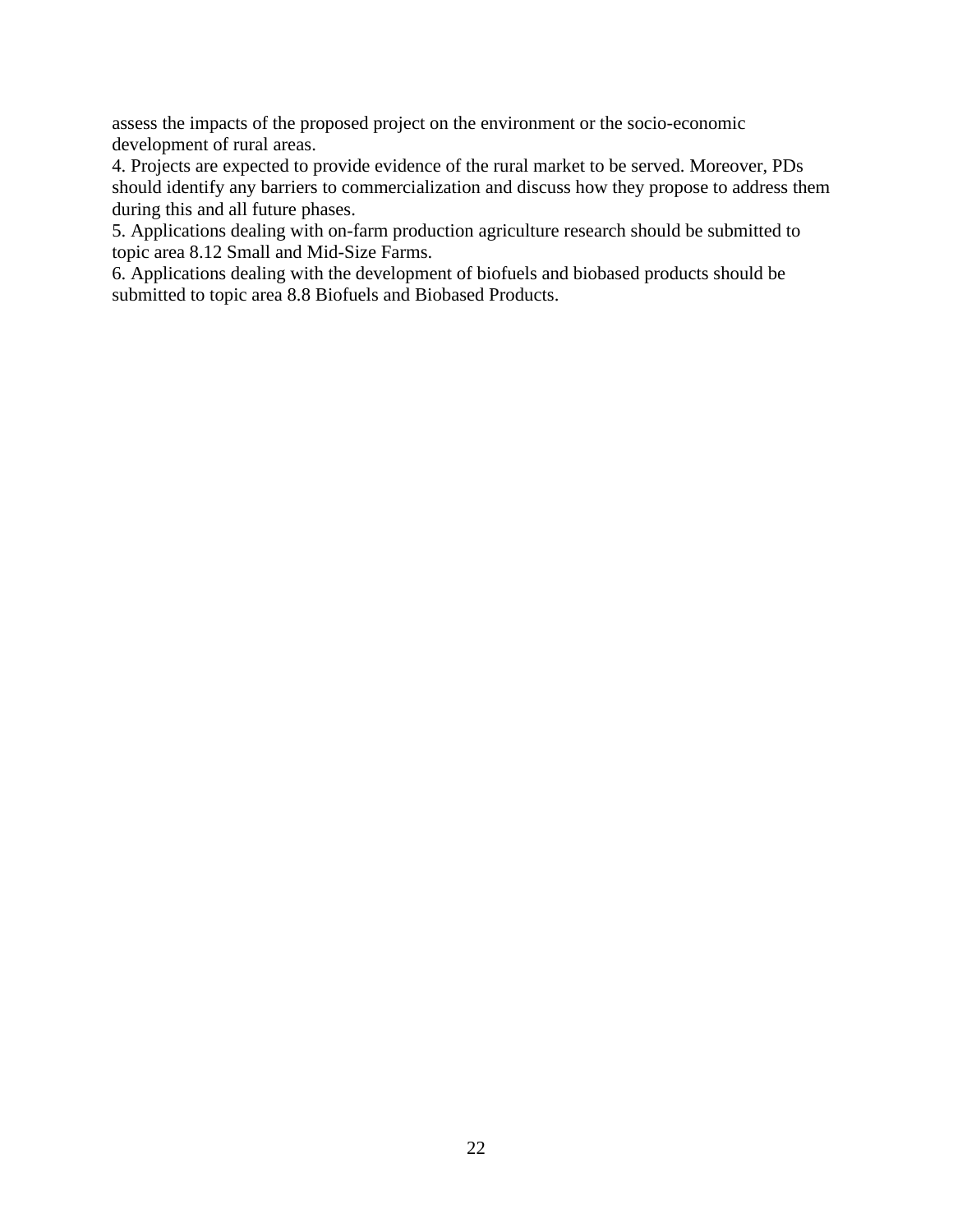assess the impacts of the proposed project on the environment or the socio-economic development of rural areas.

4. Projects are expected to provide evidence of the rural market to be served. Moreover, PDs should identify any barriers to commercialization and discuss how they propose to address them during this and all future phases.

5. Applications dealing with on-farm production agriculture research should be submitted to topic area 8.12 Small and Mid-Size Farms.

6. Applications dealing with the development of biofuels and biobased products should be submitted to topic area 8.8 Biofuels and Biobased Products.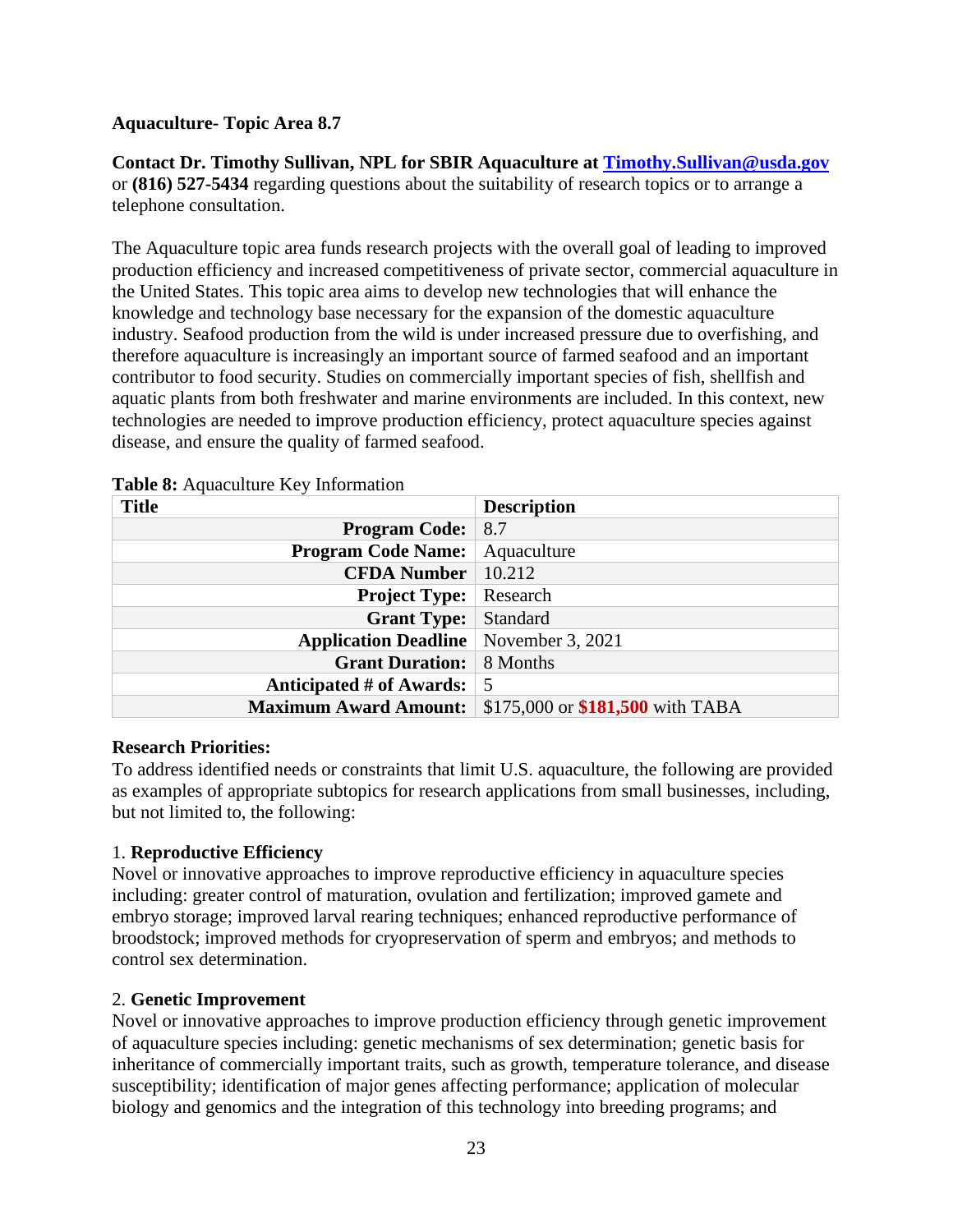**Aquaculture- Topic Area 8.7**

**Contact Dr. Timothy Sullivan, NPL for SBIR Aquaculture at [Timothy.Sullivan@usda.gov](mailto:Timothy.Sullivan@usda.gov)** or **(816) 527-5434** regarding questions about the suitability of research topics or to arrange a telephone consultation.

The Aquaculture topic area funds research projects with the overall goal of leading to improved production efficiency and increased competitiveness of private sector, commercial aquaculture in the United States. This topic area aims to develop new technologies that will enhance the knowledge and technology base necessary for the expansion of the domestic aquaculture industry. Seafood production from the wild is under increased pressure due to overfishing, and therefore aquaculture is increasingly an important source of farmed seafood and an important contributor to food security. Studies on commercially important species of fish, shellfish and aquatic plants from both freshwater and marine environments are included. In this context, new technologies are needed to improve production efficiency, protect aquaculture species against disease, and ensure the quality of farmed seafood.

**Table 8:** Aquaculture Key Information

| Title | Description |
|---|---|
| **Program Code:** | 8.7 |
| **Program Code Name:** | Aquaculture |
| **CFDA Number** | 10.212 |
| **Project Type:** | Research |
| **Grant Type:** | Standard |
| **Application Deadline** | November 3, 2021 |
| **Grant Duration:** | 8 Months |
| **Anticipated # of Awards:** | 5 |
| **Maximum Award Amount:** | $175,000 or **$181,500** with TABA |

**Research Priorities:**

To address identified needs or constraints that limit U.S. aquaculture, the following are provided as examples of appropriate subtopics for research applications from small businesses, including, but not limited to, the following:

1. **Reproductive Efficiency**
Novel or innovative approaches to improve reproductive efficiency in aquaculture species including: greater control of maturation, ovulation and fertilization; improved gamete and embryo storage; improved larval rearing techniques; enhanced reproductive performance of broodstock; improved methods for cryopreservation of sperm and embryos; and methods to control sex determination.

2. **Genetic Improvement**
Novel or innovative approaches to improve production efficiency through genetic improvement of aquaculture species including: genetic mechanisms of sex determination; genetic basis for inheritance of commercially important traits, such as growth, temperature tolerance, and disease susceptibility; identification of major genes affecting performance; application of molecular biology and genomics and the integration of this technology into breeding programs; and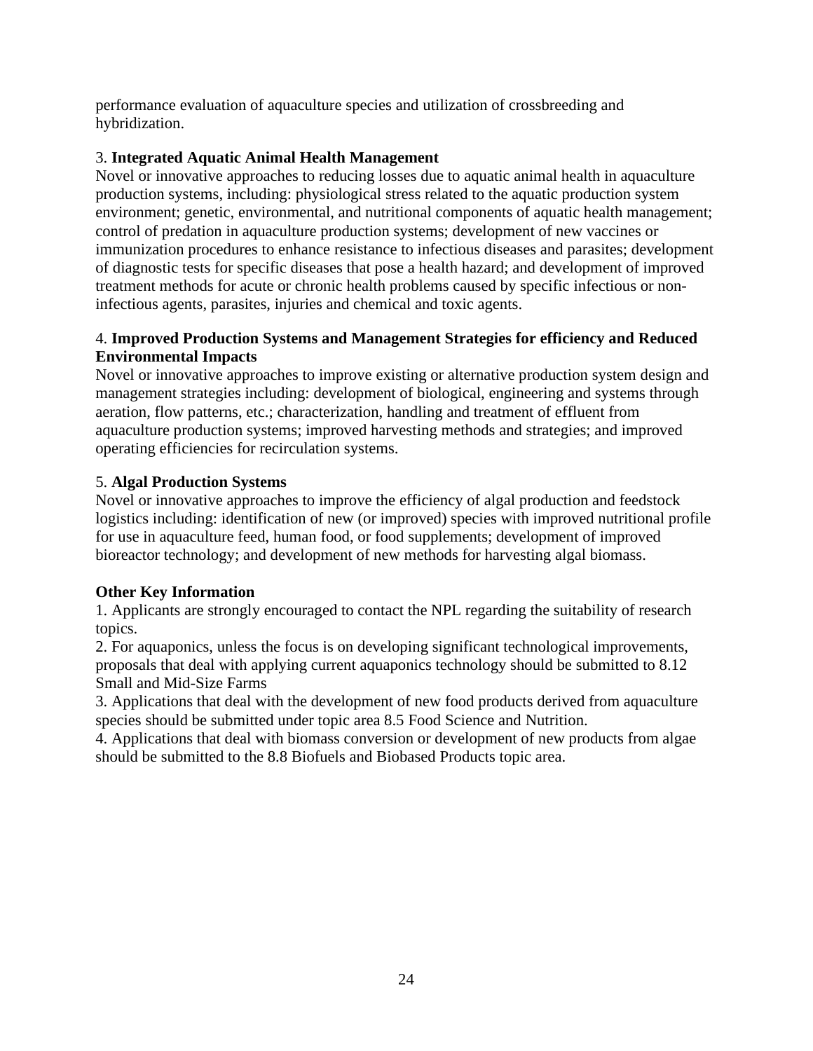performance evaluation of aquaculture species and utilization of crossbreeding and hybridization.

3. **Integrated Aquatic Animal Health Management**
Novel or innovative approaches to reducing losses due to aquatic animal health in aquaculture production systems, including: physiological stress related to the aquatic production system environment; genetic, environmental, and nutritional components of aquatic health management; control of predation in aquaculture production systems; development of new vaccines or immunization procedures to enhance resistance to infectious diseases and parasites; development of diagnostic tests for specific diseases that pose a health hazard; and development of improved treatment methods for acute or chronic health problems caused by specific infectious or non-infectious agents, parasites, injuries and chemical and toxic agents.

4. **Improved Production Systems and Management Strategies for efficiency and Reduced Environmental Impacts**
Novel or innovative approaches to improve existing or alternative production system design and management strategies including: development of biological, engineering and systems through aeration, flow patterns, etc.; characterization, handling and treatment of effluent from aquaculture production systems; improved harvesting methods and strategies; and improved operating efficiencies for recirculation systems.

5. **Algal Production Systems**
Novel or innovative approaches to improve the efficiency of algal production and feedstock logistics including: identification of new (or improved) species with improved nutritional profile for use in aquaculture feed, human food, or food supplements; development of improved bioreactor technology; and development of new methods for harvesting algal biomass.

**Other Key Information**
1. Applicants are strongly encouraged to contact the NPL regarding the suitability of research topics.
2. For aquaponics, unless the focus is on developing significant technological improvements, proposals that deal with applying current aquaponics technology should be submitted to 8.12 Small and Mid-Size Farms
3. Applications that deal with the development of new food products derived from aquaculture species should be submitted under topic area 8.5 Food Science and Nutrition.
4. Applications that deal with biomass conversion or development of new products from algae should be submitted to the 8.8 Biofuels and Biobased Products topic area.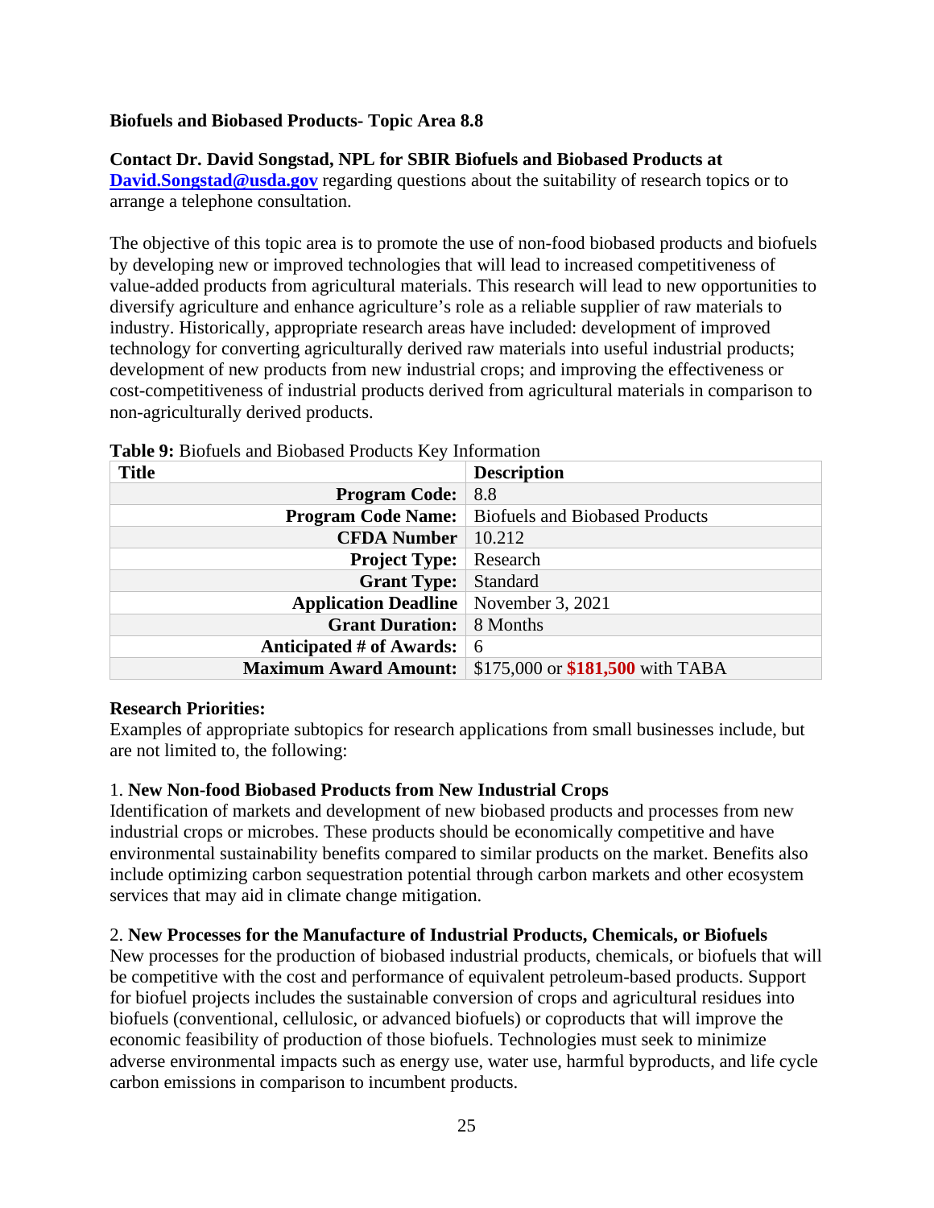**Biofuels and Biobased Products- Topic Area 8.8**

**Contact Dr. David Songstad, NPL for SBIR Biofuels and Biobased Products at [David.Songstad@usda.gov](mailto:David.Songstad@usda.gov)** regarding questions about the suitability of research topics or to arrange a telephone consultation.

The objective of this topic area is to promote the use of non-food biobased products and biofuels by developing new or improved technologies that will lead to increased competitiveness of value-added products from agricultural materials. This research will lead to new opportunities to diversify agriculture and enhance agriculture's role as a reliable supplier of raw materials to industry. Historically, appropriate research areas have included: development of improved technology for converting agriculturally derived raw materials into useful industrial products; development of new products from new industrial crops; and improving the effectiveness or cost-competitiveness of industrial products derived from agricultural materials in comparison to non-agriculturally derived products.

**Table 9:** Biofuels and Biobased Products Key Information

| Title | Description |
|---|---|
| **Program Code:** | 8.8 |
| **Program Code Name:** | Biofuels and Biobased Products |
| **CFDA Number** | 10.212 |
| **Project Type:** | Research |
| **Grant Type:** | Standard |
| **Application Deadline** | November 3, 2021 |
| **Grant Duration:** | 8 Months |
| **Anticipated # of Awards:** | 6 |
| **Maximum Award Amount:** | $175,000 or **$181,500** with TABA |

**Research Priorities:**
Examples of appropriate subtopics for research applications from small businesses include, but are not limited to, the following:

1. **New Non-food Biobased Products from New Industrial Crops**
Identification of markets and development of new biobased products and processes from new industrial crops or microbes. These products should be economically competitive and have environmental sustainability benefits compared to similar products on the market. Benefits also include optimizing carbon sequestration potential through carbon markets and other ecosystem services that may aid in climate change mitigation.

2. **New Processes for the Manufacture of Industrial Products, Chemicals, or Biofuels**
New processes for the production of biobased industrial products, chemicals, or biofuels that will be competitive with the cost and performance of equivalent petroleum-based products. Support for biofuel projects includes the sustainable conversion of crops and agricultural residues into biofuels (conventional, cellulosic, or advanced biofuels) or coproducts that will improve the economic feasibility of production of those biofuels. Technologies must seek to minimize adverse environmental impacts such as energy use, water use, harmful byproducts, and life cycle carbon emissions in comparison to incumbent products.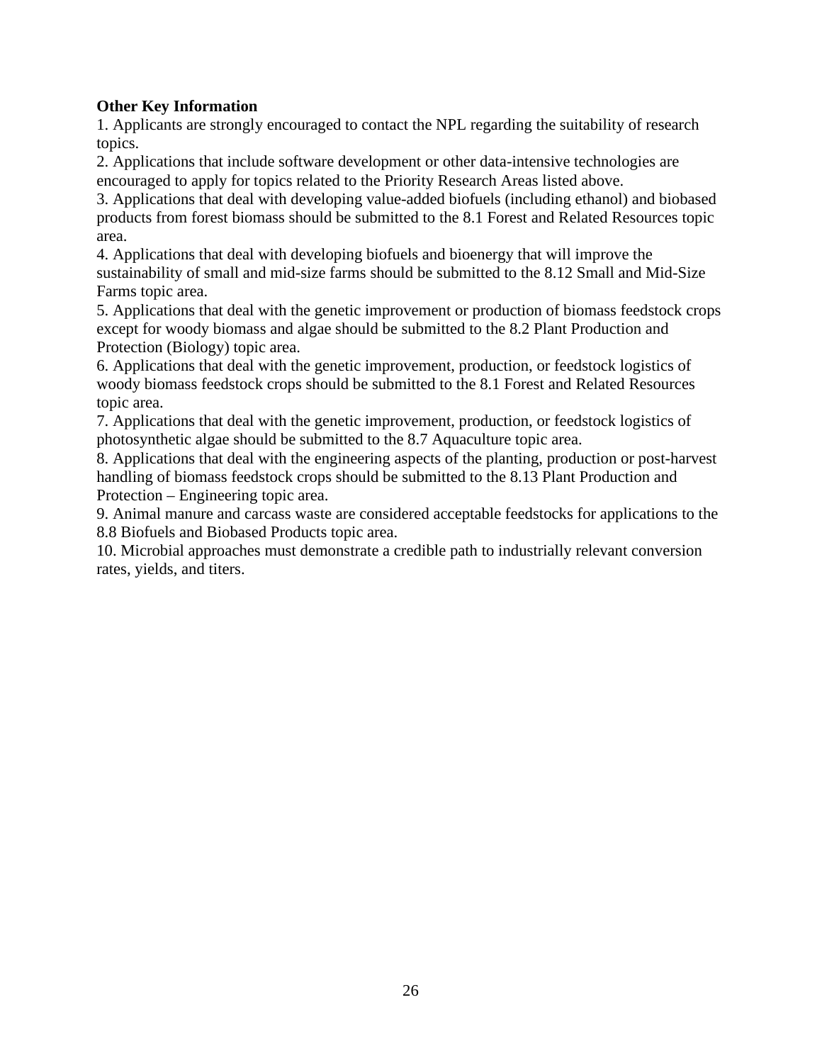**Other Key Information**

1. Applicants are strongly encouraged to contact the NPL regarding the suitability of research topics.
2. Applications that include software development or other data-intensive technologies are encouraged to apply for topics related to the Priority Research Areas listed above.
3. Applications that deal with developing value-added biofuels (including ethanol) and biobased products from forest biomass should be submitted to the 8.1 Forest and Related Resources topic area.
4. Applications that deal with developing biofuels and bioenergy that will improve the sustainability of small and mid-size farms should be submitted to the 8.12 Small and Mid-Size Farms topic area.
5. Applications that deal with the genetic improvement or production of biomass feedstock crops except for woody biomass and algae should be submitted to the 8.2 Plant Production and Protection (Biology) topic area.
6. Applications that deal with the genetic improvement, production, or feedstock logistics of woody biomass feedstock crops should be submitted to the 8.1 Forest and Related Resources topic area.
7. Applications that deal with the genetic improvement, production, or feedstock logistics of photosynthetic algae should be submitted to the 8.7 Aquaculture topic area.
8. Applications that deal with the engineering aspects of the planting, production or post-harvest handling of biomass feedstock crops should be submitted to the 8.13 Plant Production and Protection – Engineering topic area.
9. Animal manure and carcass waste are considered acceptable feedstocks for applications to the 8.8 Biofuels and Biobased Products topic area.
10. Microbial approaches must demonstrate a credible path to industrially relevant conversion rates, yields, and titers.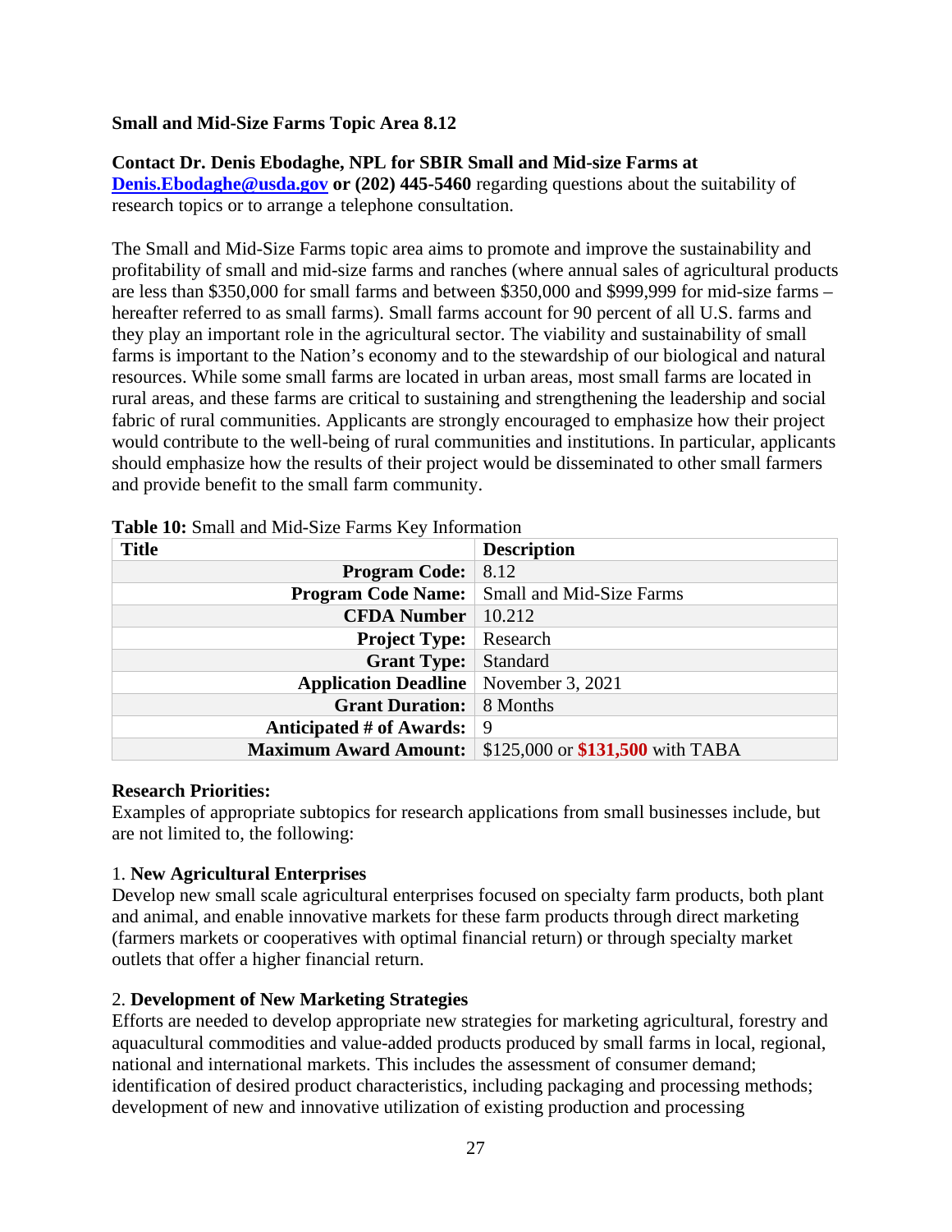**Small and Mid-Size Farms Topic Area 8.12**

**Contact Dr. Denis Ebodaghe, NPL for SBIR Small and Mid-size Farms at [Denis.Ebodaghe@usda.gov](mailto:Denis.Ebodaghe@usda.gov) or (202) 445-5460** regarding questions about the suitability of research topics or to arrange a telephone consultation.

The Small and Mid-Size Farms topic area aims to promote and improve the sustainability and profitability of small and mid-size farms and ranches (where annual sales of agricultural products are less than $350,000 for small farms and between $350,000 and $999,999 for mid-size farms – hereafter referred to as small farms). Small farms account for 90 percent of all U.S. farms and they play an important role in the agricultural sector. The viability and sustainability of small farms is important to the Nation's economy and to the stewardship of our biological and natural resources. While some small farms are located in urban areas, most small farms are located in rural areas, and these farms are critical to sustaining and strengthening the leadership and social fabric of rural communities. Applicants are strongly encouraged to emphasize how their project would contribute to the well-being of rural communities and institutions. In particular, applicants should emphasize how the results of their project would be disseminated to other small farmers and provide benefit to the small farm community.

**Table 10:** Small and Mid-Size Farms Key Information

| Title | Description |
|---:|---|
| **Program Code:** | 8.12 |
| **Program Code Name:** | Small and Mid-Size Farms |
| **CFDA Number** | 10.212 |
| **Project Type:** | Research |
| **Grant Type:** | Standard |
| **Application Deadline** | November 3, 2021 |
| **Grant Duration:** | 8 Months |
| **Anticipated # of Awards:** | 9 |
| **Maximum Award Amount:** | $125,000 or **$131,500** with TABA |

**Research Priorities:**

Examples of appropriate subtopics for research applications from small businesses include, but are not limited to, the following:

1. **New Agricultural Enterprises**

Develop new small scale agricultural enterprises focused on specialty farm products, both plant and animal, and enable innovative markets for these farm products through direct marketing (farmers markets or cooperatives with optimal financial return) or through specialty market outlets that offer a higher financial return.

2. **Development of New Marketing Strategies**

Efforts are needed to develop appropriate new strategies for marketing agricultural, forestry and aquacultural commodities and value-added products produced by small farms in local, regional, national and international markets. This includes the assessment of consumer demand; identification of desired product characteristics, including packaging and processing methods; development of new and innovative utilization of existing production and processing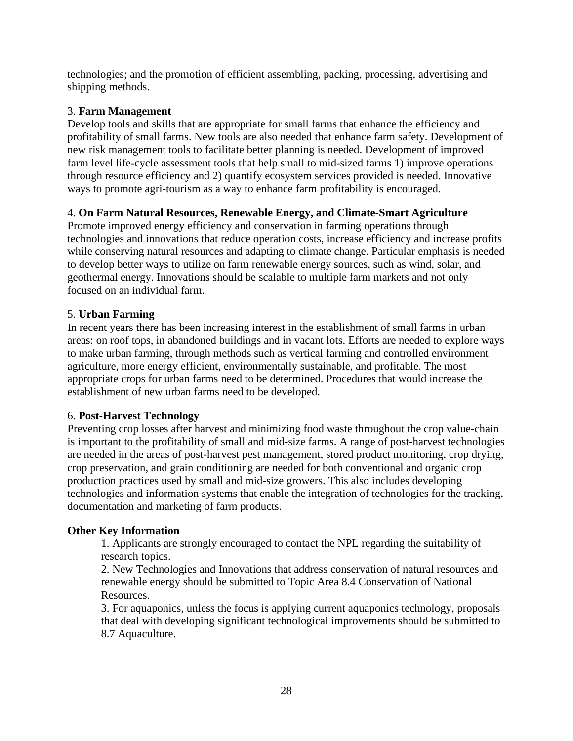technologies; and the promotion of efficient assembling, packing, processing, advertising and shipping methods.

3. **Farm Management**
Develop tools and skills that are appropriate for small farms that enhance the efficiency and profitability of small farms. New tools are also needed that enhance farm safety. Development of new risk management tools to facilitate better planning is needed. Development of improved farm level life-cycle assessment tools that help small to mid-sized farms 1) improve operations through resource efficiency and 2) quantify ecosystem services provided is needed. Innovative ways to promote agri-tourism as a way to enhance farm profitability is encouraged.

4. **On Farm Natural Resources, Renewable Energy, and Climate-Smart Agriculture**
Promote improved energy efficiency and conservation in farming operations through technologies and innovations that reduce operation costs, increase efficiency and increase profits while conserving natural resources and adapting to climate change. Particular emphasis is needed to develop better ways to utilize on farm renewable energy sources, such as wind, solar, and geothermal energy. Innovations should be scalable to multiple farm markets and not only focused on an individual farm.

5. **Urban Farming**
In recent years there has been increasing interest in the establishment of small farms in urban areas: on roof tops, in abandoned buildings and in vacant lots. Efforts are needed to explore ways to make urban farming, through methods such as vertical farming and controlled environment agriculture, more energy efficient, environmentally sustainable, and profitable. The most appropriate crops for urban farms need to be determined. Procedures that would increase the establishment of new urban farms need to be developed.

6. **Post-Harvest Technology**
Preventing crop losses after harvest and minimizing food waste throughout the crop value-chain is important to the profitability of small and mid-size farms. A range of post-harvest technologies are needed in the areas of post-harvest pest management, stored product monitoring, crop drying, crop preservation, and grain conditioning are needed for both conventional and organic crop production practices used by small and mid-size growers. This also includes developing technologies and information systems that enable the integration of technologies for the tracking, documentation and marketing of farm products.

**Other Key Information**

1. Applicants are strongly encouraged to contact the NPL regarding the suitability of research topics.
2. New Technologies and Innovations that address conservation of natural resources and renewable energy should be submitted to Topic Area 8.4 Conservation of National Resources.
3. For aquaponics, unless the focus is applying current aquaponics technology, proposals that deal with developing significant technological improvements should be submitted to 8.7 Aquaculture.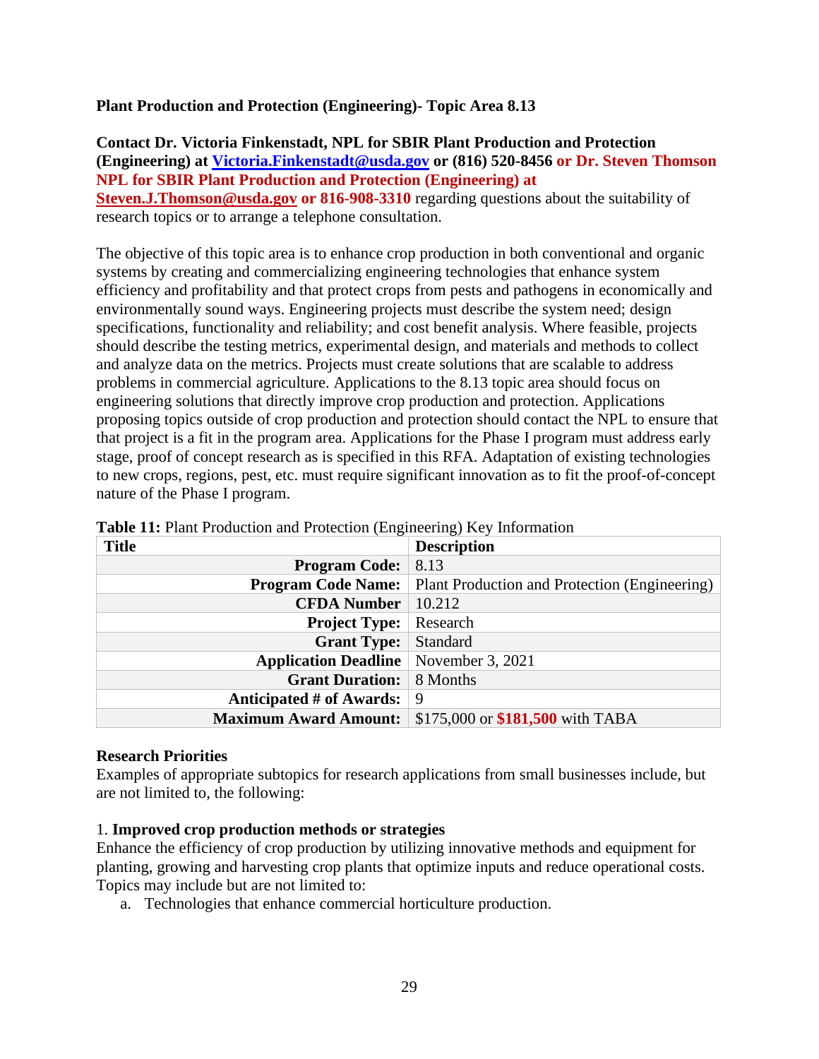**Plant Production and Protection (Engineering)- Topic Area 8.13**

**Contact Dr. Victoria Finkenstadt, NPL for SBIR Plant Production and Protection (Engineering) at Victoria.Finkenstadt@usda.gov or (816) 520-8456 or Dr. Steven Thomson NPL for SBIR Plant Production and Protection (Engineering) at Steven.J.Thomson@usda.gov or 816-908-3310** regarding questions about the suitability of research topics or to arrange a telephone consultation.

The objective of this topic area is to enhance crop production in both conventional and organic systems by creating and commercializing engineering technologies that enhance system efficiency and profitability and that protect crops from pests and pathogens in economically and environmentally sound ways. Engineering projects must describe the system need; design specifications, functionality and reliability; and cost benefit analysis. Where feasible, projects should describe the testing metrics, experimental design, and materials and methods to collect and analyze data on the metrics. Projects must create solutions that are scalable to address problems in commercial agriculture. Applications to the 8.13 topic area should focus on engineering solutions that directly improve crop production and protection. Applications proposing topics outside of crop production and protection should contact the NPL to ensure that that project is a fit in the program area. Applications for the Phase I program must address early stage, proof of concept research as is specified in this RFA. Adaptation of existing technologies to new crops, regions, pest, etc. must require significant innovation as to fit the proof-of-concept nature of the Phase I program.

**Table 11:** Plant Production and Protection (Engineering) Key Information

| Title | Description |
|---|---|
| **Program Code:** | 8.13 |
| **Program Code Name:** | Plant Production and Protection (Engineering) |
| **CFDA Number** | 10.212 |
| **Project Type:** | Research |
| **Grant Type:** | Standard |
| **Application Deadline** | November 3, 2021 |
| **Grant Duration:** | 8 Months |
| **Anticipated # of Awards:** | 9 |
| **Maximum Award Amount:** | $175,000 or **$181,500** with TABA |

**Research Priorities**

Examples of appropriate subtopics for research applications from small businesses include, but are not limited to, the following:

1. **Improved crop production methods or strategies**

Enhance the efficiency of crop production by utilizing innovative methods and equipment for planting, growing and harvesting crop plants that optimize inputs and reduce operational costs. Topics may include but are not limited to:

a. Technologies that enhance commercial horticulture production.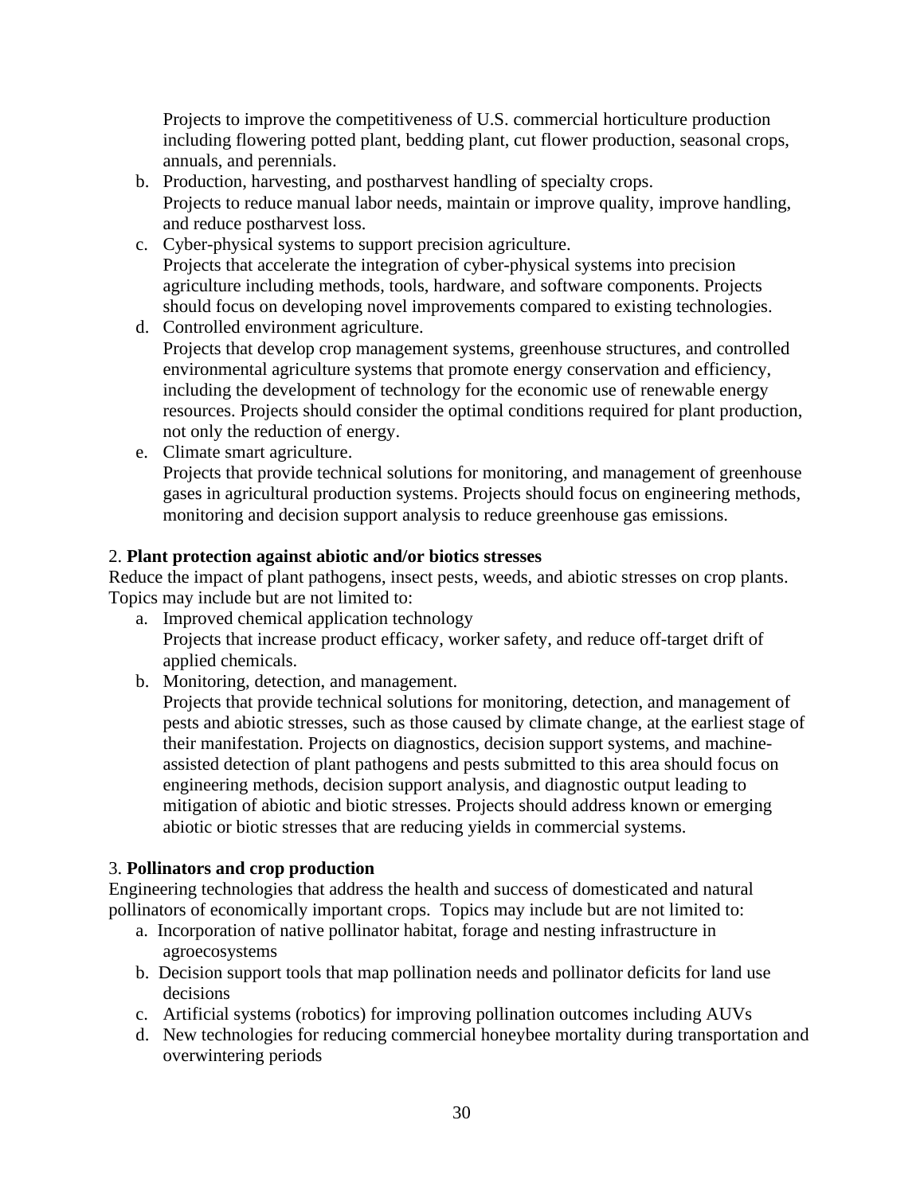Projects to improve the competitiveness of U.S. commercial horticulture production including flowering potted plant, bedding plant, cut flower production, seasonal crops, annuals, and perennials.

b. Production, harvesting, and postharvest handling of specialty crops.
   Projects to reduce manual labor needs, maintain or improve quality, improve handling, and reduce postharvest loss.
c. Cyber-physical systems to support precision agriculture.
   Projects that accelerate the integration of cyber-physical systems into precision agriculture including methods, tools, hardware, and software components. Projects should focus on developing novel improvements compared to existing technologies.
d. Controlled environment agriculture.
   Projects that develop crop management systems, greenhouse structures, and controlled environmental agriculture systems that promote energy conservation and efficiency, including the development of technology for the economic use of renewable energy resources. Projects should consider the optimal conditions required for plant production, not only the reduction of energy.
e. Climate smart agriculture.
   Projects that provide technical solutions for monitoring, and management of greenhouse gases in agricultural production systems. Projects should focus on engineering methods, monitoring and decision support analysis to reduce greenhouse gas emissions.

2. **Plant protection against abiotic and/or biotics stresses**
Reduce the impact of plant pathogens, insect pests, weeds, and abiotic stresses on crop plants. Topics may include but are not limited to:

a. Improved chemical application technology
   Projects that increase product efficacy, worker safety, and reduce off-target drift of applied chemicals.
b. Monitoring, detection, and management.
   Projects that provide technical solutions for monitoring, detection, and management of pests and abiotic stresses, such as those caused by climate change, at the earliest stage of their manifestation. Projects on diagnostics, decision support systems, and machine-assisted detection of plant pathogens and pests submitted to this area should focus on engineering methods, decision support analysis, and diagnostic output leading to mitigation of abiotic and biotic stresses. Projects should address known or emerging abiotic or biotic stresses that are reducing yields in commercial systems.

3. **Pollinators and crop production**
Engineering technologies that address the health and success of domesticated and natural pollinators of economically important crops. Topics may include but are not limited to:

a. Incorporation of native pollinator habitat, forage and nesting infrastructure in agroecosystems
b. Decision support tools that map pollination needs and pollinator deficits for land use decisions
c. Artificial systems (robotics) for improving pollination outcomes including AUVs
d. New technologies for reducing commercial honeybee mortality during transportation and overwintering periods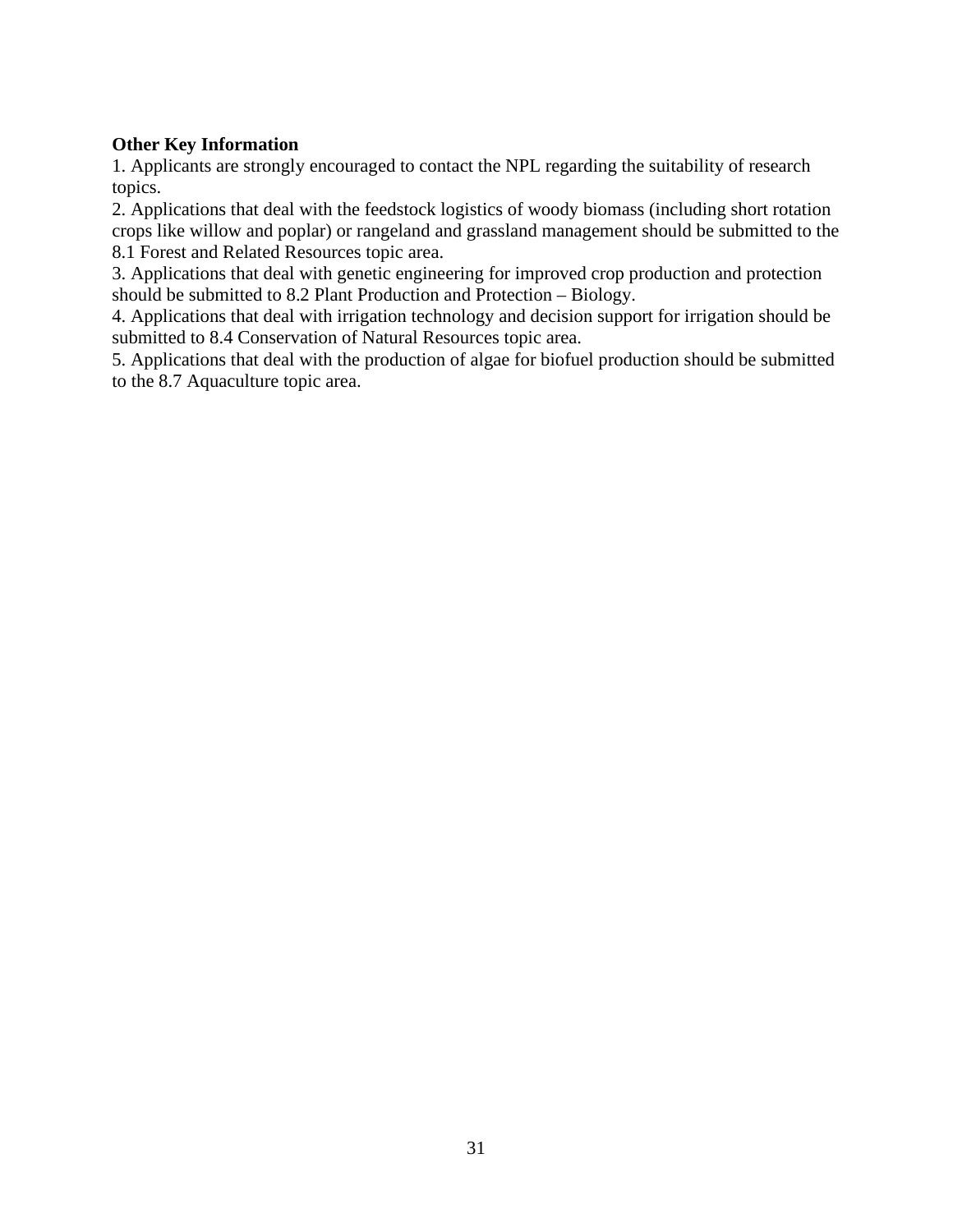**Other Key Information**

1. Applicants are strongly encouraged to contact the NPL regarding the suitability of research topics.
2. Applications that deal with the feedstock logistics of woody biomass (including short rotation crops like willow and poplar) or rangeland and grassland management should be submitted to the 8.1 Forest and Related Resources topic area.
3. Applications that deal with genetic engineering for improved crop production and protection should be submitted to 8.2 Plant Production and Protection – Biology.
4. Applications that deal with irrigation technology and decision support for irrigation should be submitted to 8.4 Conservation of Natural Resources topic area.
5. Applications that deal with the production of algae for biofuel production should be submitted to the 8.7 Aquaculture topic area.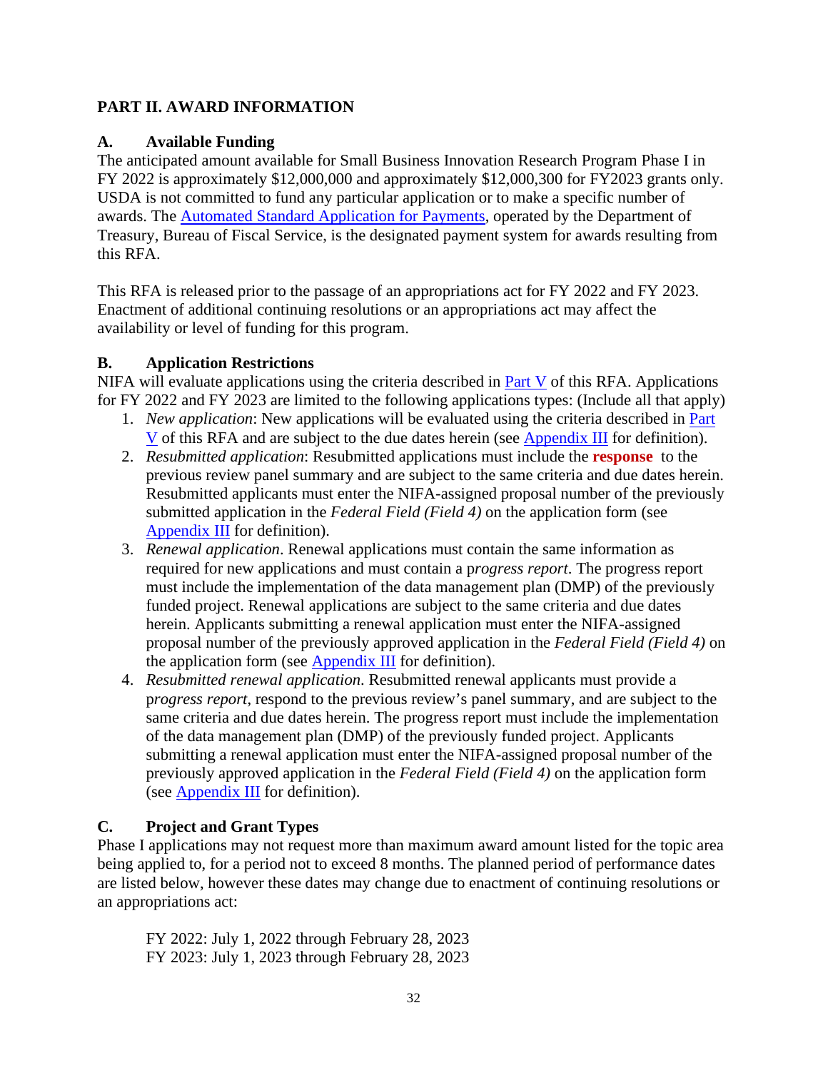## PART II. AWARD INFORMATION

### A. Available Funding

The anticipated amount available for Small Business Innovation Research Program Phase I in FY 2022 is approximately $12,000,000 and approximately $12,000,300 for FY2023 grants only. USDA is not committed to fund any particular application or to make a specific number of awards. The Automated Standard Application for Payments, operated by the Department of Treasury, Bureau of Fiscal Service, is the designated payment system for awards resulting from this RFA.

This RFA is released prior to the passage of an appropriations act for FY 2022 and FY 2023. Enactment of additional continuing resolutions or an appropriations act may affect the availability or level of funding for this program.

### B. Application Restrictions

NIFA will evaluate applications using the criteria described in Part V of this RFA. Applications for FY 2022 and FY 2023 are limited to the following applications types: (Include all that apply)

1. *New application*: New applications will be evaluated using the criteria described in Part V of this RFA and are subject to the due dates herein (see Appendix III for definition).
2. *Resubmitted application*: Resubmitted applications must include the **response** to the previous review panel summary and are subject to the same criteria and due dates herein. Resubmitted applicants must enter the NIFA-assigned proposal number of the previously submitted application in the *Federal Field (Field 4)* on the application form (see Appendix III for definition).
3. *Renewal application*. Renewal applications must contain the same information as required for new applications and must contain a p*rogress report*. The progress report must include the implementation of the data management plan (DMP) of the previously funded project. Renewal applications are subject to the same criteria and due dates herein. Applicants submitting a renewal application must enter the NIFA-assigned proposal number of the previously approved application in the *Federal Field (Field 4)* on the application form (see Appendix III for definition).
4. *Resubmitted renewal application*. Resubmitted renewal applicants must provide a p*rogress report*, respond to the previous review's panel summary, and are subject to the same criteria and due dates herein. The progress report must include the implementation of the data management plan (DMP) of the previously funded project. Applicants submitting a renewal application must enter the NIFA-assigned proposal number of the previously approved application in the *Federal Field (Field 4)* on the application form (see Appendix III for definition).

### C. Project and Grant Types

Phase I applications may not request more than maximum award amount listed for the topic area being applied to, for a period not to exceed 8 months. The planned period of performance dates are listed below, however these dates may change due to enactment of continuing resolutions or an appropriations act:

FY 2022: July 1, 2022 through February 28, 2023
FY 2023: July 1, 2023 through February 28, 2023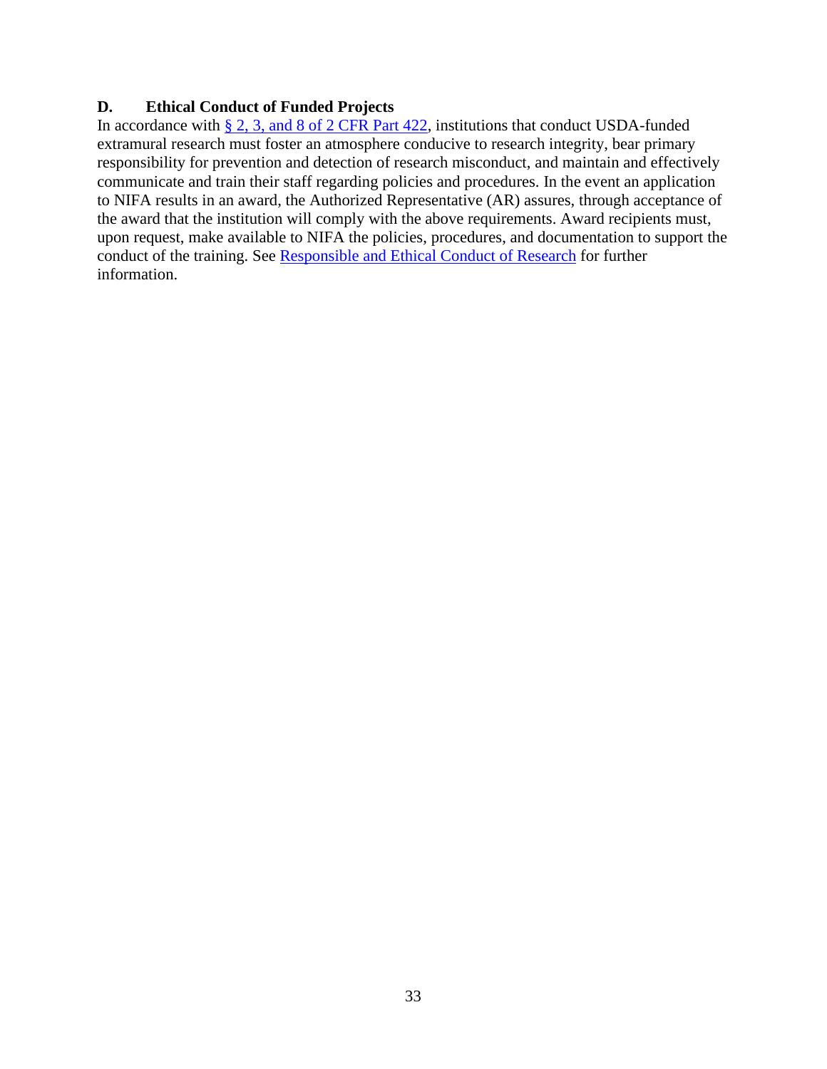### D. Ethical Conduct of Funded Projects

In accordance with § 2, 3, and 8 of 2 CFR Part 422, institutions that conduct USDA-funded extramural research must foster an atmosphere conducive to research integrity, bear primary responsibility for prevention and detection of research misconduct, and maintain and effectively communicate and train their staff regarding policies and procedures. In the event an application to NIFA results in an award, the Authorized Representative (AR) assures, through acceptance of the award that the institution will comply with the above requirements. Award recipients must, upon request, make available to NIFA the policies, procedures, and documentation to support the conduct of the training. See Responsible and Ethical Conduct of Research for further information.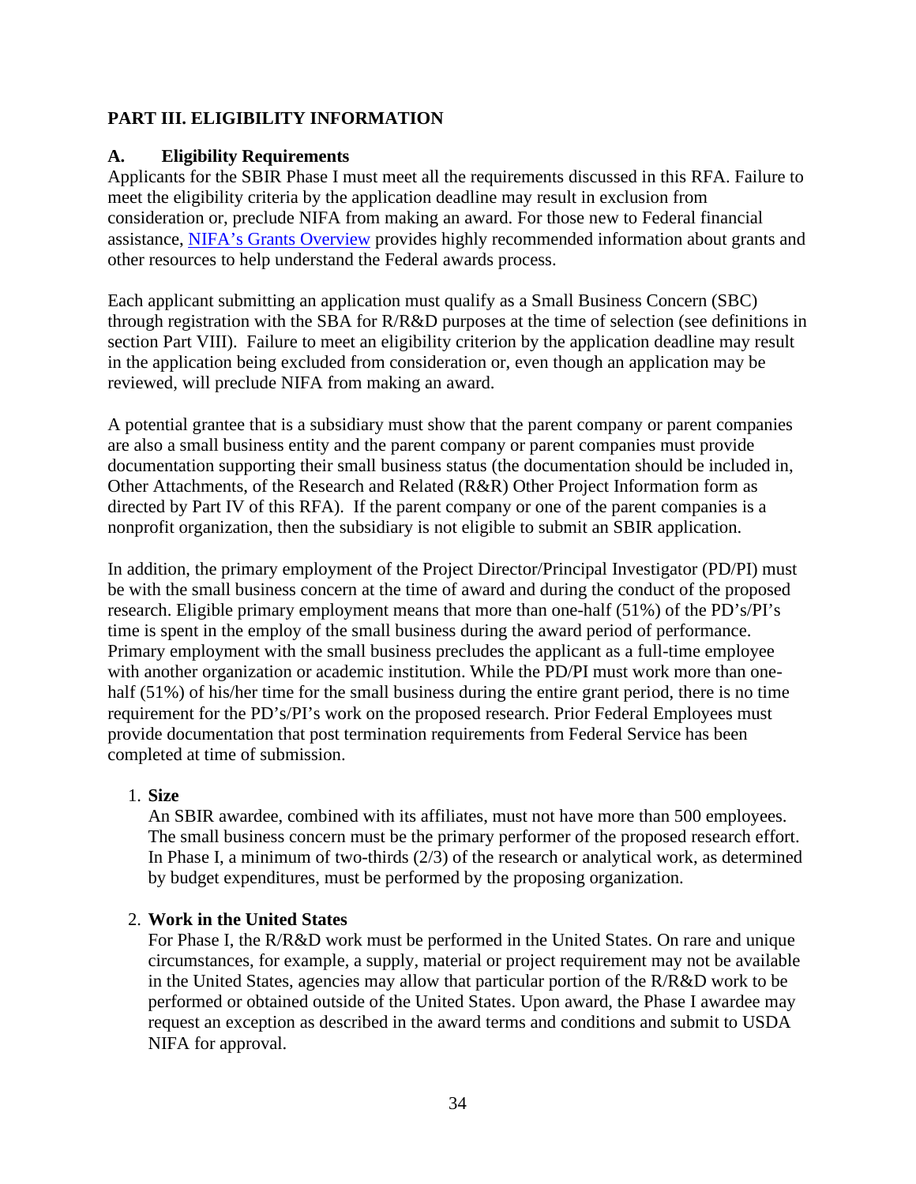## PART III. ELIGIBILITY INFORMATION

### A. Eligibility Requirements

Applicants for the SBIR Phase I must meet all the requirements discussed in this RFA. Failure to meet the eligibility criteria by the application deadline may result in exclusion from consideration or, preclude NIFA from making an award. For those new to Federal financial assistance, [NIFA's Grants Overview](https://www.nifa.usda.gov/grants) provides highly recommended information about grants and other resources to help understand the Federal awards process.

Each applicant submitting an application must qualify as a Small Business Concern (SBC) through registration with the SBA for R/R&D purposes at the time of selection (see definitions in section Part VIII). Failure to meet an eligibility criterion by the application deadline may result in the application being excluded from consideration or, even though an application may be reviewed, will preclude NIFA from making an award.

A potential grantee that is a subsidiary must show that the parent company or parent companies are also a small business entity and the parent company or parent companies must provide documentation supporting their small business status (the documentation should be included in, Other Attachments, of the Research and Related (R&R) Other Project Information form as directed by Part IV of this RFA). If the parent company or one of the parent companies is a nonprofit organization, then the subsidiary is not eligible to submit an SBIR application.

In addition, the primary employment of the Project Director/Principal Investigator (PD/PI) must be with the small business concern at the time of award and during the conduct of the proposed research. Eligible primary employment means that more than one-half (51%) of the PD's/PI's time is spent in the employ of the small business during the award period of performance. Primary employment with the small business precludes the applicant as a full-time employee with another organization or academic institution. While the PD/PI must work more than one-half (51%) of his/her time for the small business during the entire grant period, there is no time requirement for the PD's/PI's work on the proposed research. Prior Federal Employees must provide documentation that post termination requirements from Federal Service has been completed at time of submission.

1. **Size**
   An SBIR awardee, combined with its affiliates, must not have more than 500 employees. The small business concern must be the primary performer of the proposed research effort. In Phase I, a minimum of two-thirds (2/3) of the research or analytical work, as determined by budget expenditures, must be performed by the proposing organization.

2. **Work in the United States**
   For Phase I, the R/R&D work must be performed in the United States. On rare and unique circumstances, for example, a supply, material or project requirement may not be available in the United States, agencies may allow that particular portion of the R/R&D work to be performed or obtained outside of the United States. Upon award, the Phase I awardee may request an exception as described in the award terms and conditions and submit to USDA NIFA for approval.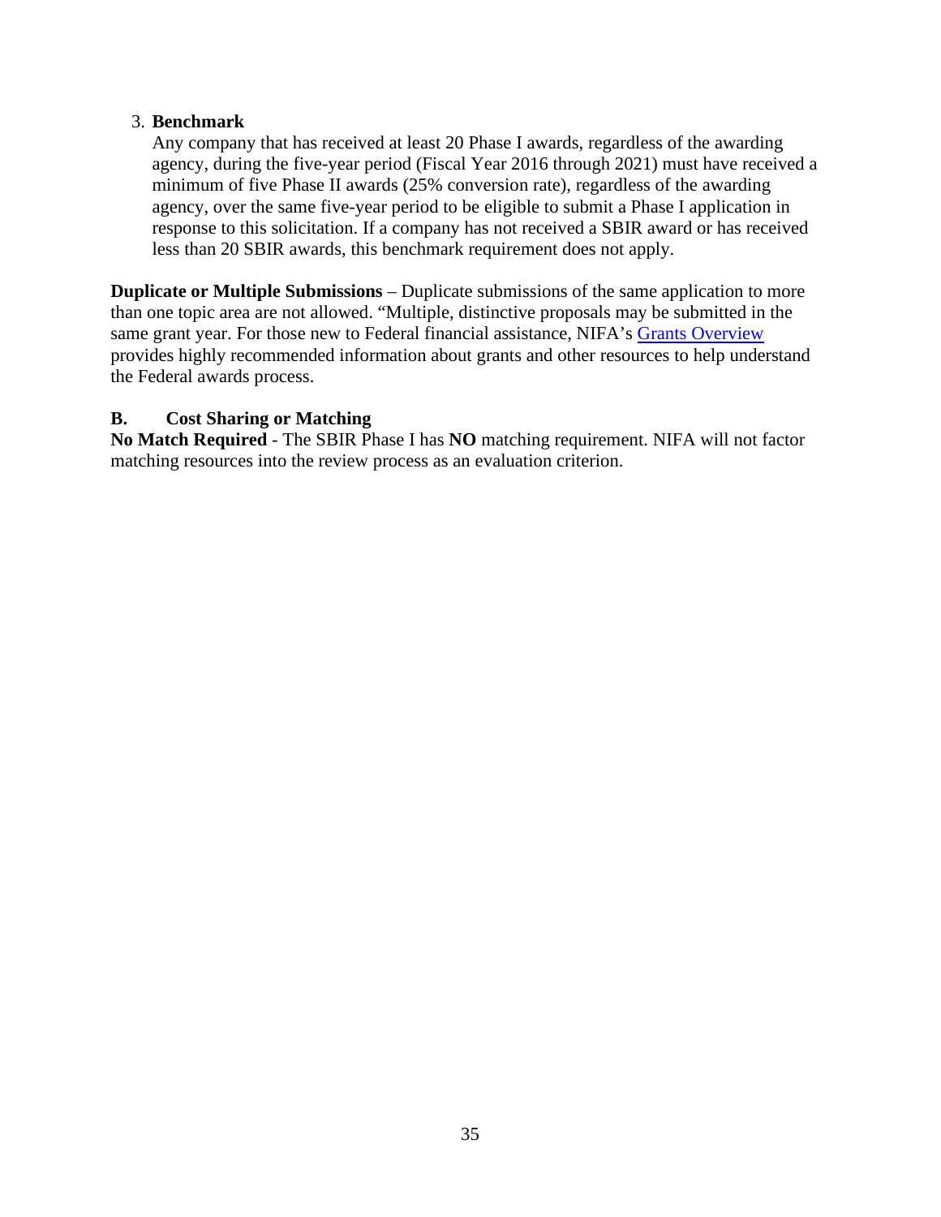3. **Benchmark**
   Any company that has received at least 20 Phase I awards, regardless of the awarding agency, during the five-year period (Fiscal Year 2016 through 2021) must have received a minimum of five Phase II awards (25% conversion rate), regardless of the awarding agency, over the same five-year period to be eligible to submit a Phase I application in response to this solicitation. If a company has not received a SBIR award or has received less than 20 SBIR awards, this benchmark requirement does not apply.

**Duplicate or Multiple Submissions** – Duplicate submissions of the same application to more than one topic area are not allowed. "Multiple, distinctive proposals may be submitted in the same grant year. For those new to Federal financial assistance, NIFA's Grants Overview provides highly recommended information about grants and other resources to help understand the Federal awards process.

## B. Cost Sharing or Matching

**No Match Required** - The SBIR Phase I has **NO** matching requirement. NIFA will not factor matching resources into the review process as an evaluation criterion.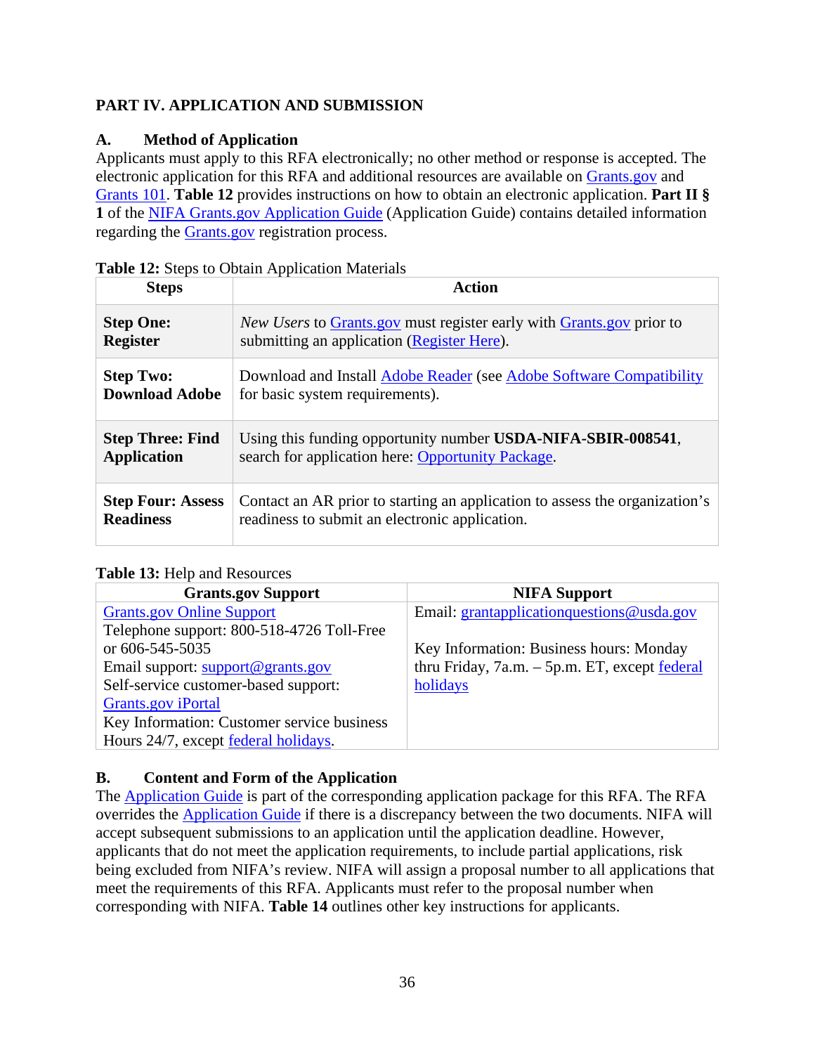# PART IV. APPLICATION AND SUBMISSION

## A. Method of Application

Applicants must apply to this RFA electronically; no other method or response is accepted. The electronic application for this RFA and additional resources are available on Grants.gov and Grants 101. **Table 12** provides instructions on how to obtain an electronic application. **Part II § 1** of the NIFA Grants.gov Application Guide (Application Guide) contains detailed information regarding the Grants.gov registration process.

**Table 12:** Steps to Obtain Application Materials

| Steps | Action |
|---|---|
| **Step One: Register** | *New Users* to Grants.gov must register early with Grants.gov prior to submitting an application (Register Here). |
| **Step Two: Download Adobe** | Download and Install Adobe Reader (see Adobe Software Compatibility for basic system requirements). |
| **Step Three: Find Application** | Using this funding opportunity number **USDA-NIFA-SBIR-008541**, search for application here: Opportunity Package. |
| **Step Four: Assess Readiness** | Contact an AR prior to starting an application to assess the organization's readiness to submit an electronic application. |

**Table 13:** Help and Resources

| Grants.gov Support | NIFA Support |
|---|---|
| Grants.gov Online Support<br>Telephone support: 800-518-4726 Toll-Free or 606-545-5035<br>Email support: support@grants.gov<br>Self-service customer-based support: Grants.gov iPortal<br>Key Information: Customer service business Hours 24/7, except federal holidays. | Email: grantapplicationquestions@usda.gov<br><br>Key Information: Business hours: Monday thru Friday, 7a.m. – 5p.m. ET, except federal holidays |

## B. Content and Form of the Application

The Application Guide is part of the corresponding application package for this RFA. The RFA overrides the Application Guide if there is a discrepancy between the two documents. NIFA will accept subsequent submissions to an application until the application deadline. However, applicants that do not meet the application requirements, to include partial applications, risk being excluded from NIFA's review. NIFA will assign a proposal number to all applications that meet the requirements of this RFA. Applicants must refer to the proposal number when corresponding with NIFA. **Table 14** outlines other key instructions for applicants.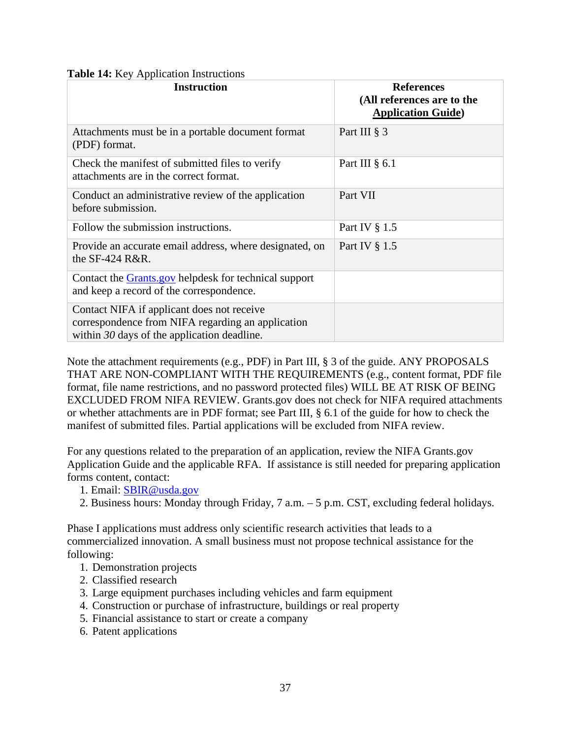**Table 14:** Key Application Instructions

| Instruction | References (All references are to the Application Guide) |
|---|---|
| Attachments must be in a portable document format (PDF) format. | Part III § 3 |
| Check the manifest of submitted files to verify attachments are in the correct format. | Part III § 6.1 |
| Conduct an administrative review of the application before submission. | Part VII |
| Follow the submission instructions. | Part IV § 1.5 |
| Provide an accurate email address, where designated, on the SF-424 R&R. | Part IV § 1.5 |
| Contact the Grants.gov helpdesk for technical support and keep a record of the correspondence. | |
| Contact NIFA if applicant does not receive correspondence from NIFA regarding an application within *30* days of the application deadline. | |

Note the attachment requirements (e.g., PDF) in Part III, § 3 of the guide. ANY PROPOSALS THAT ARE NON-COMPLIANT WITH THE REQUIREMENTS (e.g., content format, PDF file format, file name restrictions, and no password protected files) WILL BE AT RISK OF BEING EXCLUDED FROM NIFA REVIEW. Grants.gov does not check for NIFA required attachments or whether attachments are in PDF format; see Part III, § 6.1 of the guide for how to check the manifest of submitted files. Partial applications will be excluded from NIFA review.

For any questions related to the preparation of an application, review the NIFA Grants.gov Application Guide and the applicable RFA. If assistance is still needed for preparing application forms content, contact:

1. Email: SBIR@usda.gov
2. Business hours: Monday through Friday, 7 a.m. – 5 p.m. CST, excluding federal holidays.

Phase I applications must address only scientific research activities that leads to a commercialized innovation. A small business must not propose technical assistance for the following:

1. Demonstration projects
2. Classified research
3. Large equipment purchases including vehicles and farm equipment
4. Construction or purchase of infrastructure, buildings or real property
5. Financial assistance to start or create a company
6. Patent applications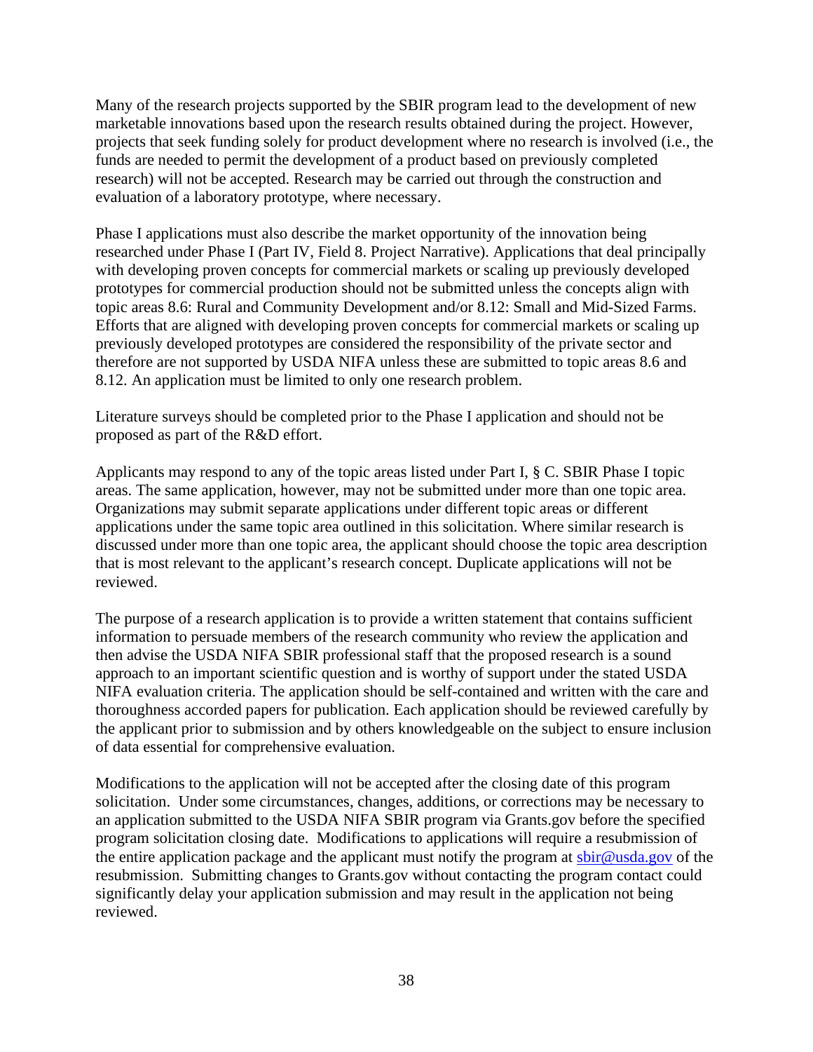Many of the research projects supported by the SBIR program lead to the development of new marketable innovations based upon the research results obtained during the project. However, projects that seek funding solely for product development where no research is involved (i.e., the funds are needed to permit the development of a product based on previously completed research) will not be accepted. Research may be carried out through the construction and evaluation of a laboratory prototype, where necessary.

Phase I applications must also describe the market opportunity of the innovation being researched under Phase I (Part IV, Field 8. Project Narrative). Applications that deal principally with developing proven concepts for commercial markets or scaling up previously developed prototypes for commercial production should not be submitted unless the concepts align with topic areas 8.6: Rural and Community Development and/or 8.12: Small and Mid-Sized Farms. Efforts that are aligned with developing proven concepts for commercial markets or scaling up previously developed prototypes are considered the responsibility of the private sector and therefore are not supported by USDA NIFA unless these are submitted to topic areas 8.6 and 8.12. An application must be limited to only one research problem.

Literature surveys should be completed prior to the Phase I application and should not be proposed as part of the R&D effort.

Applicants may respond to any of the topic areas listed under Part I, § C. SBIR Phase I topic areas. The same application, however, may not be submitted under more than one topic area. Organizations may submit separate applications under different topic areas or different applications under the same topic area outlined in this solicitation. Where similar research is discussed under more than one topic area, the applicant should choose the topic area description that is most relevant to the applicant's research concept. Duplicate applications will not be reviewed.

The purpose of a research application is to provide a written statement that contains sufficient information to persuade members of the research community who review the application and then advise the USDA NIFA SBIR professional staff that the proposed research is a sound approach to an important scientific question and is worthy of support under the stated USDA NIFA evaluation criteria. The application should be self-contained and written with the care and thoroughness accorded papers for publication. Each application should be reviewed carefully by the applicant prior to submission and by others knowledgeable on the subject to ensure inclusion of data essential for comprehensive evaluation.

Modifications to the application will not be accepted after the closing date of this program solicitation. Under some circumstances, changes, additions, or corrections may be necessary to an application submitted to the USDA NIFA SBIR program via Grants.gov before the specified program solicitation closing date. Modifications to applications will require a resubmission of the entire application package and the applicant must notify the program at [sbir@usda.gov](mailto:sbir@usda.gov) of the resubmission. Submitting changes to Grants.gov without contacting the program contact could significantly delay your application submission and may result in the application not being reviewed.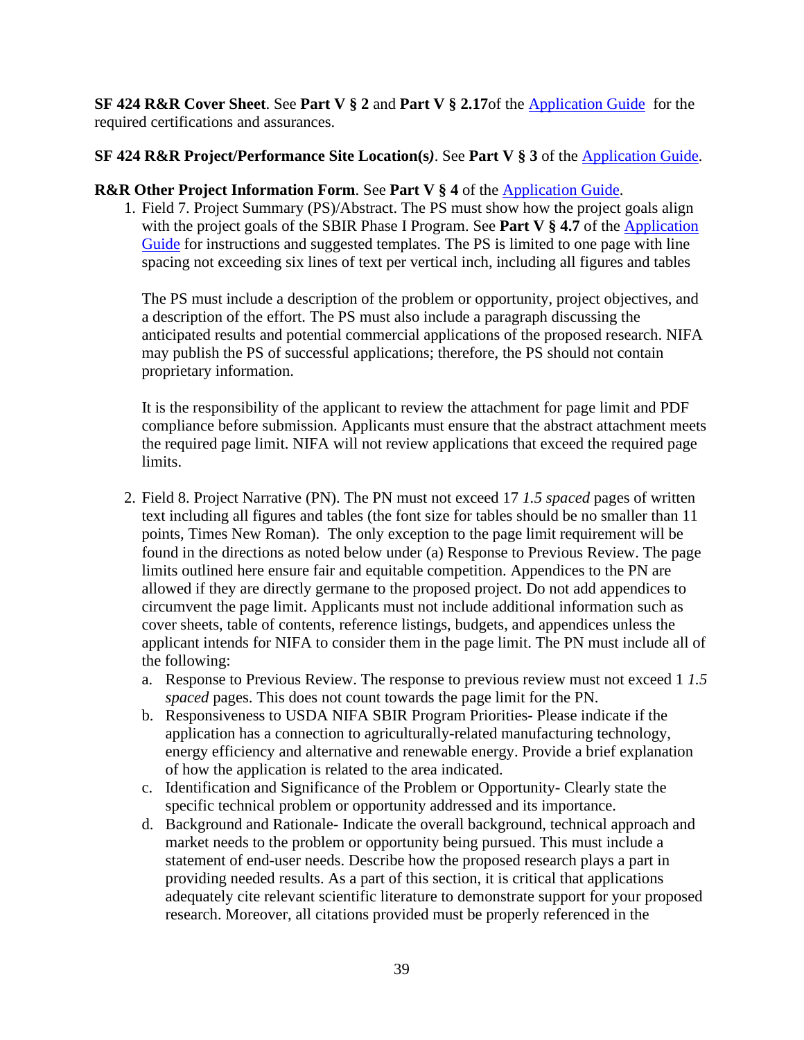**SF 424 R&R Cover Sheet**. See **Part V § 2** and **Part V § 2.17**of the [Application Guide](#) for the required certifications and assurances.

**SF 424 R&R Project/Performance Site Location(s*)***. See **Part V § 3** of the [Application Guide](#).

**R&R Other Project Information Form**. See **Part V § 4** of the [Application Guide](#).

1. Field 7. Project Summary (PS)/Abstract. The PS must show how the project goals align with the project goals of the SBIR Phase I Program. See **Part V § 4.7** of the [Application Guide](#) for instructions and suggested templates. The PS is limited to one page with line spacing not exceeding six lines of text per vertical inch, including all figures and tables

   The PS must include a description of the problem or opportunity, project objectives, and a description of the effort. The PS must also include a paragraph discussing the anticipated results and potential commercial applications of the proposed research. NIFA may publish the PS of successful applications; therefore, the PS should not contain proprietary information.

   It is the responsibility of the applicant to review the attachment for page limit and PDF compliance before submission. Applicants must ensure that the abstract attachment meets the required page limit. NIFA will not review applications that exceed the required page limits.

2. Field 8. Project Narrative (PN). The PN must not exceed 17 *1.5 spaced* pages of written text including all figures and tables (the font size for tables should be no smaller than 11 points, Times New Roman). The only exception to the page limit requirement will be found in the directions as noted below under (a) Response to Previous Review. The page limits outlined here ensure fair and equitable competition. Appendices to the PN are allowed if they are directly germane to the proposed project. Do not add appendices to circumvent the page limit. Applicants must not include additional information such as cover sheets, table of contents, reference listings, budgets, and appendices unless the applicant intends for NIFA to consider them in the page limit. The PN must include all of the following:
   a. Response to Previous Review. The response to previous review must not exceed 1 *1.5 spaced* pages. This does not count towards the page limit for the PN.
   b. Responsiveness to USDA NIFA SBIR Program Priorities- Please indicate if the application has a connection to agriculturally-related manufacturing technology, energy efficiency and alternative and renewable energy. Provide a brief explanation of how the application is related to the area indicated.
   c. Identification and Significance of the Problem or Opportunity- Clearly state the specific technical problem or opportunity addressed and its importance.
   d. Background and Rationale- Indicate the overall background, technical approach and market needs to the problem or opportunity being pursued. This must include a statement of end-user needs. Describe how the proposed research plays a part in providing needed results. As a part of this section, it is critical that applications adequately cite relevant scientific literature to demonstrate support for your proposed research. Moreover, all citations provided must be properly referenced in the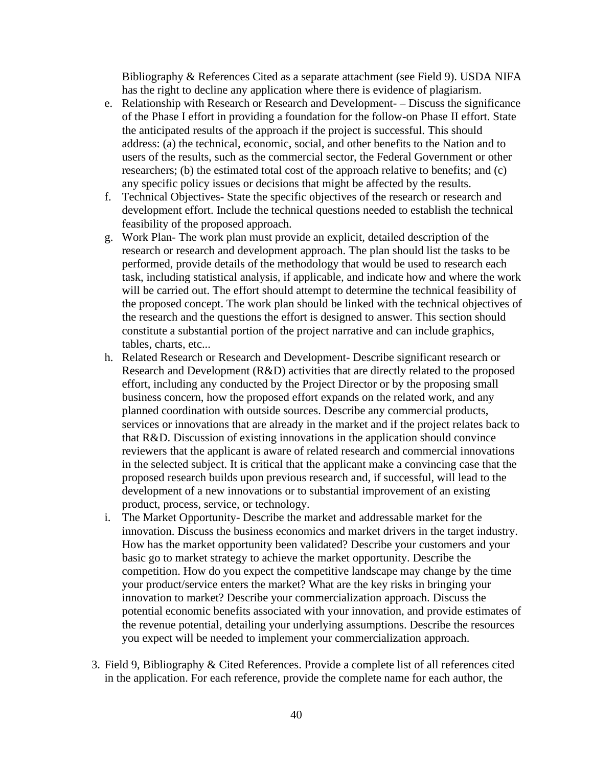Bibliography & References Cited as a separate attachment (see Field 9). USDA NIFA has the right to decline any application where there is evidence of plagiarism.

e. Relationship with Research or Research and Development- – Discuss the significance of the Phase I effort in providing a foundation for the follow-on Phase II effort. State the anticipated results of the approach if the project is successful. This should address: (a) the technical, economic, social, and other benefits to the Nation and to users of the results, such as the commercial sector, the Federal Government or other researchers; (b) the estimated total cost of the approach relative to benefits; and (c) any specific policy issues or decisions that might be affected by the results.
f. Technical Objectives- State the specific objectives of the research or research and development effort. Include the technical questions needed to establish the technical feasibility of the proposed approach.
g. Work Plan- The work plan must provide an explicit, detailed description of the research or research and development approach. The plan should list the tasks to be performed, provide details of the methodology that would be used to research each task, including statistical analysis, if applicable, and indicate how and where the work will be carried out. The effort should attempt to determine the technical feasibility of the proposed concept. The work plan should be linked with the technical objectives of the research and the questions the effort is designed to answer. This section should constitute a substantial portion of the project narrative and can include graphics, tables, charts, etc...
h. Related Research or Research and Development- Describe significant research or Research and Development (R&D) activities that are directly related to the proposed effort, including any conducted by the Project Director or by the proposing small business concern, how the proposed effort expands on the related work, and any planned coordination with outside sources. Describe any commercial products, services or innovations that are already in the market and if the project relates back to that R&D. Discussion of existing innovations in the application should convince reviewers that the applicant is aware of related research and commercial innovations in the selected subject. It is critical that the applicant make a convincing case that the proposed research builds upon previous research and, if successful, will lead to the development of a new innovations or to substantial improvement of an existing product, process, service, or technology.
i. The Market Opportunity- Describe the market and addressable market for the innovation. Discuss the business economics and market drivers in the target industry. How has the market opportunity been validated? Describe your customers and your basic go to market strategy to achieve the market opportunity. Describe the competition. How do you expect the competitive landscape may change by the time your product/service enters the market? What are the key risks in bringing your innovation to market? Describe your commercialization approach. Discuss the potential economic benefits associated with your innovation, and provide estimates of the revenue potential, detailing your underlying assumptions. Describe the resources you expect will be needed to implement your commercialization approach.

3. Field 9, Bibliography & Cited References. Provide a complete list of all references cited in the application. For each reference, provide the complete name for each author, the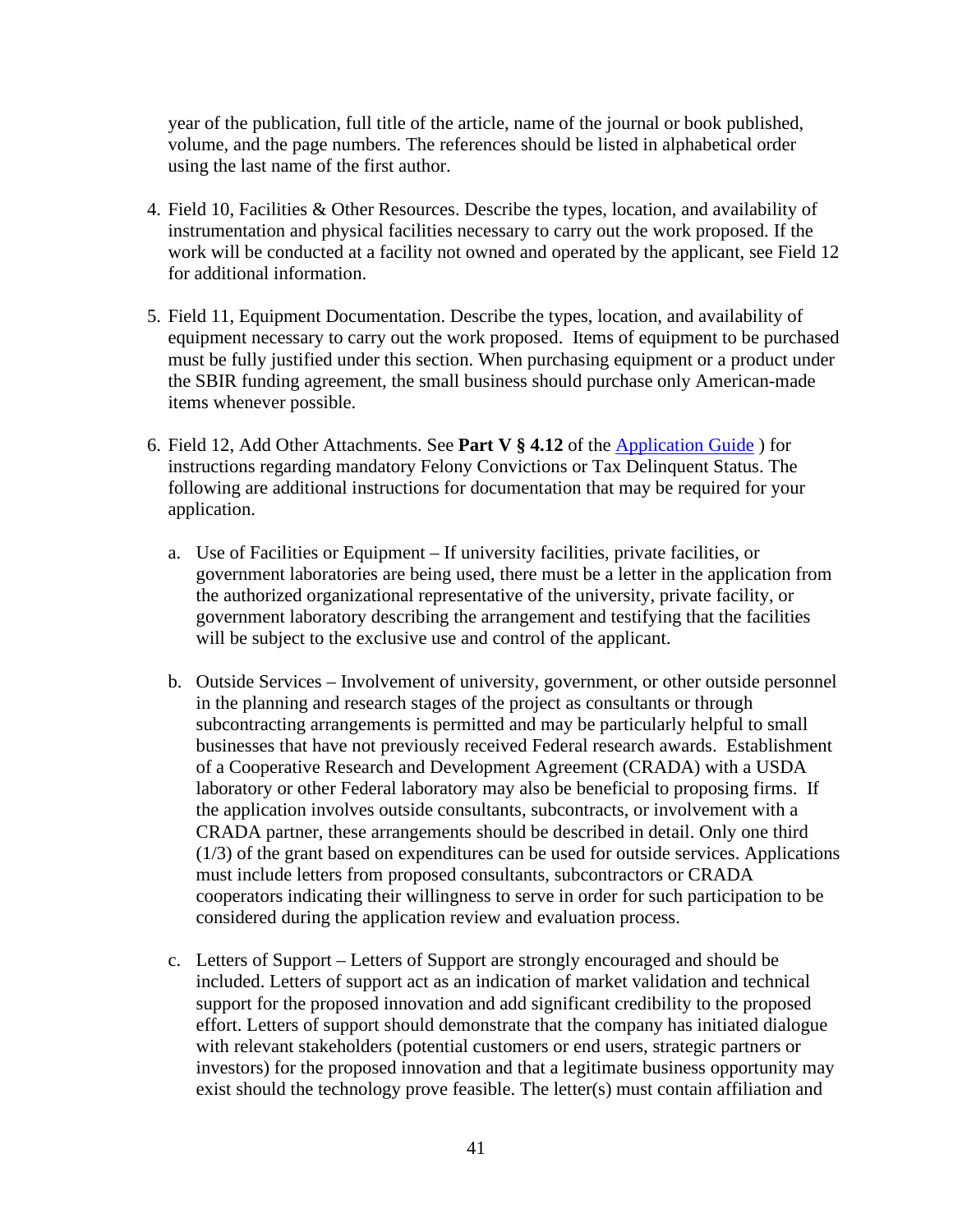year of the publication, full title of the article, name of the journal or book published, volume, and the page numbers. The references should be listed in alphabetical order using the last name of the first author.

4. Field 10, Facilities & Other Resources. Describe the types, location, and availability of instrumentation and physical facilities necessary to carry out the work proposed. If the work will be conducted at a facility not owned and operated by the applicant, see Field 12 for additional information.

5. Field 11, Equipment Documentation. Describe the types, location, and availability of equipment necessary to carry out the work proposed. Items of equipment to be purchased must be fully justified under this section. When purchasing equipment or a product under the SBIR funding agreement, the small business should purchase only American-made items whenever possible.

6. Field 12, Add Other Attachments. See **Part V § 4.12** of the [Application Guide](Application Guide) ) for instructions regarding mandatory Felony Convictions or Tax Delinquent Status. The following are additional instructions for documentation that may be required for your application.

   a. Use of Facilities or Equipment – If university facilities, private facilities, or government laboratories are being used, there must be a letter in the application from the authorized organizational representative of the university, private facility, or government laboratory describing the arrangement and testifying that the facilities will be subject to the exclusive use and control of the applicant.

   b. Outside Services – Involvement of university, government, or other outside personnel in the planning and research stages of the project as consultants or through subcontracting arrangements is permitted and may be particularly helpful to small businesses that have not previously received Federal research awards. Establishment of a Cooperative Research and Development Agreement (CRADA) with a USDA laboratory or other Federal laboratory may also be beneficial to proposing firms. If the application involves outside consultants, subcontracts, or involvement with a CRADA partner, these arrangements should be described in detail. Only one third (1/3) of the grant based on expenditures can be used for outside services. Applications must include letters from proposed consultants, subcontractors or CRADA cooperators indicating their willingness to serve in order for such participation to be considered during the application review and evaluation process.

   c. Letters of Support – Letters of Support are strongly encouraged and should be included. Letters of support act as an indication of market validation and technical support for the proposed innovation and add significant credibility to the proposed effort. Letters of support should demonstrate that the company has initiated dialogue with relevant stakeholders (potential customers or end users, strategic partners or investors) for the proposed innovation and that a legitimate business opportunity may exist should the technology prove feasible. The letter(s) must contain affiliation and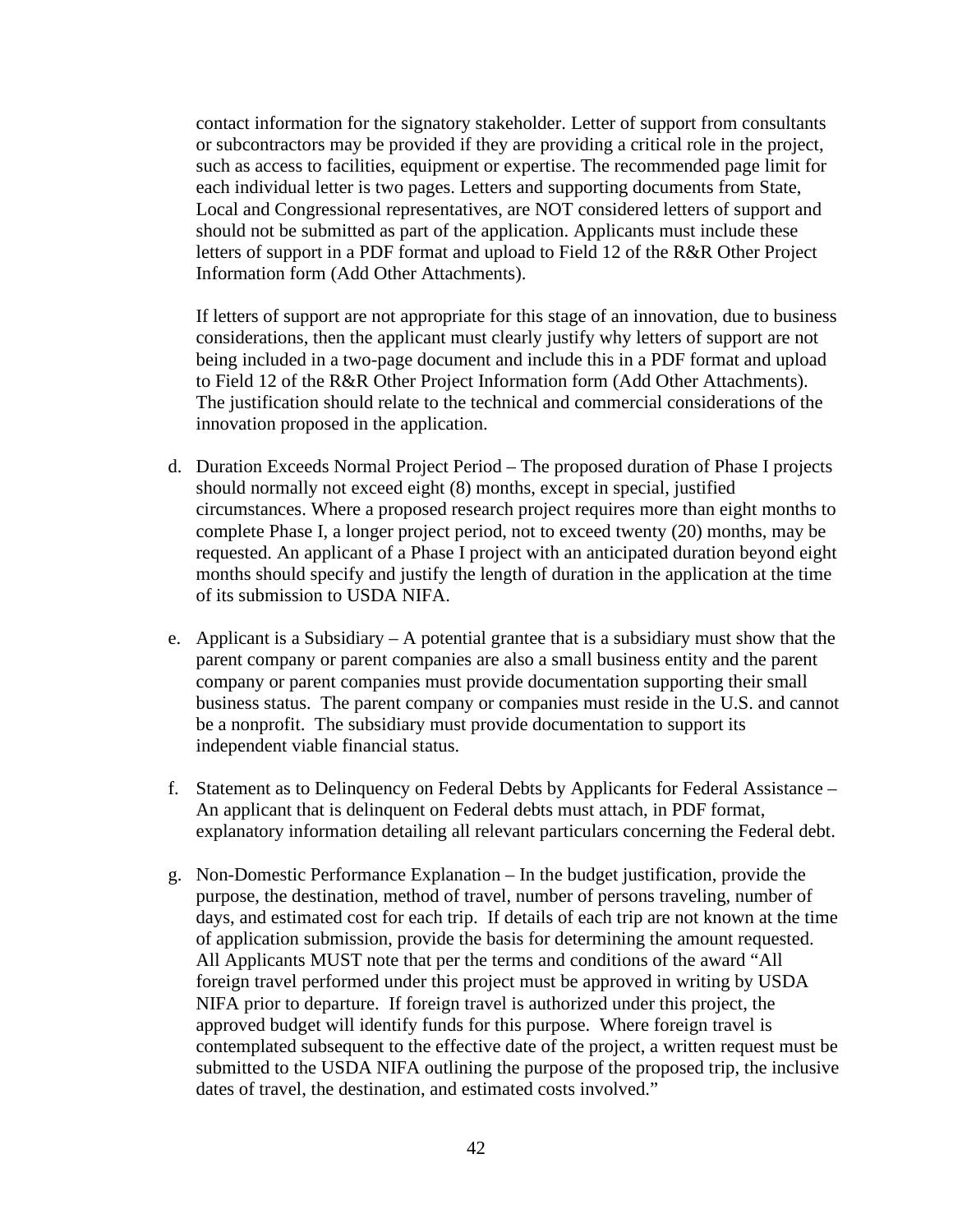contact information for the signatory stakeholder. Letter of support from consultants or subcontractors may be provided if they are providing a critical role in the project, such as access to facilities, equipment or expertise. The recommended page limit for each individual letter is two pages. Letters and supporting documents from State, Local and Congressional representatives, are NOT considered letters of support and should not be submitted as part of the application. Applicants must include these letters of support in a PDF format and upload to Field 12 of the R&R Other Project Information form (Add Other Attachments).

If letters of support are not appropriate for this stage of an innovation, due to business considerations, then the applicant must clearly justify why letters of support are not being included in a two-page document and include this in a PDF format and upload to Field 12 of the R&R Other Project Information form (Add Other Attachments). The justification should relate to the technical and commercial considerations of the innovation proposed in the application.

d. Duration Exceeds Normal Project Period – The proposed duration of Phase I projects should normally not exceed eight (8) months, except in special, justified circumstances. Where a proposed research project requires more than eight months to complete Phase I, a longer project period, not to exceed twenty (20) months, may be requested. An applicant of a Phase I project with an anticipated duration beyond eight months should specify and justify the length of duration in the application at the time of its submission to USDA NIFA.

e. Applicant is a Subsidiary – A potential grantee that is a subsidiary must show that the parent company or parent companies are also a small business entity and the parent company or parent companies must provide documentation supporting their small business status. The parent company or companies must reside in the U.S. and cannot be a nonprofit. The subsidiary must provide documentation to support its independent viable financial status.

f. Statement as to Delinquency on Federal Debts by Applicants for Federal Assistance – An applicant that is delinquent on Federal debts must attach, in PDF format, explanatory information detailing all relevant particulars concerning the Federal debt.

g. Non-Domestic Performance Explanation – In the budget justification, provide the purpose, the destination, method of travel, number of persons traveling, number of days, and estimated cost for each trip. If details of each trip are not known at the time of application submission, provide the basis for determining the amount requested. All Applicants MUST note that per the terms and conditions of the award "All foreign travel performed under this project must be approved in writing by USDA NIFA prior to departure. If foreign travel is authorized under this project, the approved budget will identify funds for this purpose. Where foreign travel is contemplated subsequent to the effective date of the project, a written request must be submitted to the USDA NIFA outlining the purpose of the proposed trip, the inclusive dates of travel, the destination, and estimated costs involved."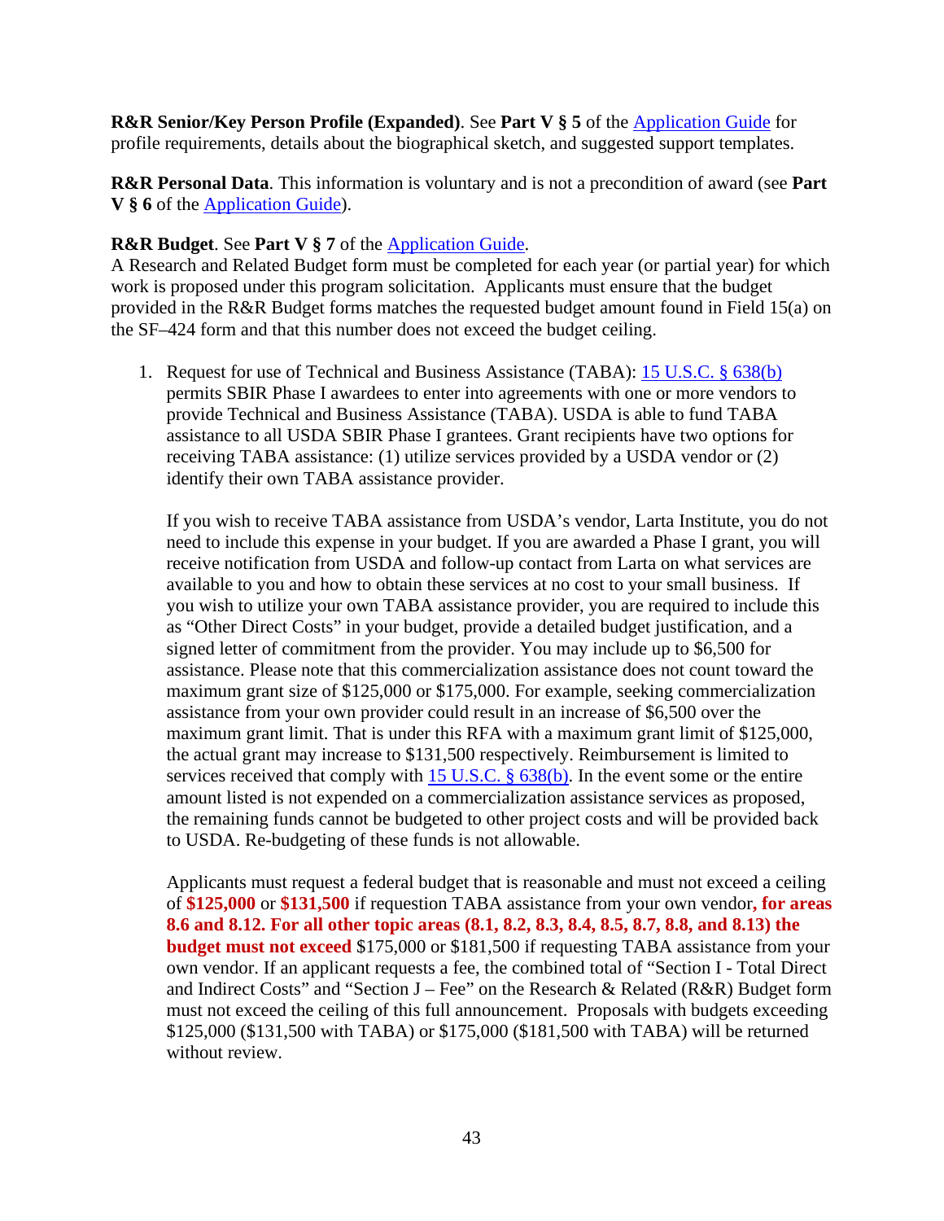**R&R Senior/Key Person Profile (Expanded)**. See **Part V § 5** of the [Application Guide](#) for profile requirements, details about the biographical sketch, and suggested support templates.

**R&R Personal Data**. This information is voluntary and is not a precondition of award (see **Part V § 6** of the [Application Guide](#)).

**R&R Budget**. See **Part V § 7** of the [Application Guide](#).
A Research and Related Budget form must be completed for each year (or partial year) for which work is proposed under this program solicitation. Applicants must ensure that the budget provided in the R&R Budget forms matches the requested budget amount found in Field 15(a) on the SF–424 form and that this number does not exceed the budget ceiling.

1. Request for use of Technical and Business Assistance (TABA): [15 U.S.C. § 638(b)](#) permits SBIR Phase I awardees to enter into agreements with one or more vendors to provide Technical and Business Assistance (TABA). USDA is able to fund TABA assistance to all USDA SBIR Phase I grantees. Grant recipients have two options for receiving TABA assistance: (1) utilize services provided by a USDA vendor or (2) identify their own TABA assistance provider.

   If you wish to receive TABA assistance from USDA's vendor, Larta Institute, you do not need to include this expense in your budget. If you are awarded a Phase I grant, you will receive notification from USDA and follow-up contact from Larta on what services are available to you and how to obtain these services at no cost to your small business. If you wish to utilize your own TABA assistance provider, you are required to include this as "Other Direct Costs" in your budget, provide a detailed budget justification, and a signed letter of commitment from the provider. You may include up to $6,500 for assistance. Please note that this commercialization assistance does not count toward the maximum grant size of $125,000 or $175,000. For example, seeking commercialization assistance from your own provider could result in an increase of $6,500 over the maximum grant limit. That is under this RFA with a maximum grant limit of $125,000, the actual grant may increase to $131,500 respectively. Reimbursement is limited to services received that comply with [15 U.S.C. § 638(b)](#). In the event some or the entire amount listed is not expended on a commercialization assistance services as proposed, the remaining funds cannot be budgeted to other project costs and will be provided back to USDA. Re-budgeting of these funds is not allowable.

   Applicants must request a federal budget that is reasonable and must not exceed a ceiling of **$125,000** or **$131,500** if requestion TABA assistance from your own vendor**, for areas 8.6 and 8.12. For all other topic areas (8.1, 8.2, 8.3, 8.4, 8.5, 8.7, 8.8, and 8.13) the budget must not exceed** $175,000 or $181,500 if requesting TABA assistance from your own vendor. If an applicant requests a fee, the combined total of "Section I - Total Direct and Indirect Costs" and "Section J – Fee" on the Research & Related (R&R) Budget form must not exceed the ceiling of this full announcement. Proposals with budgets exceeding $125,000 ($131,500 with TABA) or $175,000 ($181,500 with TABA) will be returned without review.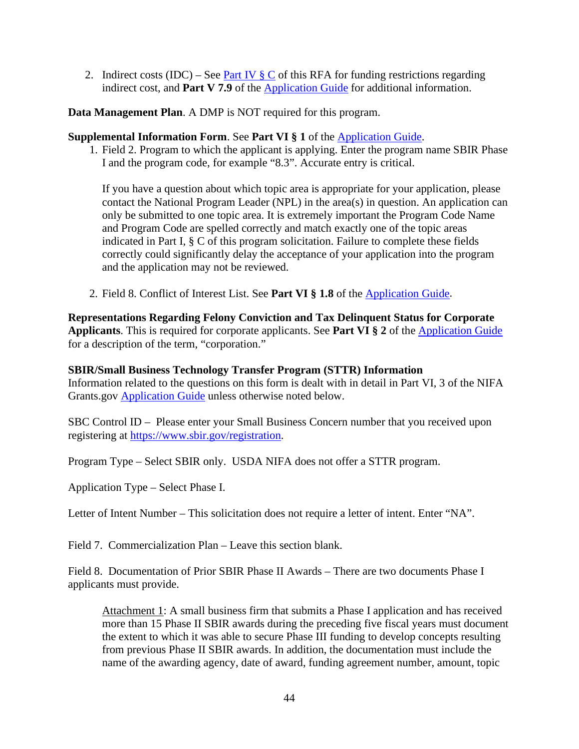2. Indirect costs (IDC) – See Part IV § C of this RFA for funding restrictions regarding indirect cost, and **Part V 7.9** of the Application Guide for additional information.

**Data Management Plan**. A DMP is NOT required for this program.

**Supplemental Information Form**. See **Part VI § 1** of the Application Guide.

1. Field 2. Program to which the applicant is applying. Enter the program name SBIR Phase I and the program code, for example "8.3". Accurate entry is critical.

   If you have a question about which topic area is appropriate for your application, please contact the National Program Leader (NPL) in the area(s) in question. An application can only be submitted to one topic area. It is extremely important the Program Code Name and Program Code are spelled correctly and match exactly one of the topic areas indicated in Part I, § C of this program solicitation. Failure to complete these fields correctly could significantly delay the acceptance of your application into the program and the application may not be reviewed.

2. Field 8. Conflict of Interest List. See **Part VI § 1.8** of the Application Guide.

**Representations Regarding Felony Conviction and Tax Delinquent Status for Corporate Applicants**. This is required for corporate applicants. See **Part VI § 2** of the Application Guide for a description of the term, "corporation."

**SBIR/Small Business Technology Transfer Program (STTR) Information**

Information related to the questions on this form is dealt with in detail in Part VI, 3 of the NIFA Grants.gov Application Guide unless otherwise noted below.

SBC Control ID – Please enter your Small Business Concern number that you received upon registering at https://www.sbir.gov/registration.

Program Type – Select SBIR only. USDA NIFA does not offer a STTR program.

Application Type – Select Phase I.

Letter of Intent Number – This solicitation does not require a letter of intent. Enter "NA".

Field 7. Commercialization Plan – Leave this section blank.

Field 8. Documentation of Prior SBIR Phase II Awards – There are two documents Phase I applicants must provide.

> Attachment 1: A small business firm that submits a Phase I application and has received more than 15 Phase II SBIR awards during the preceding five fiscal years must document the extent to which it was able to secure Phase III funding to develop concepts resulting from previous Phase II SBIR awards. In addition, the documentation must include the name of the awarding agency, date of award, funding agreement number, amount, topic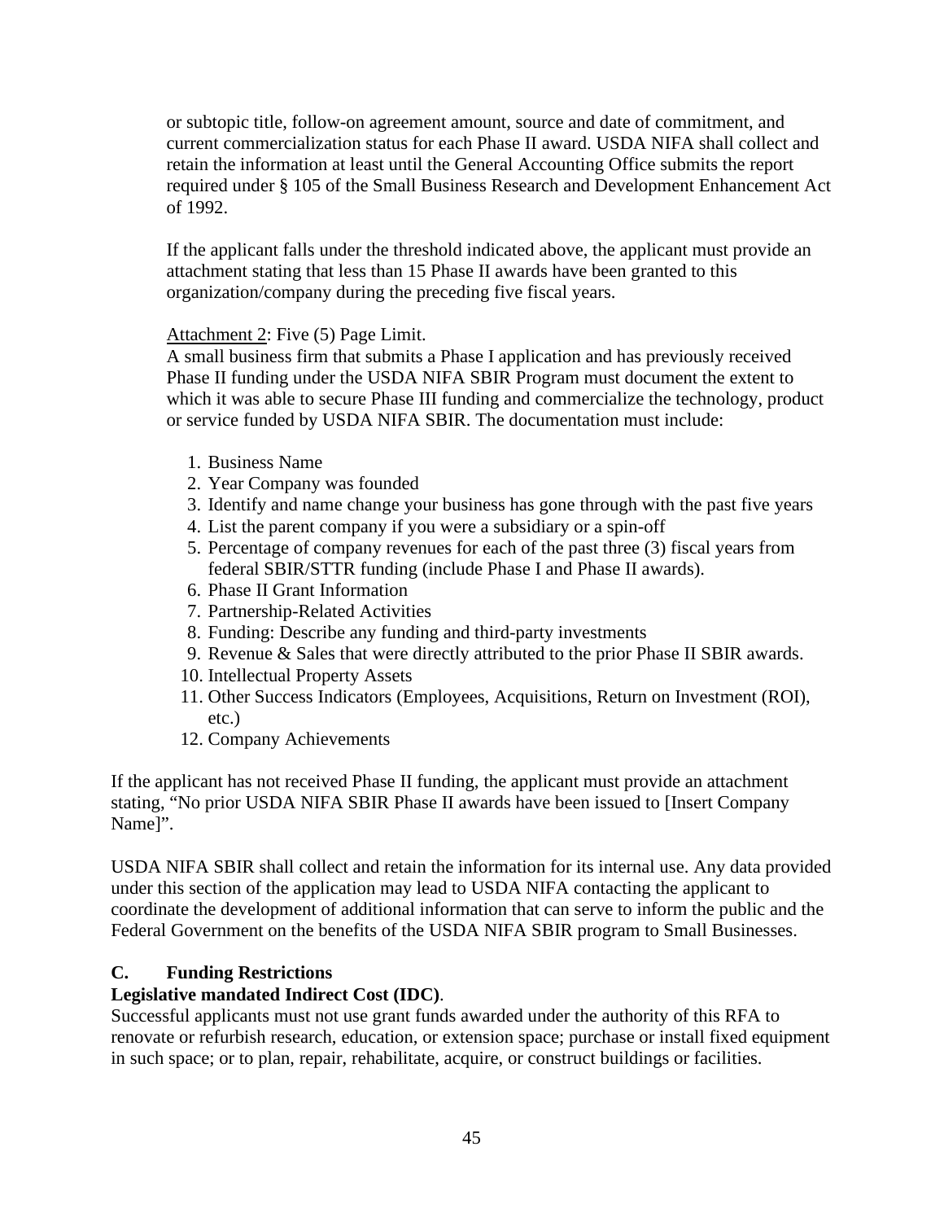or subtopic title, follow-on agreement amount, source and date of commitment, and current commercialization status for each Phase II award. USDA NIFA shall collect and retain the information at least until the General Accounting Office submits the report required under § 105 of the Small Business Research and Development Enhancement Act of 1992.

If the applicant falls under the threshold indicated above, the applicant must provide an attachment stating that less than 15 Phase II awards have been granted to this organization/company during the preceding five fiscal years.

<u>Attachment 2</u>: Five (5) Page Limit.
A small business firm that submits a Phase I application and has previously received Phase II funding under the USDA NIFA SBIR Program must document the extent to which it was able to secure Phase III funding and commercialize the technology, product or service funded by USDA NIFA SBIR. The documentation must include:

1. Business Name
2. Year Company was founded
3. Identify and name change your business has gone through with the past five years
4. List the parent company if you were a subsidiary or a spin-off
5. Percentage of company revenues for each of the past three (3) fiscal years from federal SBIR/STTR funding (include Phase I and Phase II awards).
6. Phase II Grant Information
7. Partnership-Related Activities
8. Funding: Describe any funding and third-party investments
9. Revenue & Sales that were directly attributed to the prior Phase II SBIR awards.
10. Intellectual Property Assets
11. Other Success Indicators (Employees, Acquisitions, Return on Investment (ROI), etc.)
12. Company Achievements

If the applicant has not received Phase II funding, the applicant must provide an attachment stating, "No prior USDA NIFA SBIR Phase II awards have been issued to [Insert Company Name]".

USDA NIFA SBIR shall collect and retain the information for its internal use. Any data provided under this section of the application may lead to USDA NIFA contacting the applicant to coordinate the development of additional information that can serve to inform the public and the Federal Government on the benefits of the USDA NIFA SBIR program to Small Businesses.

## C. Funding Restrictions

**Legislative mandated Indirect Cost (IDC)**.
Successful applicants must not use grant funds awarded under the authority of this RFA to renovate or refurbish research, education, or extension space; purchase or install fixed equipment in such space; or to plan, repair, rehabilitate, acquire, or construct buildings or facilities.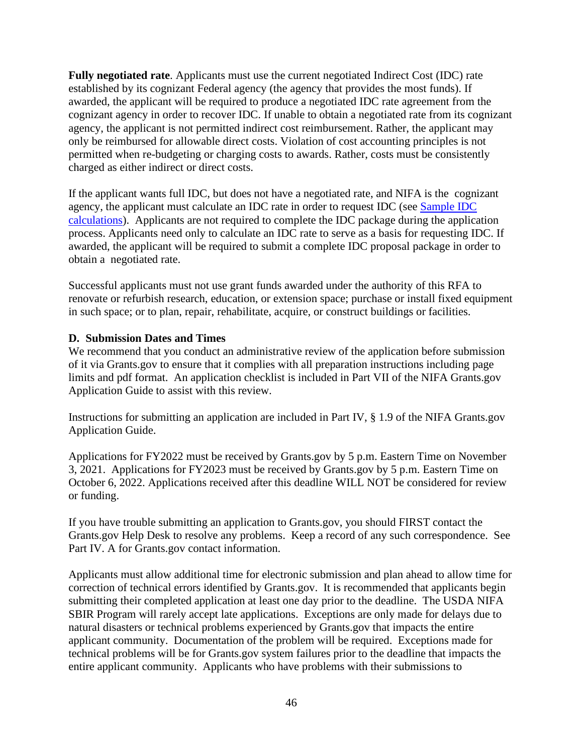**Fully negotiated rate**. Applicants must use the current negotiated Indirect Cost (IDC) rate established by its cognizant Federal agency (the agency that provides the most funds). If awarded, the applicant will be required to produce a negotiated IDC rate agreement from the cognizant agency in order to recover IDC. If unable to obtain a negotiated rate from its cognizant agency, the applicant is not permitted indirect cost reimbursement. Rather, the applicant may only be reimbursed for allowable direct costs. Violation of cost accounting principles is not permitted when re-budgeting or charging costs to awards. Rather, costs must be consistently charged as either indirect or direct costs.

If the applicant wants full IDC, but does not have a negotiated rate, and NIFA is the cognizant agency, the applicant must calculate an IDC rate in order to request IDC (see Sample IDC calculations). Applicants are not required to complete the IDC package during the application process. Applicants need only to calculate an IDC rate to serve as a basis for requesting IDC. If awarded, the applicant will be required to submit a complete IDC proposal package in order to obtain a negotiated rate.

Successful applicants must not use grant funds awarded under the authority of this RFA to renovate or refurbish research, education, or extension space; purchase or install fixed equipment in such space; or to plan, repair, rehabilitate, acquire, or construct buildings or facilities.

### D. Submission Dates and Times

We recommend that you conduct an administrative review of the application before submission of it via Grants.gov to ensure that it complies with all preparation instructions including page limits and pdf format. An application checklist is included in Part VII of the NIFA Grants.gov Application Guide to assist with this review.

Instructions for submitting an application are included in Part IV, § 1.9 of the NIFA Grants.gov Application Guide.

Applications for FY2022 must be received by Grants.gov by 5 p.m. Eastern Time on November 3, 2021. Applications for FY2023 must be received by Grants.gov by 5 p.m. Eastern Time on October 6, 2022. Applications received after this deadline WILL NOT be considered for review or funding.

If you have trouble submitting an application to Grants.gov, you should FIRST contact the Grants.gov Help Desk to resolve any problems. Keep a record of any such correspondence. See Part IV. A for Grants.gov contact information.

Applicants must allow additional time for electronic submission and plan ahead to allow time for correction of technical errors identified by Grants.gov. It is recommended that applicants begin submitting their completed application at least one day prior to the deadline. The USDA NIFA SBIR Program will rarely accept late applications. Exceptions are only made for delays due to natural disasters or technical problems experienced by Grants.gov that impacts the entire applicant community. Documentation of the problem will be required. Exceptions made for technical problems will be for Grants.gov system failures prior to the deadline that impacts the entire applicant community. Applicants who have problems with their submissions to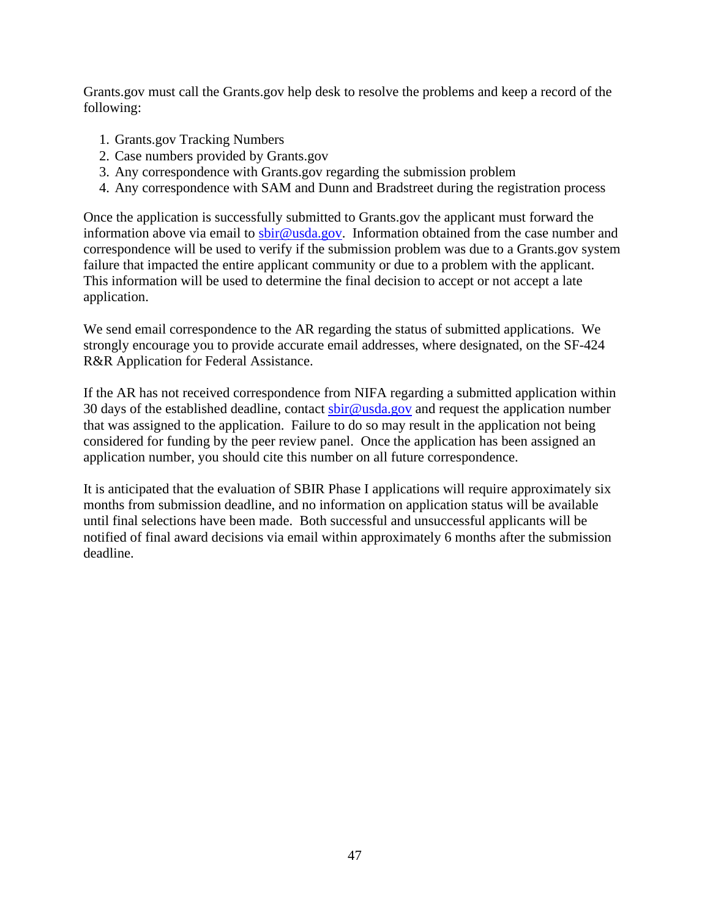Grants.gov must call the Grants.gov help desk to resolve the problems and keep a record of the following:

1. Grants.gov Tracking Numbers
2. Case numbers provided by Grants.gov
3. Any correspondence with Grants.gov regarding the submission problem
4. Any correspondence with SAM and Dunn and Bradstreet during the registration process

Once the application is successfully submitted to Grants.gov the applicant must forward the information above via email to sbir@usda.gov. Information obtained from the case number and correspondence will be used to verify if the submission problem was due to a Grants.gov system failure that impacted the entire applicant community or due to a problem with the applicant. This information will be used to determine the final decision to accept or not accept a late application.

We send email correspondence to the AR regarding the status of submitted applications. We strongly encourage you to provide accurate email addresses, where designated, on the SF-424 R&R Application for Federal Assistance.

If the AR has not received correspondence from NIFA regarding a submitted application within 30 days of the established deadline, contact sbir@usda.gov and request the application number that was assigned to the application. Failure to do so may result in the application not being considered for funding by the peer review panel. Once the application has been assigned an application number, you should cite this number on all future correspondence.

It is anticipated that the evaluation of SBIR Phase I applications will require approximately six months from submission deadline, and no information on application status will be available until final selections have been made. Both successful and unsuccessful applicants will be notified of final award decisions via email within approximately 6 months after the submission deadline.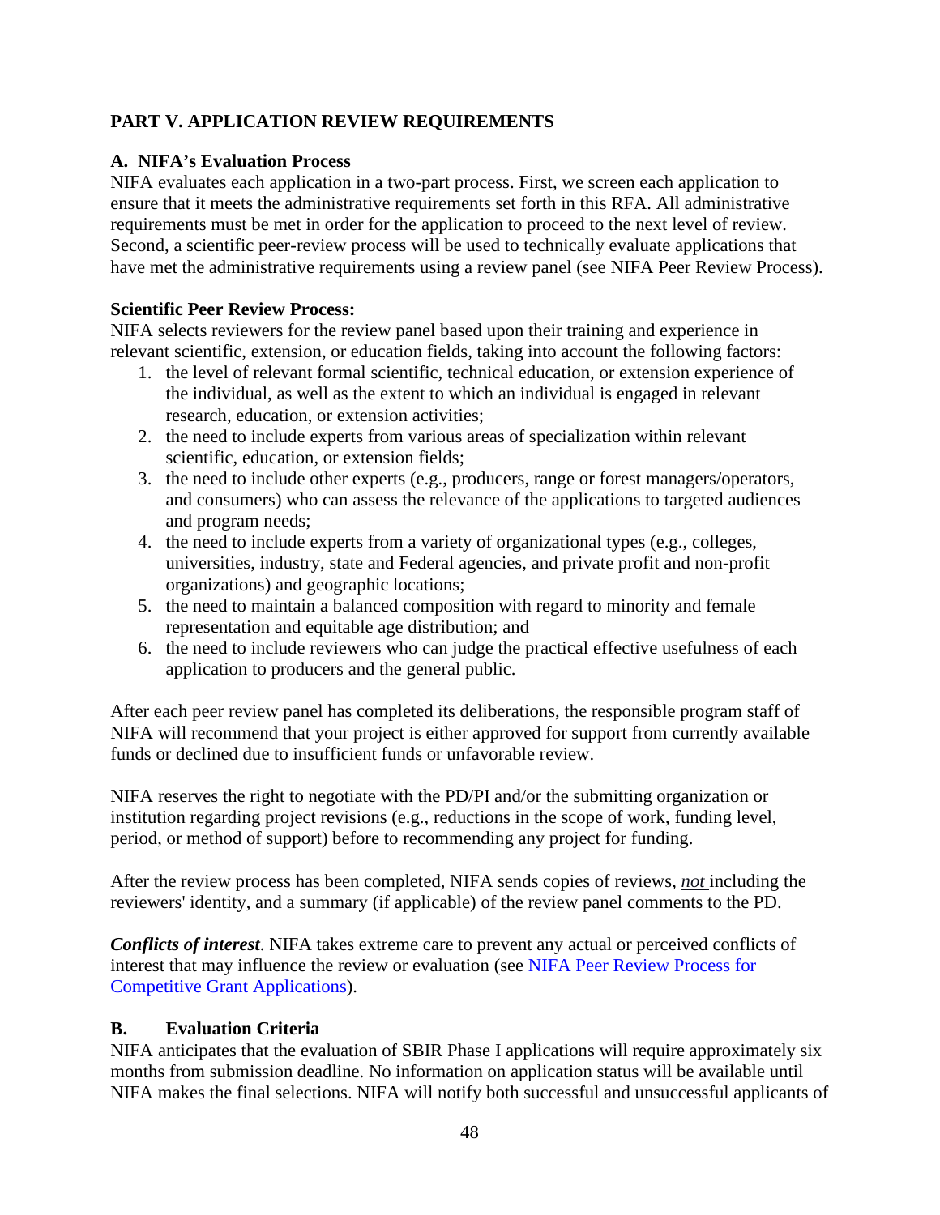## PART V. APPLICATION REVIEW REQUIREMENTS

### A. NIFA's Evaluation Process

NIFA evaluates each application in a two-part process. First, we screen each application to ensure that it meets the administrative requirements set forth in this RFA. All administrative requirements must be met in order for the application to proceed to the next level of review. Second, a scientific peer-review process will be used to technically evaluate applications that have met the administrative requirements using a review panel (see NIFA Peer Review Process).

**Scientific Peer Review Process:**

NIFA selects reviewers for the review panel based upon their training and experience in relevant scientific, extension, or education fields, taking into account the following factors:

1. the level of relevant formal scientific, technical education, or extension experience of the individual, as well as the extent to which an individual is engaged in relevant research, education, or extension activities;
2. the need to include experts from various areas of specialization within relevant scientific, education, or extension fields;
3. the need to include other experts (e.g., producers, range or forest managers/operators, and consumers) who can assess the relevance of the applications to targeted audiences and program needs;
4. the need to include experts from a variety of organizational types (e.g., colleges, universities, industry, state and Federal agencies, and private profit and non-profit organizations) and geographic locations;
5. the need to maintain a balanced composition with regard to minority and female representation and equitable age distribution; and
6. the need to include reviewers who can judge the practical effective usefulness of each application to producers and the general public.

After each peer review panel has completed its deliberations, the responsible program staff of NIFA will recommend that your project is either approved for support from currently available funds or declined due to insufficient funds or unfavorable review.

NIFA reserves the right to negotiate with the PD/PI and/or the submitting organization or institution regarding project revisions (e.g., reductions in the scope of work, funding level, period, or method of support) before to recommending any project for funding.

After the review process has been completed, NIFA sends copies of reviews, *not* including the reviewers' identity, and a summary (if applicable) of the review panel comments to the PD.

***Conflicts of interest***. NIFA takes extreme care to prevent any actual or perceived conflicts of interest that may influence the review or evaluation (see [NIFA Peer Review Process for Competitive Grant Applications](#)).

### B. Evaluation Criteria

NIFA anticipates that the evaluation of SBIR Phase I applications will require approximately six months from submission deadline. No information on application status will be available until NIFA makes the final selections. NIFA will notify both successful and unsuccessful applicants of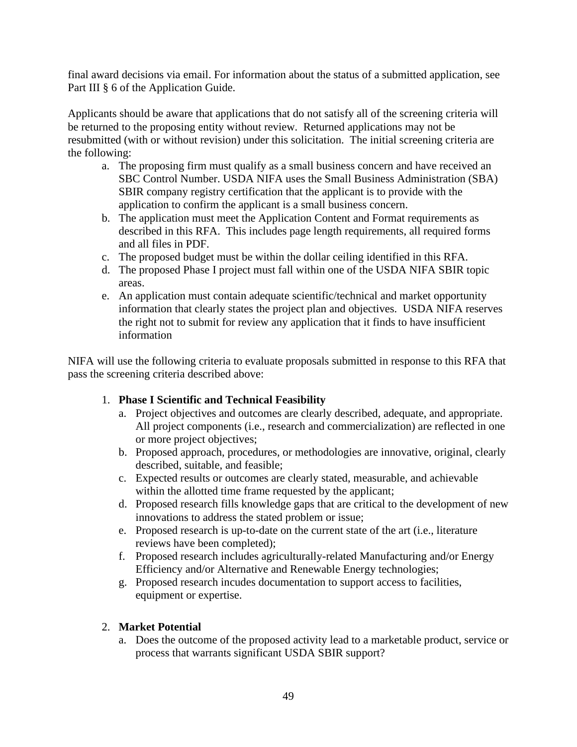final award decisions via email. For information about the status of a submitted application, see Part III § 6 of the Application Guide.

Applicants should be aware that applications that do not satisfy all of the screening criteria will be returned to the proposing entity without review. Returned applications may not be resubmitted (with or without revision) under this solicitation. The initial screening criteria are the following:

a. The proposing firm must qualify as a small business concern and have received an SBC Control Number. USDA NIFA uses the Small Business Administration (SBA) SBIR company registry certification that the applicant is to provide with the application to confirm the applicant is a small business concern.
b. The application must meet the Application Content and Format requirements as described in this RFA. This includes page length requirements, all required forms and all files in PDF.
c. The proposed budget must be within the dollar ceiling identified in this RFA.
d. The proposed Phase I project must fall within one of the USDA NIFA SBIR topic areas.
e. An application must contain adequate scientific/technical and market opportunity information that clearly states the project plan and objectives. USDA NIFA reserves the right not to submit for review any application that it finds to have insufficient information

NIFA will use the following criteria to evaluate proposals submitted in response to this RFA that pass the screening criteria described above:

1. **Phase I Scientific and Technical Feasibility**
   a. Project objectives and outcomes are clearly described, adequate, and appropriate. All project components (i.e., research and commercialization) are reflected in one or more project objectives;
   b. Proposed approach, procedures, or methodologies are innovative, original, clearly described, suitable, and feasible;
   c. Expected results or outcomes are clearly stated, measurable, and achievable within the allotted time frame requested by the applicant;
   d. Proposed research fills knowledge gaps that are critical to the development of new innovations to address the stated problem or issue;
   e. Proposed research is up-to-date on the current state of the art (i.e., literature reviews have been completed);
   f. Proposed research includes agriculturally-related Manufacturing and/or Energy Efficiency and/or Alternative and Renewable Energy technologies;
   g. Proposed research incudes documentation to support access to facilities, equipment or expertise.

2. **Market Potential**
   a. Does the outcome of the proposed activity lead to a marketable product, service or process that warrants significant USDA SBIR support?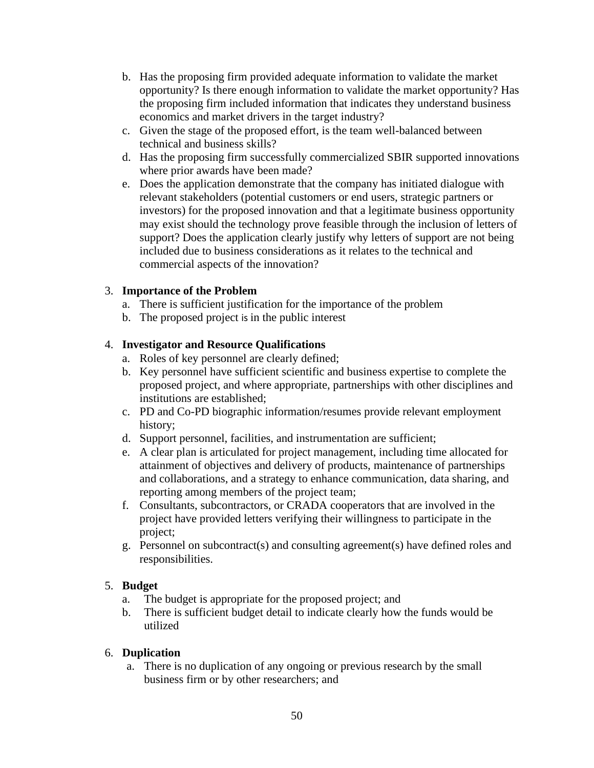b. Has the proposing firm provided adequate information to validate the market opportunity? Is there enough information to validate the market opportunity? Has the proposing firm included information that indicates they understand business economics and market drivers in the target industry?
c. Given the stage of the proposed effort, is the team well-balanced between technical and business skills?
d. Has the proposing firm successfully commercialized SBIR supported innovations where prior awards have been made?
e. Does the application demonstrate that the company has initiated dialogue with relevant stakeholders (potential customers or end users, strategic partners or investors) for the proposed innovation and that a legitimate business opportunity may exist should the technology prove feasible through the inclusion of letters of support? Does the application clearly justify why letters of support are not being included due to business considerations as it relates to the technical and commercial aspects of the innovation?

3. **Importance of the Problem**
   a. There is sufficient justification for the importance of the problem
   b. The proposed project is in the public interest

4. **Investigator and Resource Qualifications**
   a. Roles of key personnel are clearly defined;
   b. Key personnel have sufficient scientific and business expertise to complete the proposed project, and where appropriate, partnerships with other disciplines and institutions are established;
   c. PD and Co-PD biographic information/resumes provide relevant employment history;
   d. Support personnel, facilities, and instrumentation are sufficient;
   e. A clear plan is articulated for project management, including time allocated for attainment of objectives and delivery of products, maintenance of partnerships and collaborations, and a strategy to enhance communication, data sharing, and reporting among members of the project team;
   f. Consultants, subcontractors, or CRADA cooperators that are involved in the project have provided letters verifying their willingness to participate in the project;
   g. Personnel on subcontract(s) and consulting agreement(s) have defined roles and responsibilities.

5. **Budget**
   a. The budget is appropriate for the proposed project; and
   b. There is sufficient budget detail to indicate clearly how the funds would be utilized

6. **Duplication**
   a. There is no duplication of any ongoing or previous research by the small business firm or by other researchers; and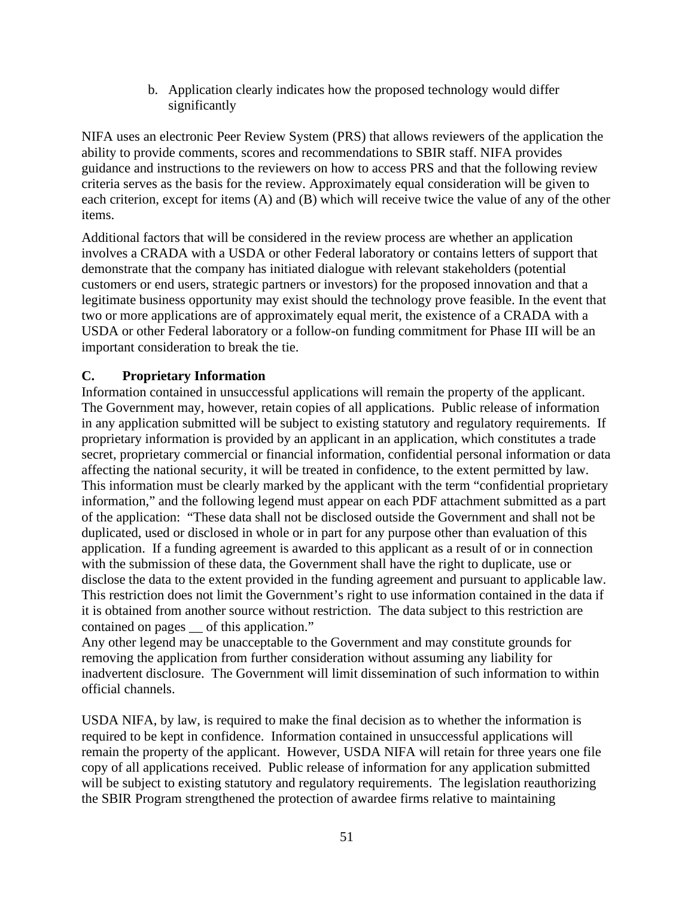b. Application clearly indicates how the proposed technology would differ significantly

NIFA uses an electronic Peer Review System (PRS) that allows reviewers of the application the ability to provide comments, scores and recommendations to SBIR staff. NIFA provides guidance and instructions to the reviewers on how to access PRS and that the following review criteria serves as the basis for the review. Approximately equal consideration will be given to each criterion, except for items (A) and (B) which will receive twice the value of any of the other items.

Additional factors that will be considered in the review process are whether an application involves a CRADA with a USDA or other Federal laboratory or contains letters of support that demonstrate that the company has initiated dialogue with relevant stakeholders (potential customers or end users, strategic partners or investors) for the proposed innovation and that a legitimate business opportunity may exist should the technology prove feasible. In the event that two or more applications are of approximately equal merit, the existence of a CRADA with a USDA or other Federal laboratory or a follow-on funding commitment for Phase III will be an important consideration to break the tie.

## C. Proprietary Information

Information contained in unsuccessful applications will remain the property of the applicant. The Government may, however, retain copies of all applications. Public release of information in any application submitted will be subject to existing statutory and regulatory requirements. If proprietary information is provided by an applicant in an application, which constitutes a trade secret, proprietary commercial or financial information, confidential personal information or data affecting the national security, it will be treated in confidence, to the extent permitted by law. This information must be clearly marked by the applicant with the term "confidential proprietary information," and the following legend must appear on each PDF attachment submitted as a part of the application: "These data shall not be disclosed outside the Government and shall not be duplicated, used or disclosed in whole or in part for any purpose other than evaluation of this application. If a funding agreement is awarded to this applicant as a result of or in connection with the submission of these data, the Government shall have the right to duplicate, use or disclose the data to the extent provided in the funding agreement and pursuant to applicable law. This restriction does not limit the Government's right to use information contained in the data if it is obtained from another source without restriction. The data subject to this restriction are contained on pages __ of this application."
Any other legend may be unacceptable to the Government and may constitute grounds for removing the application from further consideration without assuming any liability for inadvertent disclosure. The Government will limit dissemination of such information to within official channels.

USDA NIFA, by law, is required to make the final decision as to whether the information is required to be kept in confidence. Information contained in unsuccessful applications will remain the property of the applicant. However, USDA NIFA will retain for three years one file copy of all applications received. Public release of information for any application submitted will be subject to existing statutory and regulatory requirements. The legislation reauthorizing the SBIR Program strengthened the protection of awardee firms relative to maintaining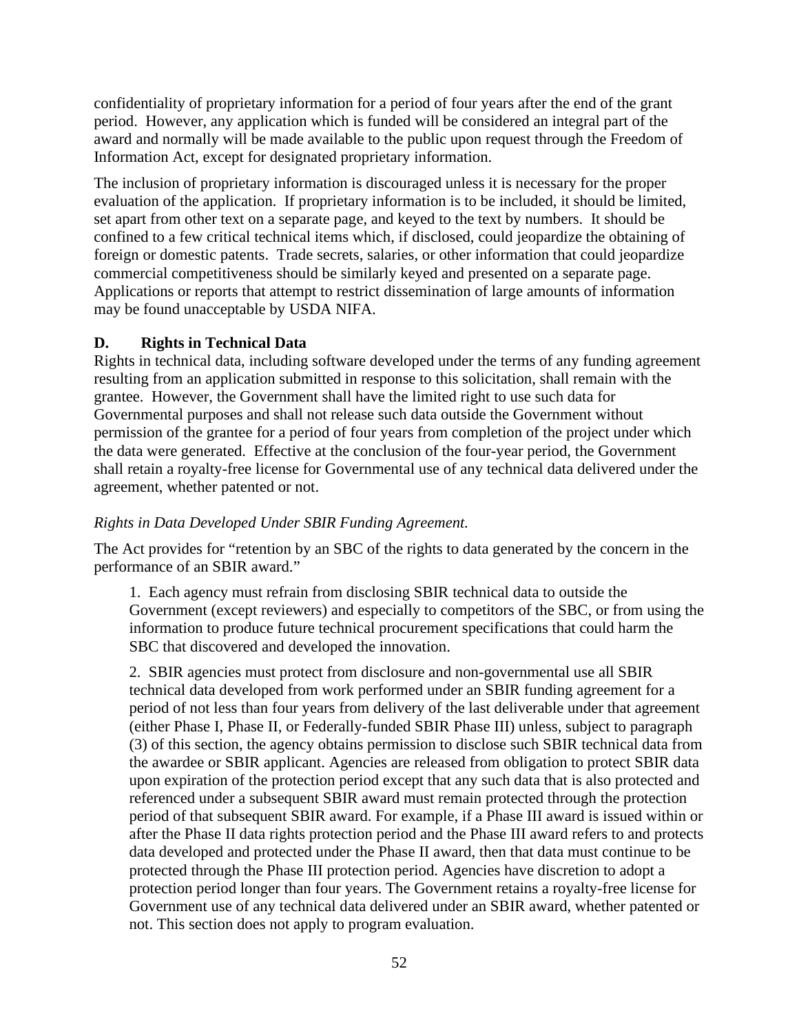confidentiality of proprietary information for a period of four years after the end of the grant period. However, any application which is funded will be considered an integral part of the award and normally will be made available to the public upon request through the Freedom of Information Act, except for designated proprietary information.

The inclusion of proprietary information is discouraged unless it is necessary for the proper evaluation of the application. If proprietary information is to be included, it should be limited, set apart from other text on a separate page, and keyed to the text by numbers. It should be confined to a few critical technical items which, if disclosed, could jeopardize the obtaining of foreign or domestic patents. Trade secrets, salaries, or other information that could jeopardize commercial competitiveness should be similarly keyed and presented on a separate page. Applications or reports that attempt to restrict dissemination of large amounts of information may be found unacceptable by USDA NIFA.

### D. Rights in Technical Data

Rights in technical data, including software developed under the terms of any funding agreement resulting from an application submitted in response to this solicitation, shall remain with the grantee. However, the Government shall have the limited right to use such data for Governmental purposes and shall not release such data outside the Government without permission of the grantee for a period of four years from completion of the project under which the data were generated. Effective at the conclusion of the four-year period, the Government shall retain a royalty-free license for Governmental use of any technical data delivered under the agreement, whether patented or not.

*Rights in Data Developed Under SBIR Funding Agreement.*

The Act provides for "retention by an SBC of the rights to data generated by the concern in the performance of an SBIR award."

1. Each agency must refrain from disclosing SBIR technical data to outside the Government (except reviewers) and especially to competitors of the SBC, or from using the information to produce future technical procurement specifications that could harm the SBC that discovered and developed the innovation.

2. SBIR agencies must protect from disclosure and non-governmental use all SBIR technical data developed from work performed under an SBIR funding agreement for a period of not less than four years from delivery of the last deliverable under that agreement (either Phase I, Phase II, or Federally-funded SBIR Phase III) unless, subject to paragraph (3) of this section, the agency obtains permission to disclose such SBIR technical data from the awardee or SBIR applicant. Agencies are released from obligation to protect SBIR data upon expiration of the protection period except that any such data that is also protected and referenced under a subsequent SBIR award must remain protected through the protection period of that subsequent SBIR award. For example, if a Phase III award is issued within or after the Phase II data rights protection period and the Phase III award refers to and protects data developed and protected under the Phase II award, then that data must continue to be protected through the Phase III protection period. Agencies have discretion to adopt a protection period longer than four years. The Government retains a royalty-free license for Government use of any technical data delivered under an SBIR award, whether patented or not. This section does not apply to program evaluation.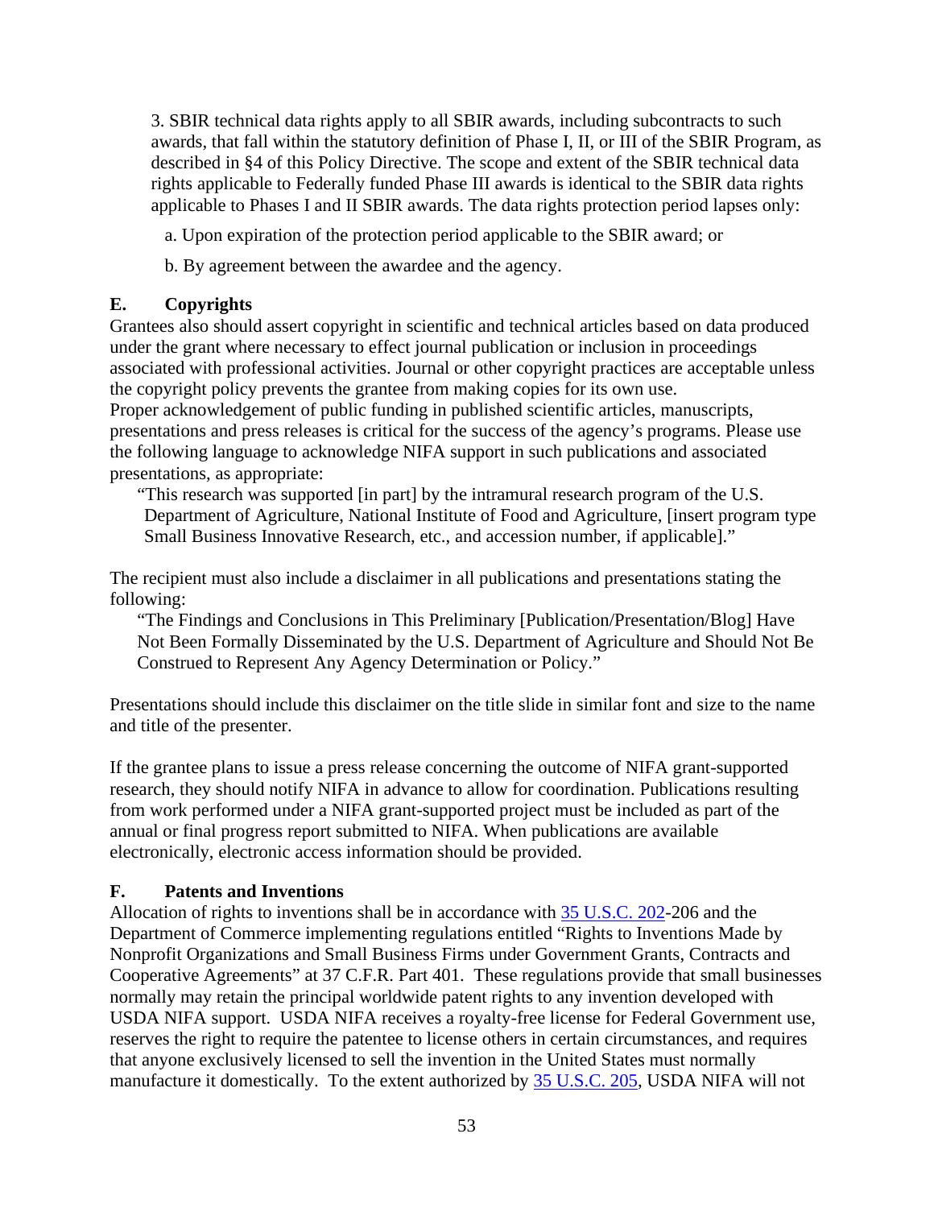3. SBIR technical data rights apply to all SBIR awards, including subcontracts to such awards, that fall within the statutory definition of Phase I, II, or III of the SBIR Program, as described in §4 of this Policy Directive. The scope and extent of the SBIR technical data rights applicable to Federally funded Phase III awards is identical to the SBIR data rights applicable to Phases I and II SBIR awards. The data rights protection period lapses only:

a. Upon expiration of the protection period applicable to the SBIR award; or

b. By agreement between the awardee and the agency.

## E. Copyrights

Grantees also should assert copyright in scientific and technical articles based on data produced under the grant where necessary to effect journal publication or inclusion in proceedings associated with professional activities. Journal or other copyright practices are acceptable unless the copyright policy prevents the grantee from making copies for its own use.
Proper acknowledgement of public funding in published scientific articles, manuscripts, presentations and press releases is critical for the success of the agency's programs. Please use the following language to acknowledge NIFA support in such publications and associated presentations, as appropriate:

> "This research was supported [in part] by the intramural research program of the U.S. Department of Agriculture, National Institute of Food and Agriculture, [insert program type Small Business Innovative Research, etc., and accession number, if applicable]."

The recipient must also include a disclaimer in all publications and presentations stating the following:

> "The Findings and Conclusions in This Preliminary [Publication/Presentation/Blog] Have Not Been Formally Disseminated by the U.S. Department of Agriculture and Should Not Be Construed to Represent Any Agency Determination or Policy."

Presentations should include this disclaimer on the title slide in similar font and size to the name and title of the presenter.

If the grantee plans to issue a press release concerning the outcome of NIFA grant-supported research, they should notify NIFA in advance to allow for coordination. Publications resulting from work performed under a NIFA grant-supported project must be included as part of the annual or final progress report submitted to NIFA. When publications are available electronically, electronic access information should be provided.

## F. Patents and Inventions

Allocation of rights to inventions shall be in accordance with 35 U.S.C. 202-206 and the Department of Commerce implementing regulations entitled "Rights to Inventions Made by Nonprofit Organizations and Small Business Firms under Government Grants, Contracts and Cooperative Agreements" at 37 C.F.R. Part 401. These regulations provide that small businesses normally may retain the principal worldwide patent rights to any invention developed with USDA NIFA support. USDA NIFA receives a royalty-free license for Federal Government use, reserves the right to require the patentee to license others in certain circumstances, and requires that anyone exclusively licensed to sell the invention in the United States must normally manufacture it domestically. To the extent authorized by 35 U.S.C. 205, USDA NIFA will not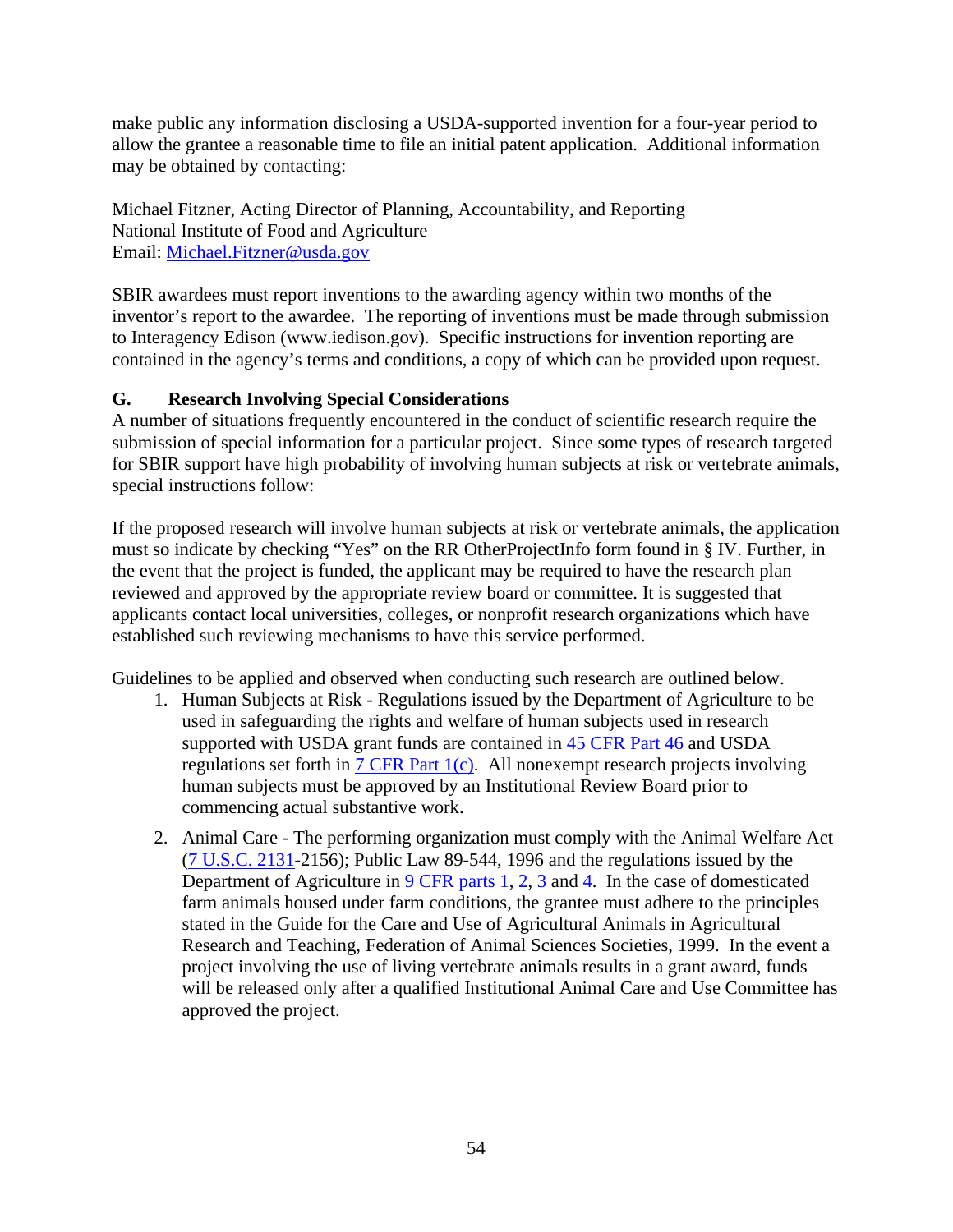make public any information disclosing a USDA-supported invention for a four-year period to allow the grantee a reasonable time to file an initial patent application. Additional information may be obtained by contacting:

Michael Fitzner, Acting Director of Planning, Accountability, and Reporting
National Institute of Food and Agriculture
Email: [Michael.Fitzner@usda.gov](mailto:Michael.Fitzner@usda.gov)

SBIR awardees must report inventions to the awarding agency within two months of the inventor's report to the awardee. The reporting of inventions must be made through submission to Interagency Edison (www.iedison.gov). Specific instructions for invention reporting are contained in the agency's terms and conditions, a copy of which can be provided upon request.

## G. Research Involving Special Considerations

A number of situations frequently encountered in the conduct of scientific research require the submission of special information for a particular project. Since some types of research targeted for SBIR support have high probability of involving human subjects at risk or vertebrate animals, special instructions follow:

If the proposed research will involve human subjects at risk or vertebrate animals, the application must so indicate by checking "Yes" on the RR OtherProjectInfo form found in § IV. Further, in the event that the project is funded, the applicant may be required to have the research plan reviewed and approved by the appropriate review board or committee. It is suggested that applicants contact local universities, colleges, or nonprofit research organizations which have established such reviewing mechanisms to have this service performed.

Guidelines to be applied and observed when conducting such research are outlined below.

1. Human Subjects at Risk - Regulations issued by the Department of Agriculture to be used in safeguarding the rights and welfare of human subjects used in research supported with USDA grant funds are contained in 45 CFR Part 46 and USDA regulations set forth in 7 CFR Part 1(c). All nonexempt research projects involving human subjects must be approved by an Institutional Review Board prior to commencing actual substantive work.

2. Animal Care - The performing organization must comply with the Animal Welfare Act (7 U.S.C. 2131-2156); Public Law 89-544, 1996 and the regulations issued by the Department of Agriculture in 9 CFR parts 1, 2, 3 and 4. In the case of domesticated farm animals housed under farm conditions, the grantee must adhere to the principles stated in the Guide for the Care and Use of Agricultural Animals in Agricultural Research and Teaching, Federation of Animal Sciences Societies, 1999. In the event a project involving the use of living vertebrate animals results in a grant award, funds will be released only after a qualified Institutional Animal Care and Use Committee has approved the project.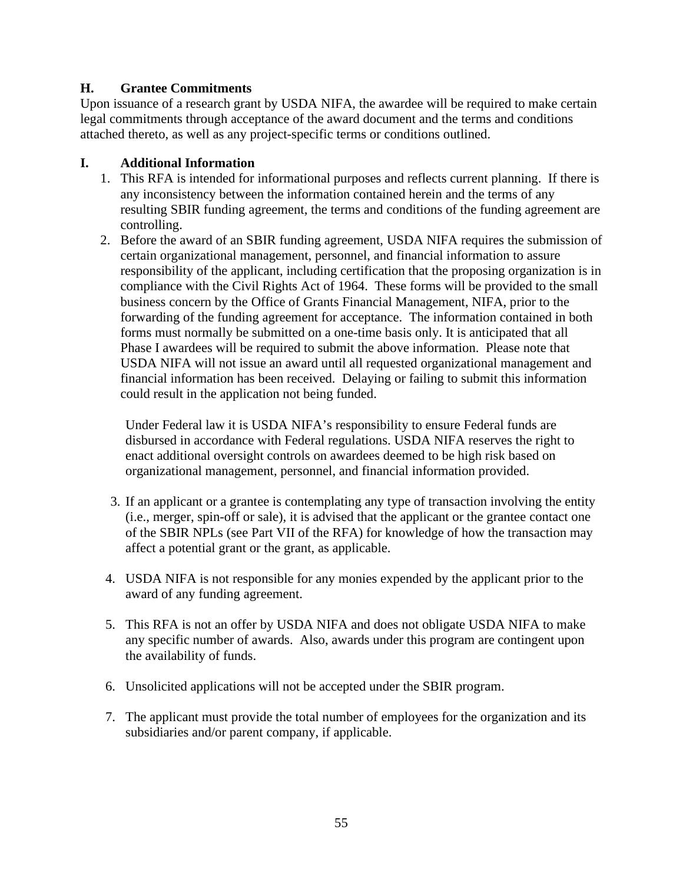### H. Grantee Commitments

Upon issuance of a research grant by USDA NIFA, the awardee will be required to make certain legal commitments through acceptance of the award document and the terms and conditions attached thereto, as well as any project-specific terms or conditions outlined.

### I. Additional Information

1. This RFA is intended for informational purposes and reflects current planning. If there is any inconsistency between the information contained herein and the terms of any resulting SBIR funding agreement, the terms and conditions of the funding agreement are controlling.
2. Before the award of an SBIR funding agreement, USDA NIFA requires the submission of certain organizational management, personnel, and financial information to assure responsibility of the applicant, including certification that the proposing organization is in compliance with the Civil Rights Act of 1964. These forms will be provided to the small business concern by the Office of Grants Financial Management, NIFA, prior to the forwarding of the funding agreement for acceptance. The information contained in both forms must normally be submitted on a one-time basis only. It is anticipated that all Phase I awardees will be required to submit the above information. Please note that USDA NIFA will not issue an award until all requested organizational management and financial information has been received. Delaying or failing to submit this information could result in the application not being funded.

   Under Federal law it is USDA NIFA's responsibility to ensure Federal funds are disbursed in accordance with Federal regulations. USDA NIFA reserves the right to enact additional oversight controls on awardees deemed to be high risk based on organizational management, personnel, and financial information provided.

3. If an applicant or a grantee is contemplating any type of transaction involving the entity (i.e., merger, spin-off or sale), it is advised that the applicant or the grantee contact one of the SBIR NPLs (see Part VII of the RFA) for knowledge of how the transaction may affect a potential grant or the grant, as applicable.

4. USDA NIFA is not responsible for any monies expended by the applicant prior to the award of any funding agreement.

5. This RFA is not an offer by USDA NIFA and does not obligate USDA NIFA to make any specific number of awards. Also, awards under this program are contingent upon the availability of funds.

6. Unsolicited applications will not be accepted under the SBIR program.

7. The applicant must provide the total number of employees for the organization and its subsidiaries and/or parent company, if applicable.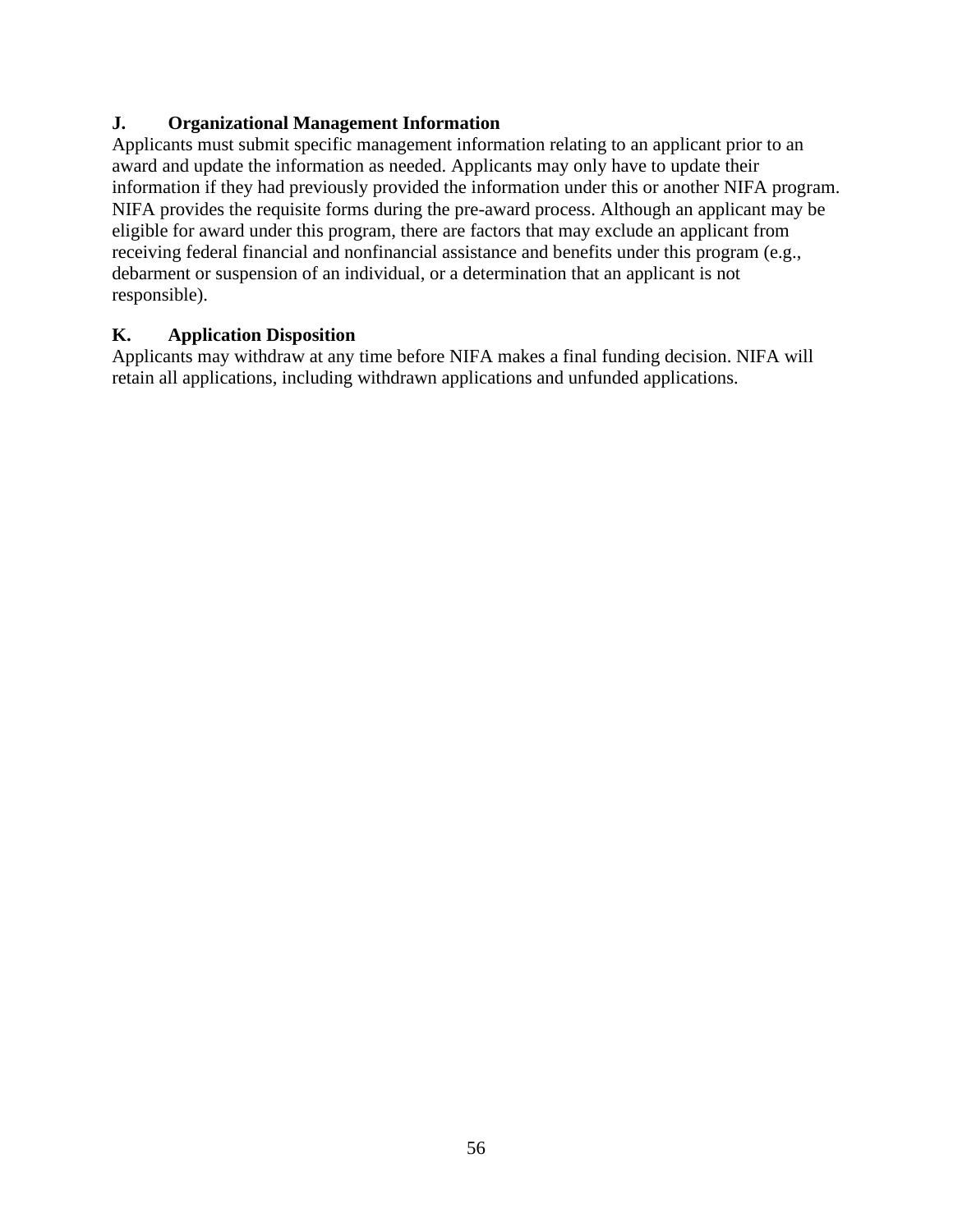### J. Organizational Management Information

Applicants must submit specific management information relating to an applicant prior to an award and update the information as needed. Applicants may only have to update their information if they had previously provided the information under this or another NIFA program. NIFA provides the requisite forms during the pre-award process. Although an applicant may be eligible for award under this program, there are factors that may exclude an applicant from receiving federal financial and nonfinancial assistance and benefits under this program (e.g., debarment or suspension of an individual, or a determination that an applicant is not responsible).

### K. Application Disposition

Applicants may withdraw at any time before NIFA makes a final funding decision. NIFA will retain all applications, including withdrawn applications and unfunded applications.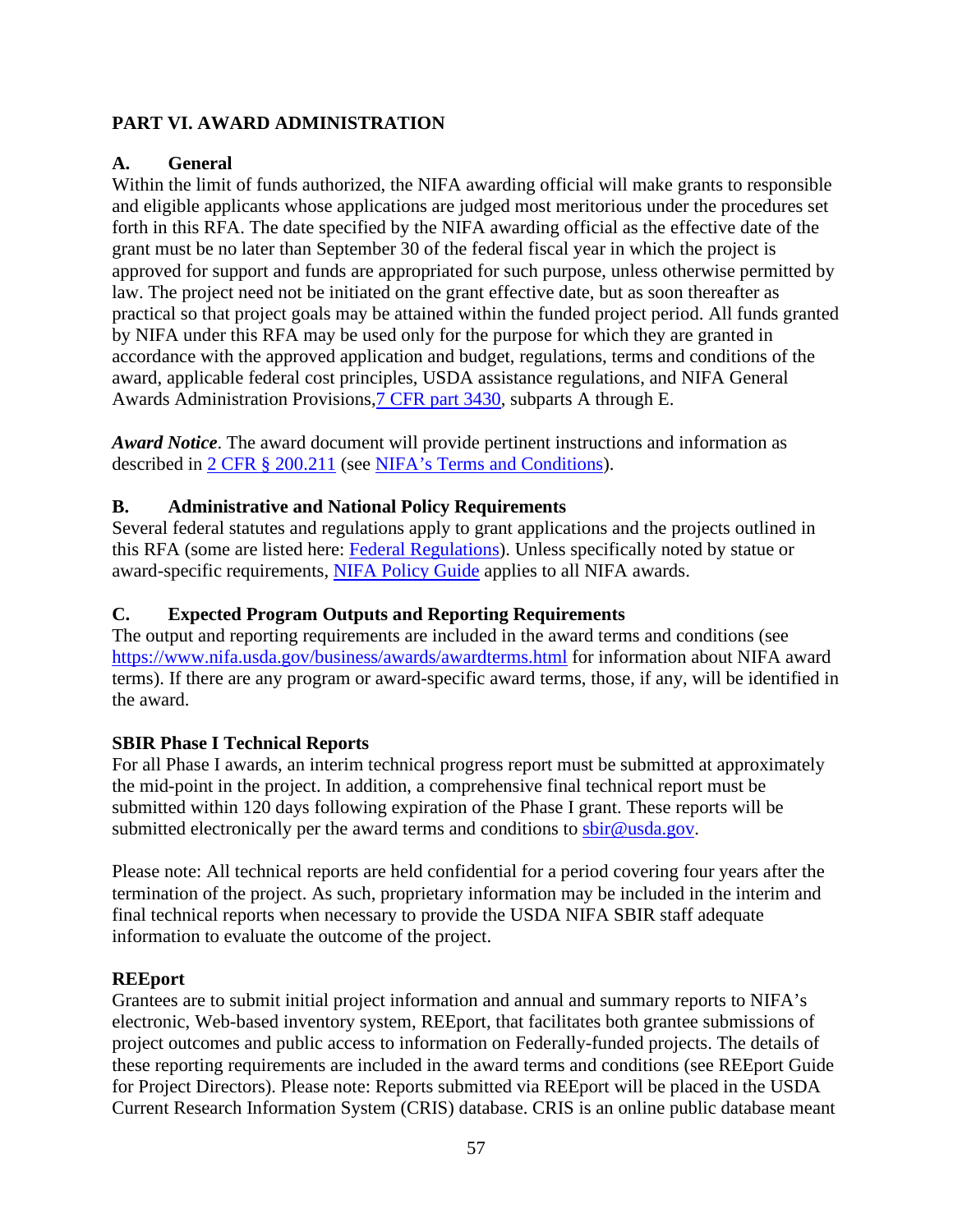# PART VI. AWARD ADMINISTRATION

## A. General

Within the limit of funds authorized, the NIFA awarding official will make grants to responsible and eligible applicants whose applications are judged most meritorious under the procedures set forth in this RFA. The date specified by the NIFA awarding official as the effective date of the grant must be no later than September 30 of the federal fiscal year in which the project is approved for support and funds are appropriated for such purpose, unless otherwise permitted by law. The project need not be initiated on the grant effective date, but as soon thereafter as practical so that project goals may be attained within the funded project period. All funds granted by NIFA under this RFA may be used only for the purpose for which they are granted in accordance with the approved application and budget, regulations, terms and conditions of the award, applicable federal cost principles, USDA assistance regulations, and NIFA General Awards Administration Provisions,7 CFR part 3430, subparts A through E.

***Award Notice***. The award document will provide pertinent instructions and information as described in 2 CFR § 200.211 (see NIFA's Terms and Conditions).

## B. Administrative and National Policy Requirements

Several federal statutes and regulations apply to grant applications and the projects outlined in this RFA (some are listed here: Federal Regulations). Unless specifically noted by statue or award-specific requirements, NIFA Policy Guide applies to all NIFA awards.

## C. Expected Program Outputs and Reporting Requirements

The output and reporting requirements are included in the award terms and conditions (see https://www.nifa.usda.gov/business/awards/awardterms.html for information about NIFA award terms). If there are any program or award-specific award terms, those, if any, will be identified in the award.

### SBIR Phase I Technical Reports

For all Phase I awards, an interim technical progress report must be submitted at approximately the mid-point in the project. In addition, a comprehensive final technical report must be submitted within 120 days following expiration of the Phase I grant. These reports will be submitted electronically per the award terms and conditions to sbir@usda.gov.

Please note: All technical reports are held confidential for a period covering four years after the termination of the project. As such, proprietary information may be included in the interim and final technical reports when necessary to provide the USDA NIFA SBIR staff adequate information to evaluate the outcome of the project.

### REEport

Grantees are to submit initial project information and annual and summary reports to NIFA's electronic, Web-based inventory system, REEport, that facilitates both grantee submissions of project outcomes and public access to information on Federally-funded projects. The details of these reporting requirements are included in the award terms and conditions (see REEport Guide for Project Directors). Please note: Reports submitted via REEport will be placed in the USDA Current Research Information System (CRIS) database. CRIS is an online public database meant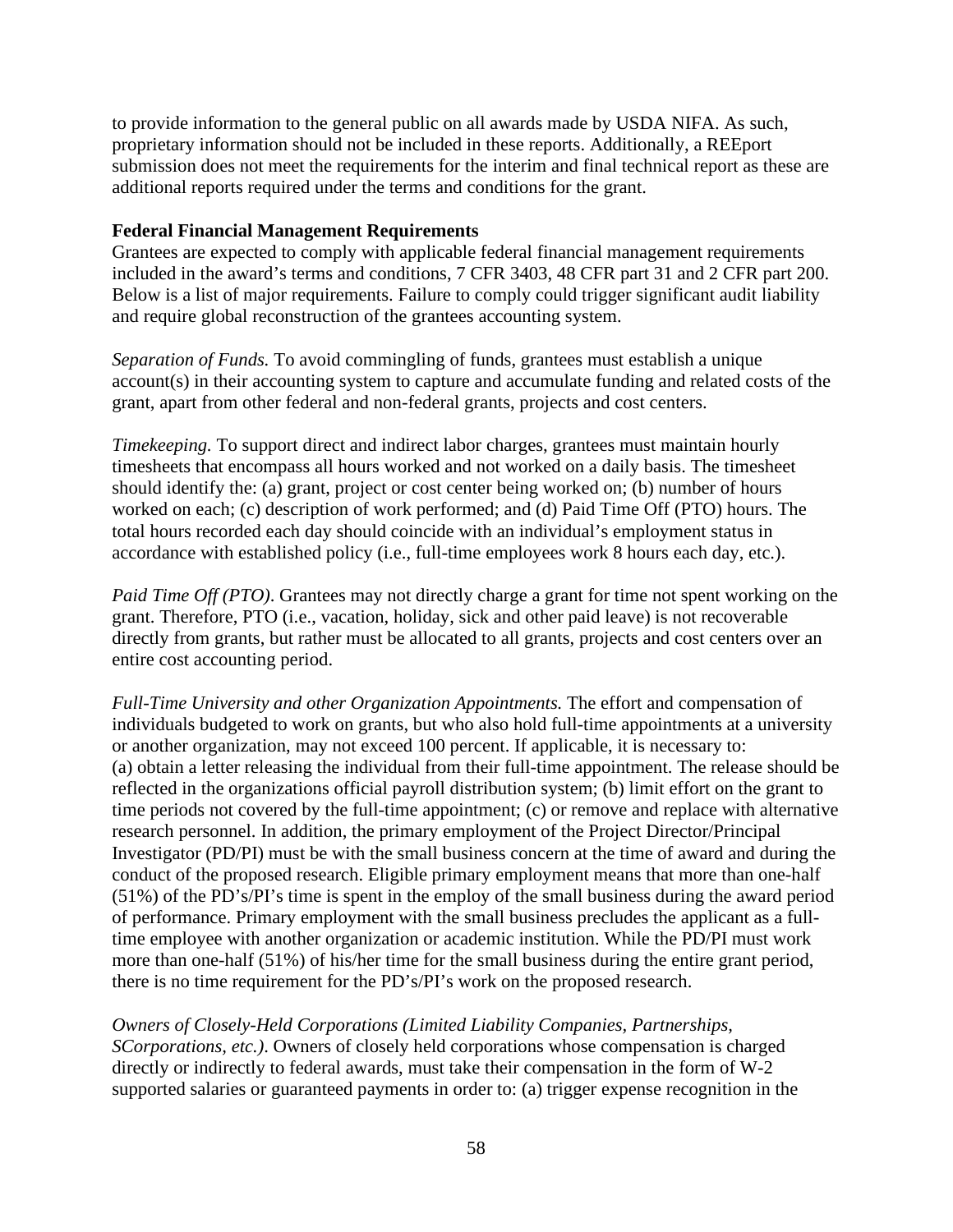to provide information to the general public on all awards made by USDA NIFA. As such, proprietary information should not be included in these reports. Additionally, a REEport submission does not meet the requirements for the interim and final technical report as these are additional reports required under the terms and conditions for the grant.

**Federal Financial Management Requirements**
Grantees are expected to comply with applicable federal financial management requirements included in the award's terms and conditions, 7 CFR 3403, 48 CFR part 31 and 2 CFR part 200. Below is a list of major requirements. Failure to comply could trigger significant audit liability and require global reconstruction of the grantees accounting system.

*Separation of Funds.* To avoid commingling of funds, grantees must establish a unique account(s) in their accounting system to capture and accumulate funding and related costs of the grant, apart from other federal and non-federal grants, projects and cost centers.

*Timekeeping.* To support direct and indirect labor charges, grantees must maintain hourly timesheets that encompass all hours worked and not worked on a daily basis. The timesheet should identify the: (a) grant, project or cost center being worked on; (b) number of hours worked on each; (c) description of work performed; and (d) Paid Time Off (PTO) hours. The total hours recorded each day should coincide with an individual's employment status in accordance with established policy (i.e., full-time employees work 8 hours each day, etc.).

*Paid Time Off (PTO)*. Grantees may not directly charge a grant for time not spent working on the grant. Therefore, PTO (i.e., vacation, holiday, sick and other paid leave) is not recoverable directly from grants, but rather must be allocated to all grants, projects and cost centers over an entire cost accounting period.

*Full-Time University and other Organization Appointments.* The effort and compensation of individuals budgeted to work on grants, but who also hold full-time appointments at a university or another organization, may not exceed 100 percent. If applicable, it is necessary to: (a) obtain a letter releasing the individual from their full-time appointment. The release should be reflected in the organizations official payroll distribution system; (b) limit effort on the grant to time periods not covered by the full-time appointment; (c) or remove and replace with alternative research personnel. In addition, the primary employment of the Project Director/Principal Investigator (PD/PI) must be with the small business concern at the time of award and during the conduct of the proposed research. Eligible primary employment means that more than one-half (51%) of the PD's/PI's time is spent in the employ of the small business during the award period of performance. Primary employment with the small business precludes the applicant as a full-time employee with another organization or academic institution. While the PD/PI must work more than one-half (51%) of his/her time for the small business during the entire grant period, there is no time requirement for the PD's/PI's work on the proposed research.

*Owners of Closely-Held Corporations (Limited Liability Companies, Partnerships, SCorporations, etc.)*. Owners of closely held corporations whose compensation is charged directly or indirectly to federal awards, must take their compensation in the form of W-2 supported salaries or guaranteed payments in order to: (a) trigger expense recognition in the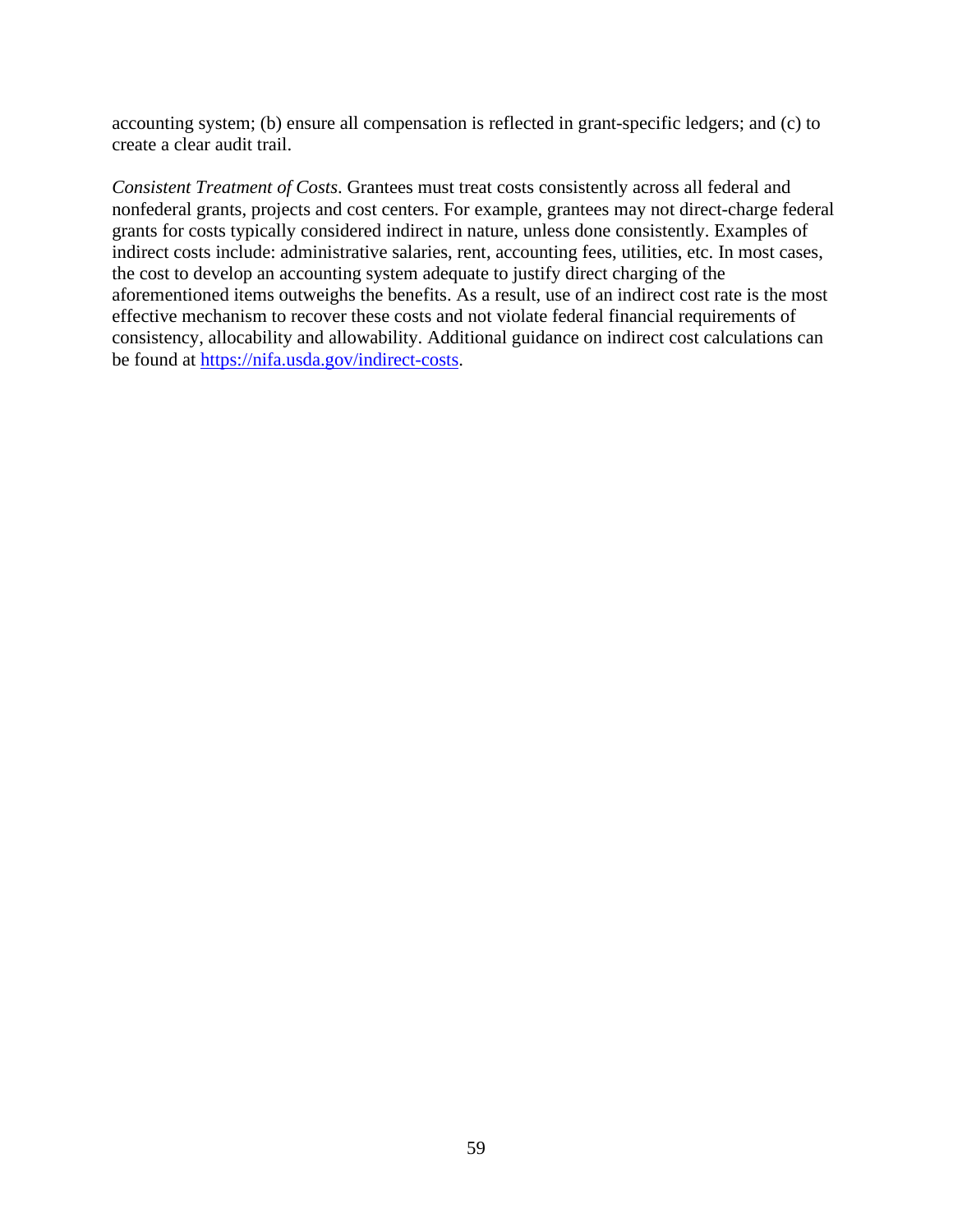accounting system; (b) ensure all compensation is reflected in grant-specific ledgers; and (c) to create a clear audit trail.

*Consistent Treatment of Costs*. Grantees must treat costs consistently across all federal and nonfederal grants, projects and cost centers. For example, grantees may not direct-charge federal grants for costs typically considered indirect in nature, unless done consistently. Examples of indirect costs include: administrative salaries, rent, accounting fees, utilities, etc. In most cases, the cost to develop an accounting system adequate to justify direct charging of the aforementioned items outweighs the benefits. As a result, use of an indirect cost rate is the most effective mechanism to recover these costs and not violate federal financial requirements of consistency, allocability and allowability. Additional guidance on indirect cost calculations can be found at [https://nifa.usda.gov/indirect-costs](https://nifa.usda.gov/indirect-costs).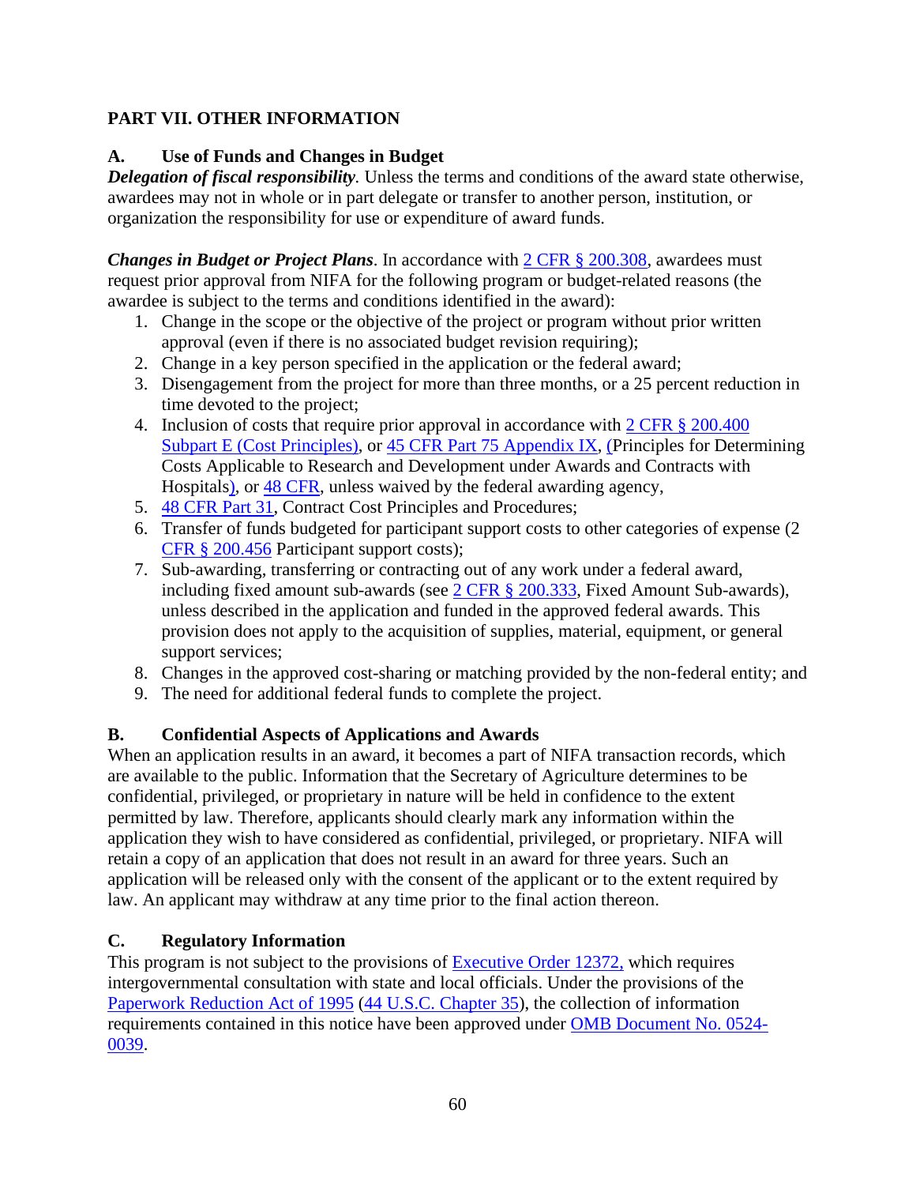## PART VII. OTHER INFORMATION

### A. Use of Funds and Changes in Budget

***Delegation of fiscal responsibility.*** Unless the terms and conditions of the award state otherwise, awardees may not in whole or in part delegate or transfer to another person, institution, or organization the responsibility for use or expenditure of award funds.

***Changes in Budget or Project Plans***. In accordance with 2 CFR § 200.308, awardees must request prior approval from NIFA for the following program or budget-related reasons (the awardee is subject to the terms and conditions identified in the award):

1. Change in the scope or the objective of the project or program without prior written approval (even if there is no associated budget revision requiring);
2. Change in a key person specified in the application or the federal award;
3. Disengagement from the project for more than three months, or a 25 percent reduction in time devoted to the project;
4. Inclusion of costs that require prior approval in accordance with 2 CFR § 200.400 Subpart E (Cost Principles), or 45 CFR Part 75 Appendix IX, (Principles for Determining Costs Applicable to Research and Development under Awards and Contracts with Hospitals), or 48 CFR, unless waived by the federal awarding agency,
5. 48 CFR Part 31, Contract Cost Principles and Procedures;
6. Transfer of funds budgeted for participant support costs to other categories of expense (2 CFR § 200.456 Participant support costs);
7. Sub-awarding, transferring or contracting out of any work under a federal award, including fixed amount sub-awards (see 2 CFR § 200.333, Fixed Amount Sub-awards), unless described in the application and funded in the approved federal awards. This provision does not apply to the acquisition of supplies, material, equipment, or general support services;
8. Changes in the approved cost-sharing or matching provided by the non-federal entity; and
9. The need for additional federal funds to complete the project.

### B. Confidential Aspects of Applications and Awards

When an application results in an award, it becomes a part of NIFA transaction records, which are available to the public. Information that the Secretary of Agriculture determines to be confidential, privileged, or proprietary in nature will be held in confidence to the extent permitted by law. Therefore, applicants should clearly mark any information within the application they wish to have considered as confidential, privileged, or proprietary. NIFA will retain a copy of an application that does not result in an award for three years. Such an application will be released only with the consent of the applicant or to the extent required by law. An applicant may withdraw at any time prior to the final action thereon.

### C. Regulatory Information

This program is not subject to the provisions of Executive Order 12372, which requires intergovernmental consultation with state and local officials. Under the provisions of the Paperwork Reduction Act of 1995 (44 U.S.C. Chapter 35), the collection of information requirements contained in this notice have been approved under OMB Document No. 0524-0039.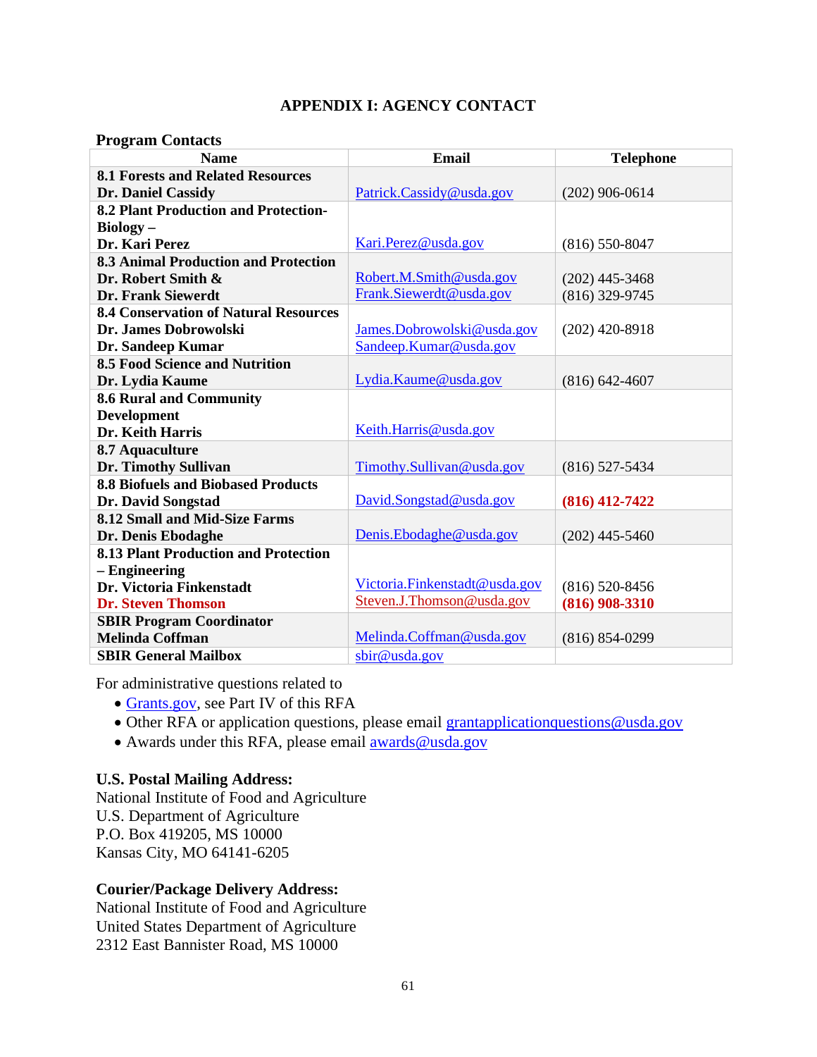# APPENDIX I: AGENCY CONTACT

**Program Contacts**

| Name | Email | Telephone |
|---|---|---|
| **8.1 Forests and Related Resources**<br>**Dr. Daniel Cassidy** | Patrick.Cassidy@usda.gov | (202) 906-0614 |
| **8.2 Plant Production and Protection-Biology –**<br>**Dr. Kari Perez** | Kari.Perez@usda.gov | (816) 550-8047 |
| **8.3 Animal Production and Protection**<br>**Dr. Robert Smith &**<br>**Dr. Frank Siewerdt** | Robert.M.Smith@usda.gov<br>Frank.Siewerdt@usda.gov | (202) 445-3468<br>(816) 329-9745 |
| **8.4 Conservation of Natural Resources**<br>**Dr. James Dobrowolski**<br>**Dr. Sandeep Kumar** | James.Dobrowolski@usda.gov<br>Sandeep.Kumar@usda.gov | (202) 420-8918 |
| **8.5 Food Science and Nutrition**<br>**Dr. Lydia Kaume** | Lydia.Kaume@usda.gov | (816) 642-4607 |
| **8.6 Rural and Community Development**<br>**Dr. Keith Harris** | Keith.Harris@usda.gov | |
| **8.7 Aquaculture**<br>**Dr. Timothy Sullivan** | Timothy.Sullivan@usda.gov | (816) 527-5434 |
| **8.8 Biofuels and Biobased Products**<br>**Dr. David Songstad** | David.Songstad@usda.gov | **(816) 412-7422** |
| **8.12 Small and Mid-Size Farms**<br>**Dr. Denis Ebodaghe** | Denis.Ebodaghe@usda.gov | (202) 445-5460 |
| **8.13 Plant Production and Protection – Engineering**<br>**Dr. Victoria Finkenstadt**<br>**Dr. Steven Thomson** | Victoria.Finkenstadt@usda.gov<br>Steven.J.Thomson@usda.gov | (816) 520-8456<br>**(816) 908-3310** |
| **SBIR Program Coordinator**<br>**Melinda Coffman** | Melinda.Coffman@usda.gov | (816) 854-0299 |
| **SBIR General Mailbox** | sbir@usda.gov | |

For administrative questions related to

- Grants.gov, see Part IV of this RFA
- Other RFA or application questions, please email grantapplicationquestions@usda.gov
- Awards under this RFA, please email awards@usda.gov

**U.S. Postal Mailing Address:**
National Institute of Food and Agriculture
U.S. Department of Agriculture
P.O. Box 419205, MS 10000
Kansas City, MO 64141-6205

**Courier/Package Delivery Address:**
National Institute of Food and Agriculture
United States Department of Agriculture
2312 East Bannister Road, MS 10000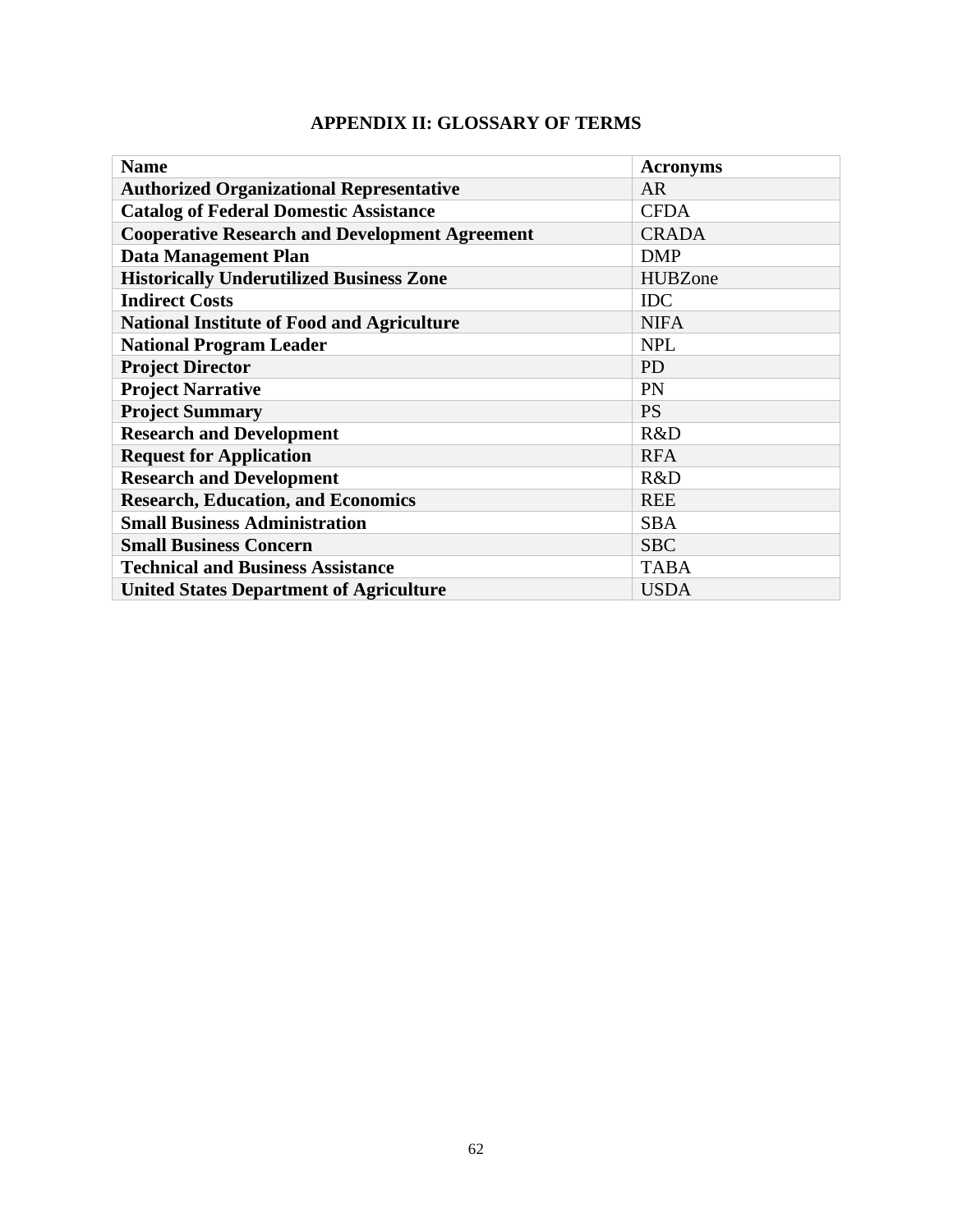# APPENDIX II: GLOSSARY OF TERMS

| Name | Acronyms |
|---|---|
| **Authorized Organizational Representative** | AR |
| **Catalog of Federal Domestic Assistance** | CFDA |
| **Cooperative Research and Development Agreement** | CRADA |
| **Data Management Plan** | DMP |
| **Historically Underutilized Business Zone** | HUBZone |
| **Indirect Costs** | IDC |
| **National Institute of Food and Agriculture** | NIFA |
| **National Program Leader** | NPL |
| **Project Director** | PD |
| **Project Narrative** | PN |
| **Project Summary** | PS |
| **Research and Development** | R&D |
| **Request for Application** | RFA |
| **Research and Development** | R&D |
| **Research, Education, and Economics** | REE |
| **Small Business Administration** | SBA |
| **Small Business Concern** | SBC |
| **Technical and Business Assistance** | TABA |
| **United States Department of Agriculture** | USDA |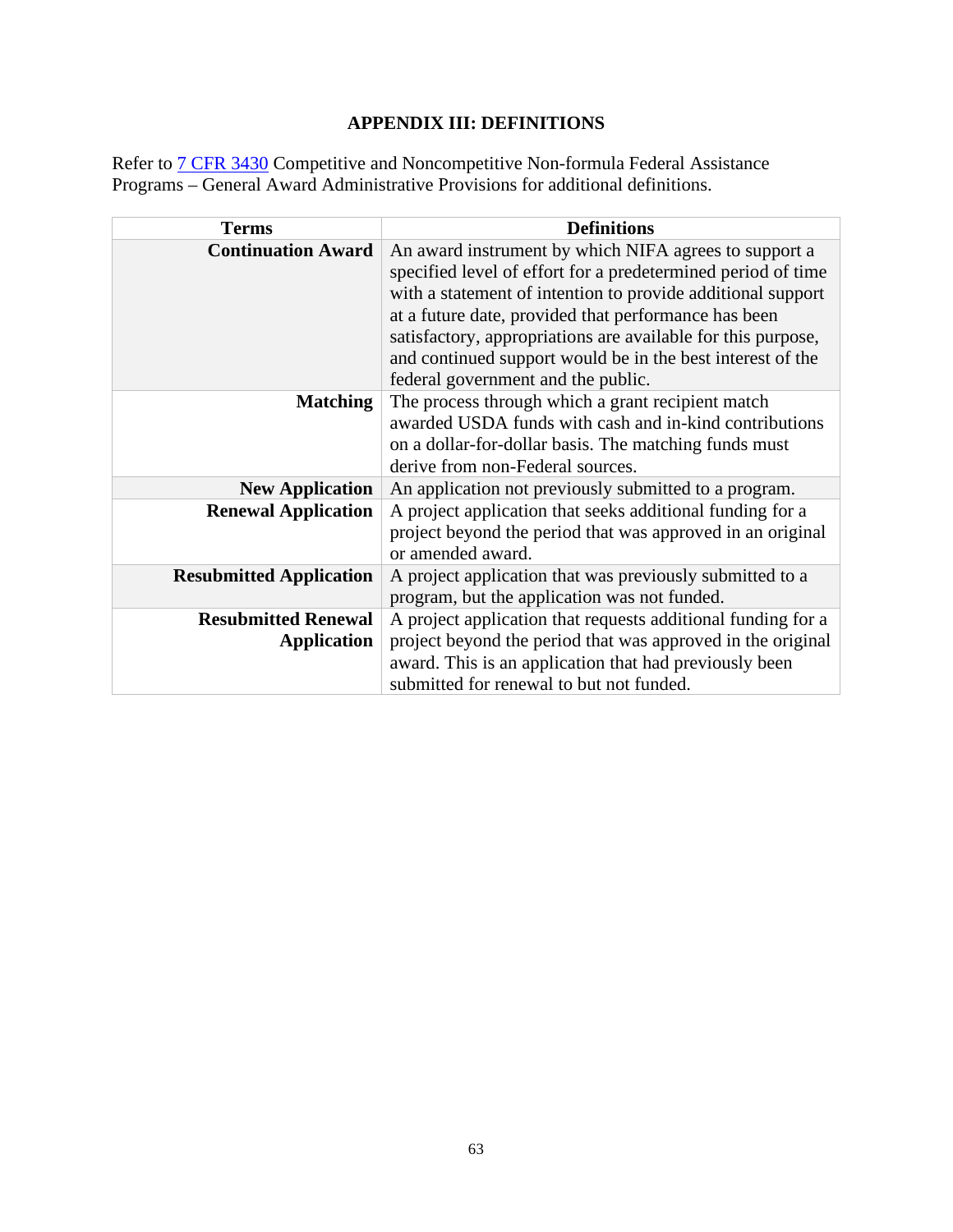## APPENDIX III: DEFINITIONS

Refer to 7 CFR 3430 Competitive and Noncompetitive Non-formula Federal Assistance Programs – General Award Administrative Provisions for additional definitions.

| Terms | Definitions |
|---|---|
| **Continuation Award** | An award instrument by which NIFA agrees to support a specified level of effort for a predetermined period of time with a statement of intention to provide additional support at a future date, provided that performance has been satisfactory, appropriations are available for this purpose, and continued support would be in the best interest of the federal government and the public. |
| **Matching** | The process through which a grant recipient match awarded USDA funds with cash and in-kind contributions on a dollar-for-dollar basis. The matching funds must derive from non-Federal sources. |
| **New Application** | An application not previously submitted to a program. |
| **Renewal Application** | A project application that seeks additional funding for a project beyond the period that was approved in an original or amended award. |
| **Resubmitted Application** | A project application that was previously submitted to a program, but the application was not funded. |
| **Resubmitted Renewal Application** | A project application that requests additional funding for a project beyond the period that was approved in the original award. This is an application that had previously been submitted for renewal to but not funded. |